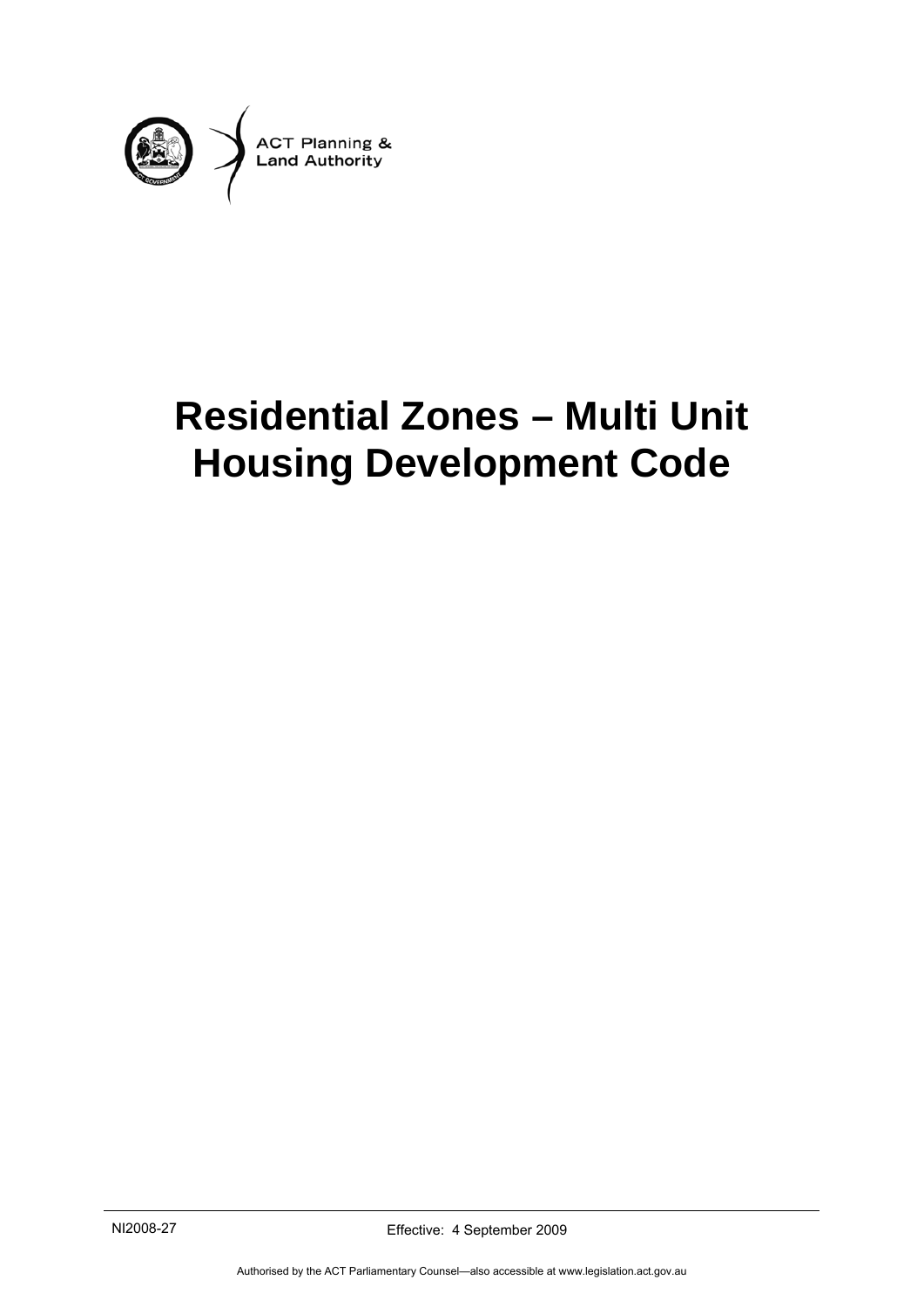ACT Planning & Land Authority

# Residential Zones – Multi Unit Housing Development Code

NI2008-27

Effective: 4 September 2009

Authorised by the ACT Parliamentary Counsel—also accessible at www.legislation.act.gov.au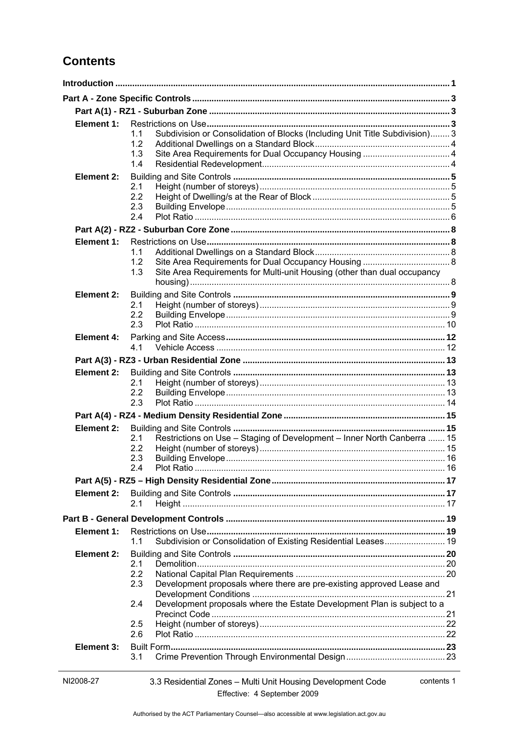# Contents

**Introduction** 1

**Part A - Zone Specific Controls** 3

**Part A(1) - RZ1 - Suburban Zone** 3

**Element 1:** Restrictions on Use 3
- 1.1 Subdivision or Consolidation of Blocks (Including Unit Title Subdivision) 3
- 1.2 Additional Dwellings on a Standard Block 4
- 1.3 Site Area Requirements for Dual Occupancy Housing 4
- 1.4 Residential Redevelopment 4

**Element 2:** Building and Site Controls 5
- 2.1 Height (number of storeys) 5
- 2.2 Height of Dwelling/s at the Rear of Block 5
- 2.3 Building Envelope 5
- 2.4 Plot Ratio 6

**Part A(2) - RZ2 - Suburban Core Zone** 8

**Element 1:** Restrictions on Use 8
- 1.1 Additional Dwellings on a Standard Block 8
- 1.2 Site Area Requirements for Dual Occupancy Housing 8
- 1.3 Site Area Requirements for Multi-unit Housing (other than dual occupancy housing) 8

**Element 2:** Building and Site Controls 9
- 2.1 Height (number of storeys) 9
- 2.2 Building Envelope 9
- 2.3 Plot Ratio 10

**Element 4:** Parking and Site Access 12
- 4.1 Vehicle Access 12

**Part A(3) - RZ3 - Urban Residential Zone** 13

**Element 2:** Building and Site Controls 13
- 2.1 Height (number of storeys) 13
- 2.2 Building Envelope 13
- 2.3 Plot Ratio 14

**Part A(4) - RZ4 - Medium Density Residential Zone** 15

**Element 2:** Building and Site Controls 15
- 2.1 Restrictions on Use – Staging of Development – Inner North Canberra 15
- 2.2 Height (number of storeys) 15
- 2.3 Building Envelope 16
- 2.4 Plot Ratio 16

**Part A(5) - RZ5 – High Density Residential Zone** 17

**Element 2:** Building and Site Controls 17
- 2.1 Height 17

**Part B - General Development Controls** 19

**Element 1:** Restrictions on Use 19
- 1.1 Subdivision or Consolidation of Existing Residential Leases 19

**Element 2:** Building and Site Controls 20
- 2.1 Demolition 20
- 2.2 National Capital Plan Requirements 20
- 2.3 Development proposals where there are pre-existing approved Lease and Development Conditions 21
- 2.4 Development proposals where the Estate Development Plan is subject to a Precinct Code 21
- 2.5 Height (number of storeys) 22
- 2.6 Plot Ratio 22

**Element 3:** Built Form 23
- 3.1 Crime Prevention Through Environmental Design 23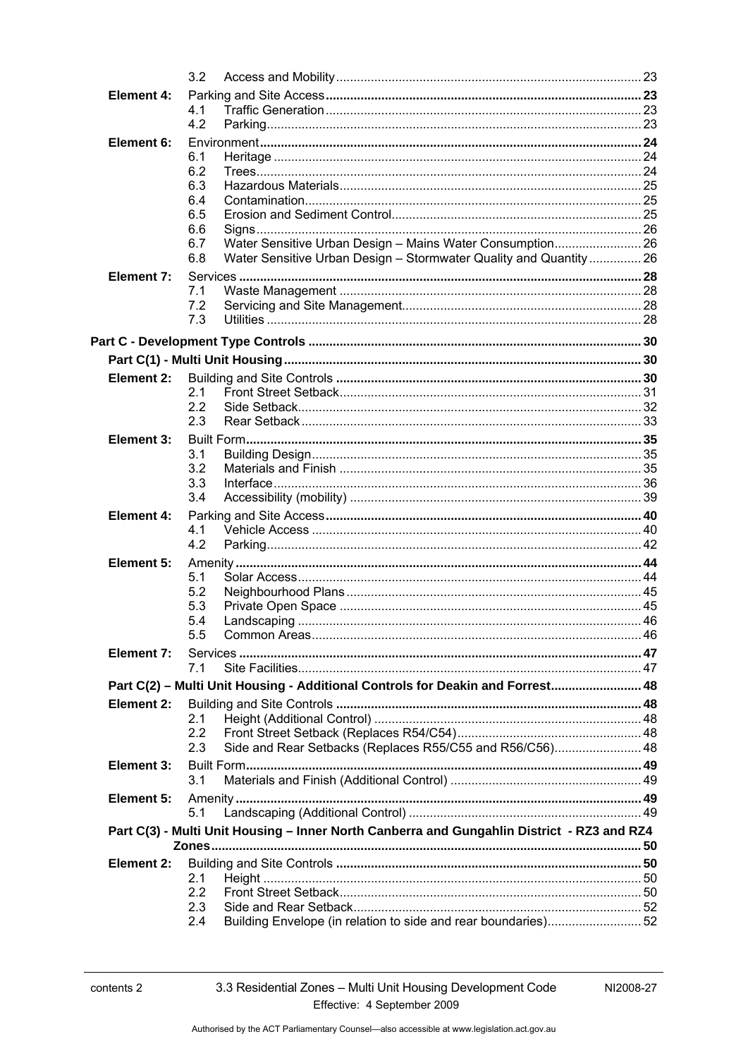| | | | |
|---|---|---|---|
| | 3.2 | Access and Mobility | 23 |
| **Element 4:** | | **Parking and Site Access** | **23** |
| | 4.1 | Traffic Generation | 23 |
| | 4.2 | Parking | 23 |
| **Element 6:** | | **Environment** | **24** |
| | 6.1 | Heritage | 24 |
| | 6.2 | Trees | 24 |
| | 6.3 | Hazardous Materials | 25 |
| | 6.4 | Contamination | 25 |
| | 6.5 | Erosion and Sediment Control | 25 |
| | 6.6 | Signs | 26 |
| | 6.7 | Water Sensitive Urban Design – Mains Water Consumption | 26 |
| | 6.8 | Water Sensitive Urban Design – Stormwater Quality and Quantity | 26 |
| **Element 7:** | | **Services** | **28** |
| | 7.1 | Waste Management | 28 |
| | 7.2 | Servicing and Site Management | 28 |
| | 7.3 | Utilities | 28 |

**Part C - Development Type Controls** ... **30**

**Part C(1) - Multi Unit Housing** ... **30**

| | | | |
|---|---|---|---|
| **Element 2:** | | **Building and Site Controls** | **30** |
| | 2.1 | Front Street Setback | 31 |
| | 2.2 | Side Setback | 32 |
| | 2.3 | Rear Setback | 33 |
| **Element 3:** | | **Built Form** | **35** |
| | 3.1 | Building Design | 35 |
| | 3.2 | Materials and Finish | 35 |
| | 3.3 | Interface | 36 |
| | 3.4 | Accessibility (mobility) | 39 |
| **Element 4:** | | **Parking and Site Access** | **40** |
| | 4.1 | Vehicle Access | 40 |
| | 4.2 | Parking | 42 |
| **Element 5:** | | **Amenity** | **44** |
| | 5.1 | Solar Access | 44 |
| | 5.2 | Neighbourhood Plans | 45 |
| | 5.3 | Private Open Space | 45 |
| | 5.4 | Landscaping | 46 |
| | 5.5 | Common Areas | 46 |
| **Element 7:** | | **Services** | **47** |
| | 7.1 | Site Facilities | 47 |

**Part C(2) – Multi Unit Housing - Additional Controls for Deakin and Forrest** ... **48**

| | | | |
|---|---|---|---|
| **Element 2:** | | **Building and Site Controls** | **48** |
| | 2.1 | Height (Additional Control) | 48 |
| | 2.2 | Front Street Setback (Replaces R54/C54) | 48 |
| | 2.3 | Side and Rear Setbacks (Replaces R55/C55 and R56/C56) | 48 |
| **Element 3:** | | **Built Form** | **49** |
| | 3.1 | Materials and Finish (Additional Control) | 49 |
| **Element 5:** | | **Amenity** | **49** |
| | 5.1 | Landscaping (Additional Control) | 49 |

**Part C(3) - Multi Unit Housing – Inner North Canberra and Gungahlin District - RZ3 and RZ4 Zones** ... **50**

| | | | |
|---|---|---|---|
| **Element 2:** | | **Building and Site Controls** | **50** |
| | 2.1 | Height | 50 |
| | 2.2 | Front Street Setback | 50 |
| | 2.3 | Side and Rear Setback | 52 |
| | 2.4 | Building Envelope (in relation to side and rear boundaries) | 52 |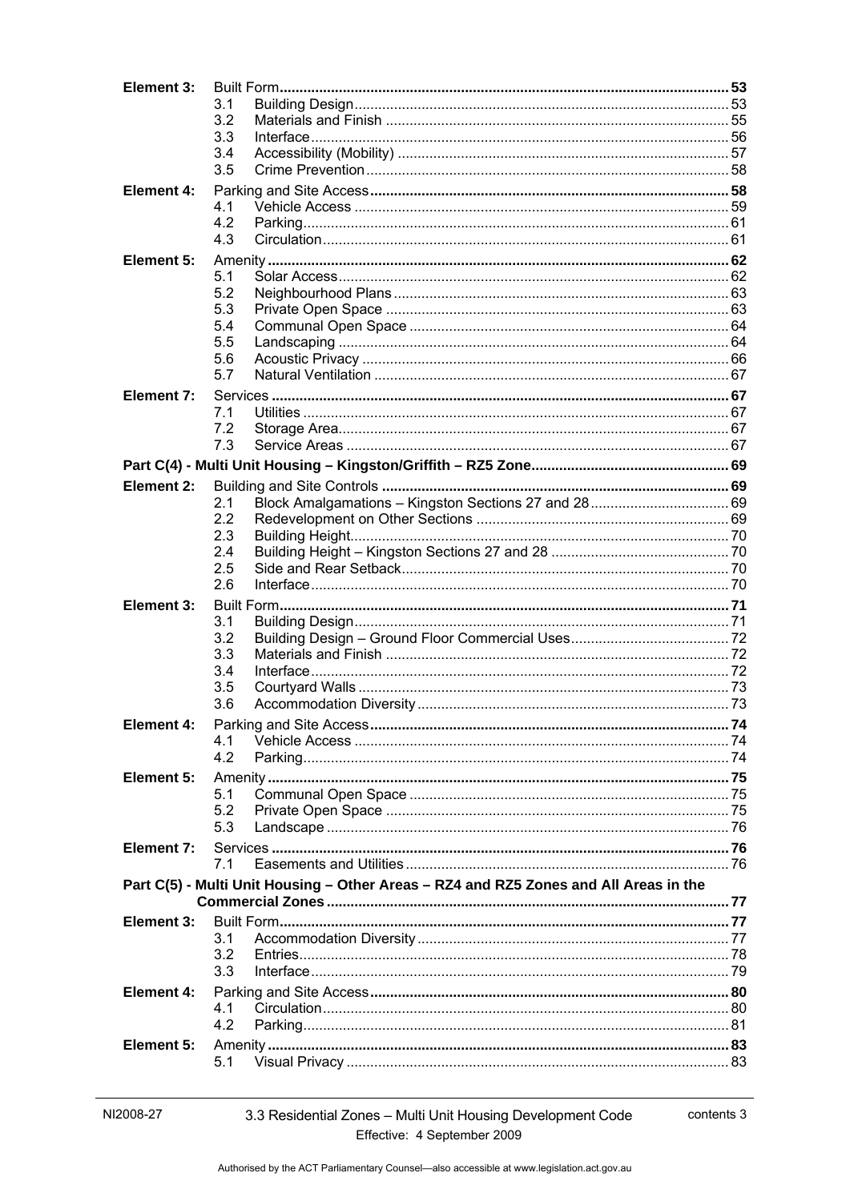**Element 3:** Built Form ... **53**
- 3.1 Building Design ... 53
- 3.2 Materials and Finish ... 55
- 3.3 Interface ... 56
- 3.4 Accessibility (Mobility) ... 57
- 3.5 Crime Prevention ... 58

**Element 4:** Parking and Site Access ... **58**
- 4.1 Vehicle Access ... 59
- 4.2 Parking ... 61
- 4.3 Circulation ... 61

**Element 5:** Amenity ... **62**
- 5.1 Solar Access ... 62
- 5.2 Neighbourhood Plans ... 63
- 5.3 Private Open Space ... 63
- 5.4 Communal Open Space ... 64
- 5.5 Landscaping ... 64
- 5.6 Acoustic Privacy ... 66
- 5.7 Natural Ventilation ... 67

**Element 7:** Services ... **67**
- 7.1 Utilities ... 67
- 7.2 Storage Area ... 67
- 7.3 Service Areas ... 67

**Part C(4) - Multi Unit Housing – Kingston/Griffith – RZ5 Zone ... 69**

**Element 2:** Building and Site Controls ... **69**
- 2.1 Block Amalgamations – Kingston Sections 27 and 28 ... 69
- 2.2 Redevelopment on Other Sections ... 69
- 2.3 Building Height ... 70
- 2.4 Building Height – Kingston Sections 27 and 28 ... 70
- 2.5 Side and Rear Setback ... 70
- 2.6 Interface ... 70

**Element 3:** Built Form ... **71**
- 3.1 Building Design ... 71
- 3.2 Building Design – Ground Floor Commercial Uses ... 72
- 3.3 Materials and Finish ... 72
- 3.4 Interface ... 72
- 3.5 Courtyard Walls ... 73
- 3.6 Accommodation Diversity ... 73

**Element 4:** Parking and Site Access ... **74**
- 4.1 Vehicle Access ... 74
- 4.2 Parking ... 74

**Element 5:** Amenity ... **75**
- 5.1 Communal Open Space ... 75
- 5.2 Private Open Space ... 75
- 5.3 Landscape ... 76

**Element 7:** Services ... **76**
- 7.1 Easements and Utilities ... 76

**Part C(5) - Multi Unit Housing – Other Areas – RZ4 and RZ5 Zones and All Areas in the Commercial Zones ... 77**

**Element 3:** Built Form ... **77**
- 3.1 Accommodation Diversity ... 77
- 3.2 Entries ... 78
- 3.3 Interface ... 79

**Element 4:** Parking and Site Access ... **80**
- 4.1 Circulation ... 80
- 4.2 Parking ... 81

**Element 5:** Amenity ... **83**
- 5.1 Visual Privacy ... 83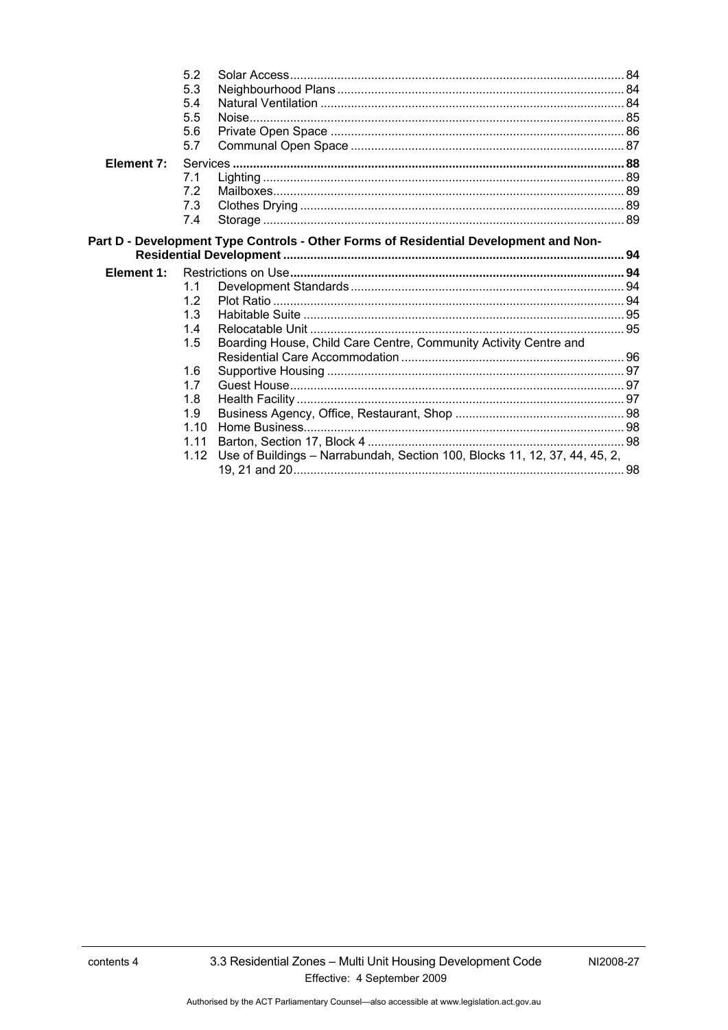| | | | |
|---|---|---|---|
| | 5.2 | Solar Access | 84 |
| | 5.3 | Neighbourhood Plans | 84 |
| | 5.4 | Natural Ventilation | 84 |
| | 5.5 | Noise | 85 |
| | 5.6 | Private Open Space | 86 |
| | 5.7 | Communal Open Space | 87 |
| **Element 7:** | Services | | **88** |
| | 7.1 | Lighting | 89 |
| | 7.2 | Mailboxes | 89 |
| | 7.3 | Clothes Drying | 89 |
| | 7.4 | Storage | 89 |

**Part D - Development Type Controls - Other Forms of Residential Development and Non-Residential Development .......... 94**

| | | | |
|---|---|---|---|
| **Element 1:** | Restrictions on Use | | **94** |
| | 1.1 | Development Standards | 94 |
| | 1.2 | Plot Ratio | 94 |
| | 1.3 | Habitable Suite | 95 |
| | 1.4 | Relocatable Unit | 95 |
| | 1.5 | Boarding House, Child Care Centre, Community Activity Centre and Residential Care Accommodation | 96 |
| | 1.6 | Supportive Housing | 97 |
| | 1.7 | Guest House | 97 |
| | 1.8 | Health Facility | 97 |
| | 1.9 | Business Agency, Office, Restaurant, Shop | 98 |
| | 1.10 | Home Business | 98 |
| | 1.11 | Barton, Section 17, Block 4 | 98 |
| | 1.12 | Use of Buildings – Narrabundah, Section 100, Blocks 11, 12, 37, 44, 45, 2, 19, 21 and 20 | 98 |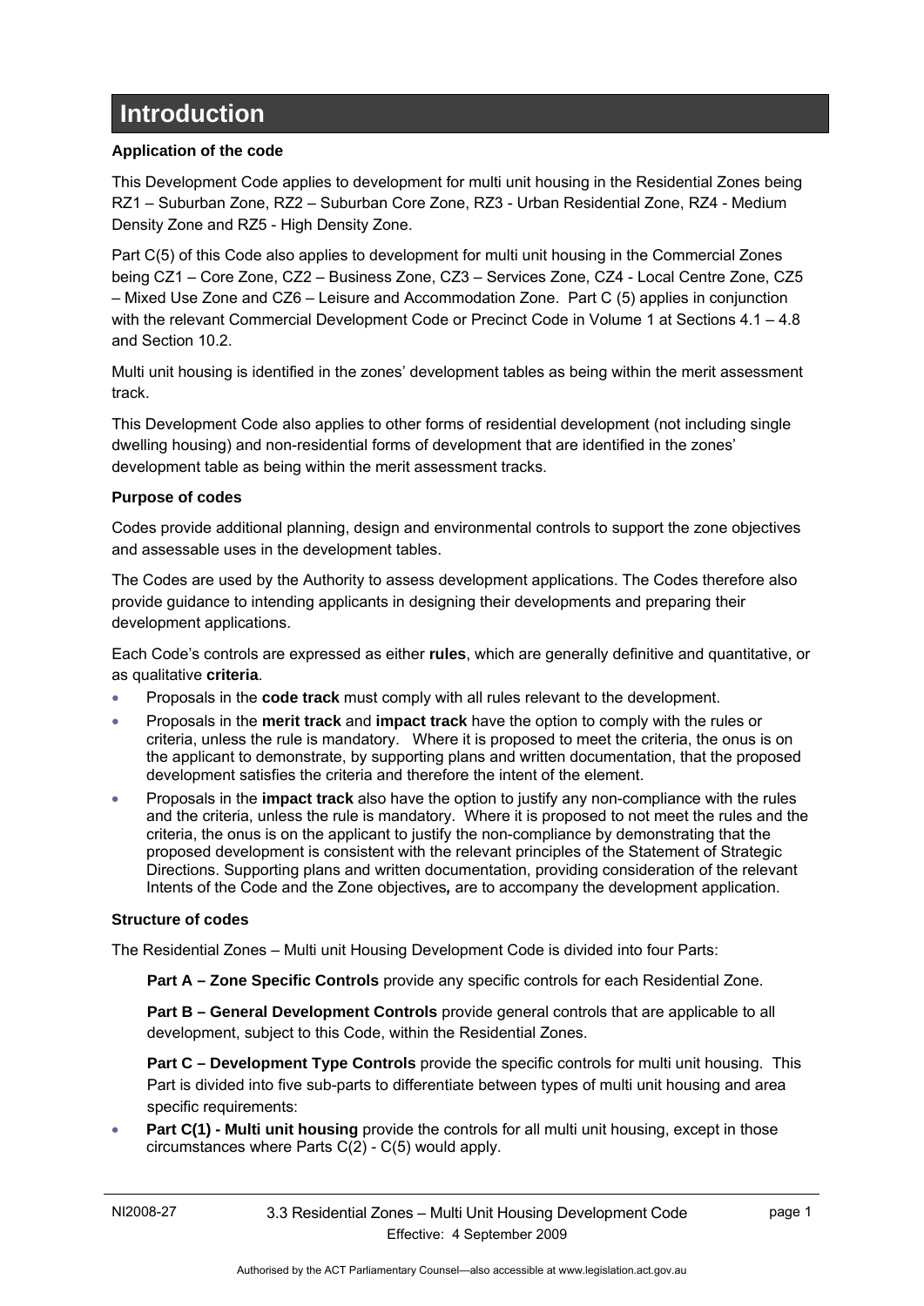# Introduction

**Application of the code**

This Development Code applies to development for multi unit housing in the Residential Zones being RZ1 – Suburban Zone, RZ2 – Suburban Core Zone, RZ3 - Urban Residential Zone, RZ4 - Medium Density Zone and RZ5 - High Density Zone.

Part C(5) of this Code also applies to development for multi unit housing in the Commercial Zones being CZ1 – Core Zone, CZ2 – Business Zone, CZ3 – Services Zone, CZ4 - Local Centre Zone, CZ5 – Mixed Use Zone and CZ6 – Leisure and Accommodation Zone. Part C (5) applies in conjunction with the relevant Commercial Development Code or Precinct Code in Volume 1 at Sections 4.1 – 4.8 and Section 10.2.

Multi unit housing is identified in the zones' development tables as being within the merit assessment track.

This Development Code also applies to other forms of residential development (not including single dwelling housing) and non-residential forms of development that are identified in the zones' development table as being within the merit assessment tracks.

**Purpose of codes**

Codes provide additional planning, design and environmental controls to support the zone objectives and assessable uses in the development tables.

The Codes are used by the Authority to assess development applications. The Codes therefore also provide guidance to intending applicants in designing their developments and preparing their development applications.

Each Code's controls are expressed as either **rules**, which are generally definitive and quantitative, or as qualitative **criteria**.

- Proposals in the **code track** must comply with all rules relevant to the development.
- Proposals in the **merit track** and **impact track** have the option to comply with the rules or criteria, unless the rule is mandatory. Where it is proposed to meet the criteria, the onus is on the applicant to demonstrate, by supporting plans and written documentation, that the proposed development satisfies the criteria and therefore the intent of the element.
- Proposals in the **impact track** also have the option to justify any non-compliance with the rules and the criteria, unless the rule is mandatory. Where it is proposed to not meet the rules and the criteria, the onus is on the applicant to justify the non-compliance by demonstrating that the proposed development is consistent with the relevant principles of the Statement of Strategic Directions. Supporting plans and written documentation, providing consideration of the relevant Intents of the Code and the Zone objectives, are to accompany the development application.

**Structure of codes**

The Residential Zones – Multi unit Housing Development Code is divided into four Parts:

**Part A – Zone Specific Controls** provide any specific controls for each Residential Zone.

**Part B – General Development Controls** provide general controls that are applicable to all development, subject to this Code, within the Residential Zones.

**Part C – Development Type Controls** provide the specific controls for multi unit housing. This Part is divided into five sub-parts to differentiate between types of multi unit housing and area specific requirements:

- **Part C(1) - Multi unit housing** provide the controls for all multi unit housing, except in those circumstances where Parts C(2) - C(5) would apply.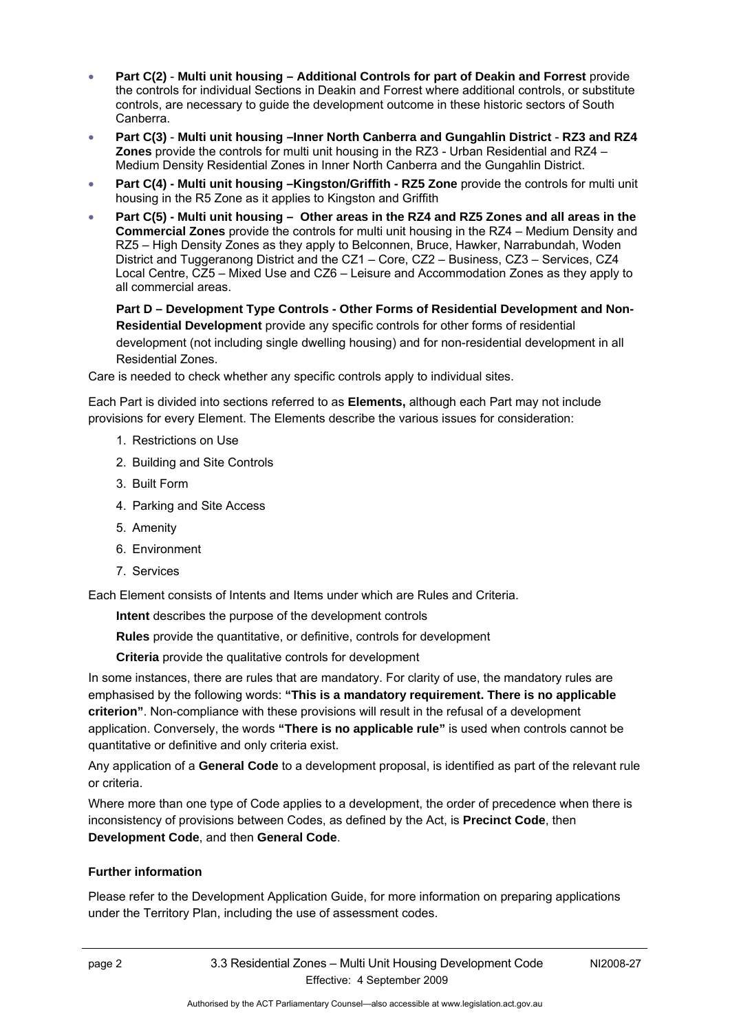- **Part C(2)** - **Multi unit housing – Additional Controls for part of Deakin and Forrest** provide the controls for individual Sections in Deakin and Forrest where additional controls, or substitute controls, are necessary to guide the development outcome in these historic sectors of South Canberra.
- **Part C(3)** - **Multi unit housing –Inner North Canberra and Gungahlin District** - **RZ3 and RZ4 Zones** provide the controls for multi unit housing in the RZ3 - Urban Residential and RZ4 – Medium Density Residential Zones in Inner North Canberra and the Gungahlin District.
- **Part C(4) - Multi unit housing –Kingston/Griffith - RZ5 Zone** provide the controls for multi unit housing in the R5 Zone as it applies to Kingston and Griffith
- **Part C(5) - Multi unit housing – Other areas in the RZ4 and RZ5 Zones and all areas in the Commercial Zones** provide the controls for multi unit housing in the RZ4 – Medium Density and RZ5 – High Density Zones as they apply to Belconnen, Bruce, Hawker, Narrabundah, Woden District and Tuggeranong District and the CZ1 – Core, CZ2 – Business, CZ3 – Services, CZ4 Local Centre, CZ5 – Mixed Use and CZ6 – Leisure and Accommodation Zones as they apply to all commercial areas.

  **Part D – Development Type Controls - Other Forms of Residential Development and Non-Residential Development** provide any specific controls for other forms of residential development (not including single dwelling housing) and for non-residential development in all Residential Zones.

Care is needed to check whether any specific controls apply to individual sites.

Each Part is divided into sections referred to as **Elements,** although each Part may not include provisions for every Element. The Elements describe the various issues for consideration:

1. Restrictions on Use
2. Building and Site Controls
3. Built Form
4. Parking and Site Access
5. Amenity
6. Environment
7. Services

Each Element consists of Intents and Items under which are Rules and Criteria.

**Intent** describes the purpose of the development controls

**Rules** provide the quantitative, or definitive, controls for development

**Criteria** provide the qualitative controls for development

In some instances, there are rules that are mandatory. For clarity of use, the mandatory rules are emphasised by the following words: **"This is a mandatory requirement. There is no applicable criterion"**. Non-compliance with these provisions will result in the refusal of a development application. Conversely, the words **"There is no applicable rule"** is used when controls cannot be quantitative or definitive and only criteria exist.

Any application of a **General Code** to a development proposal, is identified as part of the relevant rule or criteria.

Where more than one type of Code applies to a development, the order of precedence when there is inconsistency of provisions between Codes, as defined by the Act, is **Precinct Code**, then **Development Code**, and then **General Code**.

**Further information**

Please refer to the Development Application Guide, for more information on preparing applications under the Territory Plan, including the use of assessment codes.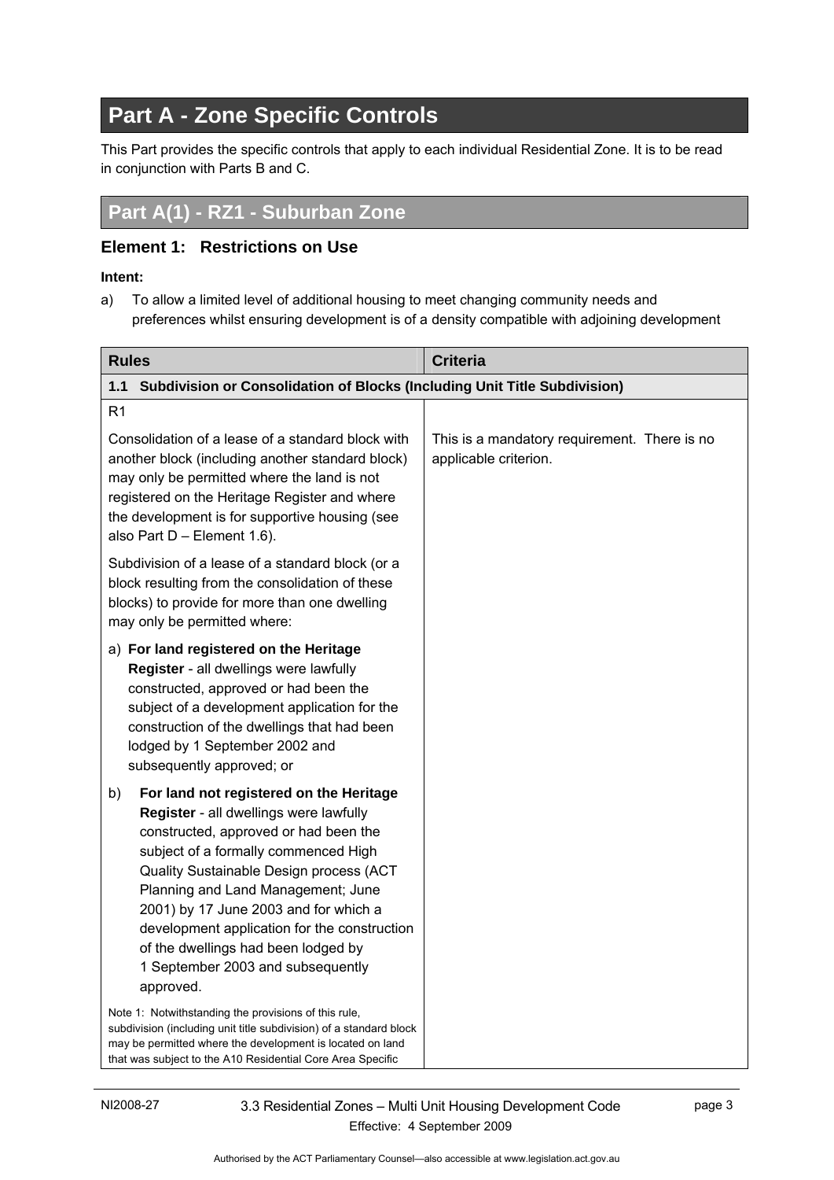# Part A - Zone Specific Controls

This Part provides the specific controls that apply to each individual Residential Zone. It is to be read in conjunction with Parts B and C.

## Part A(1) - RZ1 - Suburban Zone

### Element 1: Restrictions on Use

**Intent:**

a) To allow a limited level of additional housing to meet changing community needs and preferences whilst ensuring development is of a density compatible with adjoining development

| Rules | Criteria |
|---|---|
| **1.1 Subdivision or Consolidation of Blocks (Including Unit Title Subdivision)** | |
| R1<br><br>Consolidation of a lease of a standard block with another block (including another standard block) may only be permitted where the land is not registered on the Heritage Register and where the development is for supportive housing (see also Part D – Element 1.6).<br><br>Subdivision of a lease of a standard block (or a block resulting from the consolidation of these blocks) to provide for more than one dwelling may only be permitted where:<br><br>a) **For land registered on the Heritage Register** - all dwellings were lawfully constructed, approved or had been the subject of a development application for the construction of the dwellings that had been lodged by 1 September 2002 and subsequently approved; or<br><br>b) **For land not registered on the Heritage Register** - all dwellings were lawfully constructed, approved or had been the subject of a formally commenced High Quality Sustainable Design process (ACT Planning and Land Management; June 2001) by 17 June 2003 and for which a development application for the construction of the dwellings had been lodged by 1 September 2003 and subsequently approved.<br><br>Note 1: Notwithstanding the provisions of this rule, subdivision (including unit title subdivision) of a standard block may be permitted where the development is located on land that was subject to the A10 Residential Core Area Specific | This is a mandatory requirement. There is no applicable criterion. |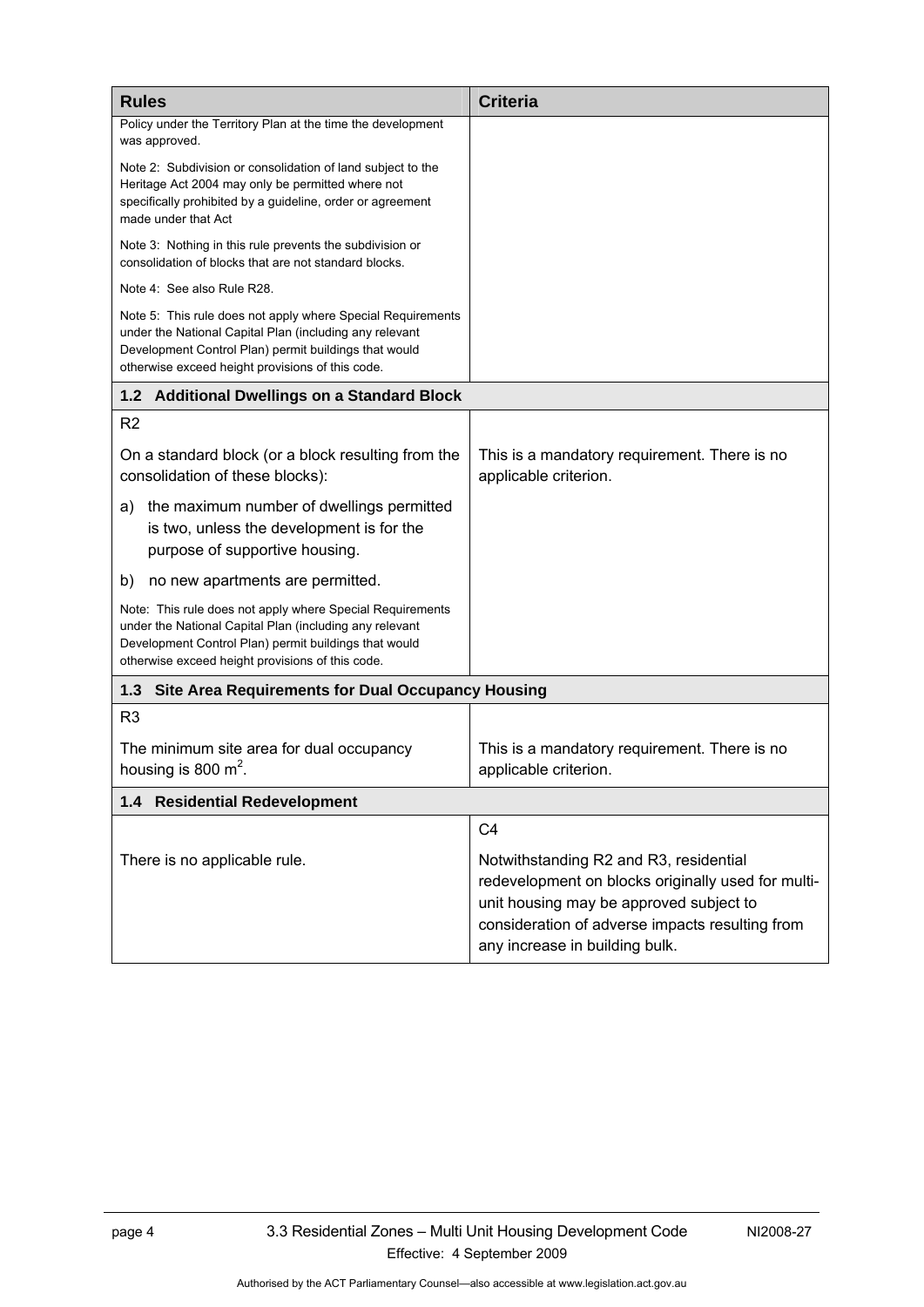| Rules | Criteria |
|---|---|
| Policy under the Territory Plan at the time the development was approved.<br><br>Note 2: Subdivision or consolidation of land subject to the Heritage Act 2004 may only be permitted where not specifically prohibited by a guideline, order or agreement made under that Act<br><br>Note 3: Nothing in this rule prevents the subdivision or consolidation of blocks that are not standard blocks.<br><br>Note 4: See also Rule R28.<br><br>Note 5: This rule does not apply where Special Requirements under the National Capital Plan (including any relevant Development Control Plan) permit buildings that would otherwise exceed height provisions of this code. | |
| **1.2 Additional Dwellings on a Standard Block** | |
| R2<br><br>On a standard block (or a block resulting from the consolidation of these blocks):<br><br>a) the maximum number of dwellings permitted is two, unless the development is for the purpose of supportive housing.<br><br>b) no new apartments are permitted.<br><br>Note: This rule does not apply where Special Requirements under the National Capital Plan (including any relevant Development Control Plan) permit buildings that would otherwise exceed height provisions of this code. | This is a mandatory requirement. There is no applicable criterion. |
| **1.3 Site Area Requirements for Dual Occupancy Housing** | |
| R3<br><br>The minimum site area for dual occupancy housing is 800 $m^2$. | This is a mandatory requirement. There is no applicable criterion. |
| **1.4 Residential Redevelopment** | |
| There is no applicable rule. | C4<br><br>Notwithstanding R2 and R3, residential redevelopment on blocks originally used for multi-unit housing may be approved subject to consideration of adverse impacts resulting from any increase in building bulk. |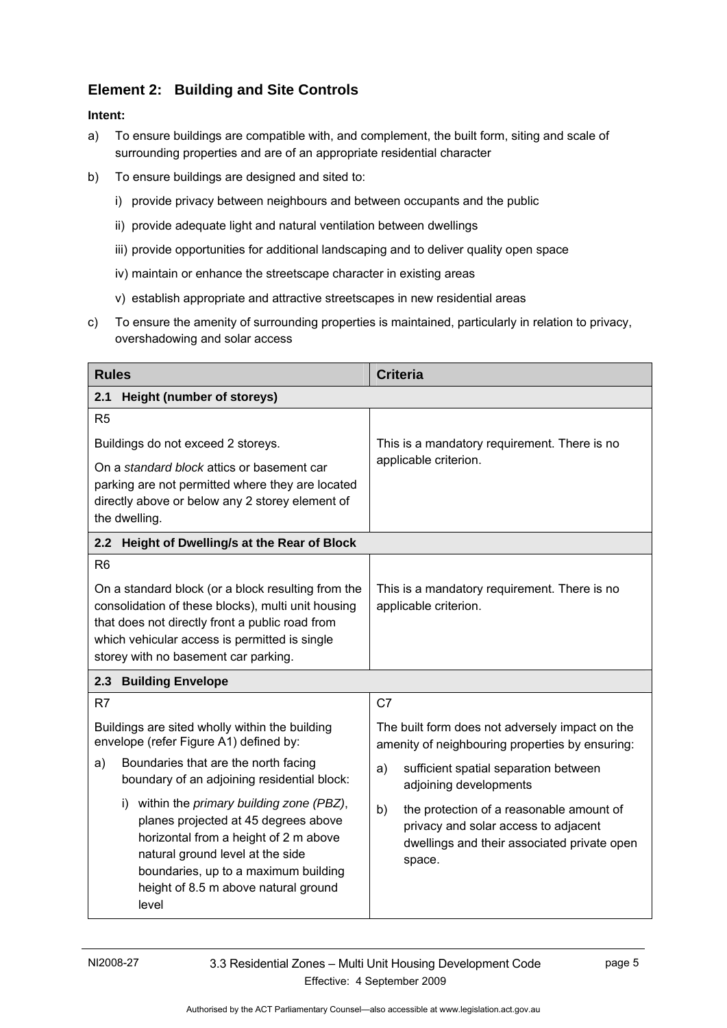## Element 2: Building and Site Controls

**Intent:**

a) To ensure buildings are compatible with, and complement, the built form, siting and scale of surrounding properties and are of an appropriate residential character

b) To ensure buildings are designed and sited to:

   i) provide privacy between neighbours and between occupants and the public

   ii) provide adequate light and natural ventilation between dwellings

   iii) provide opportunities for additional landscaping and to deliver quality open space

   iv) maintain or enhance the streetscape character in existing areas

   v) establish appropriate and attractive streetscapes in new residential areas

c) To ensure the amenity of surrounding properties is maintained, particularly in relation to privacy, overshadowing and solar access

| Rules | Criteria |
|---|---|
| **2.1 Height (number of storeys)** | |
| R5<br><br>Buildings do not exceed 2 storeys.<br><br>On a *standard block* attics or basement car parking are not permitted where they are located directly above or below any 2 storey element of the dwelling. | This is a mandatory requirement. There is no applicable criterion. |
| **2.2 Height of Dwelling/s at the Rear of Block** | |
| R6<br><br>On a standard block (or a block resulting from the consolidation of these blocks), multi unit housing that does not directly front a public road from which vehicular access is permitted is single storey with no basement car parking. | This is a mandatory requirement. There is no applicable criterion. |
| **2.3 Building Envelope** | |
| R7<br><br>Buildings are sited wholly within the building envelope (refer Figure A1) defined by:<br><br>a) Boundaries that are the north facing boundary of an adjoining residential block:<br><br>i) within the *primary building zone (PBZ)*, planes projected at 45 degrees above horizontal from a height of 2 m above natural ground level at the side boundaries, up to a maximum building height of 8.5 m above natural ground level | C7<br><br>The built form does not adversely impact on the amenity of neighbouring properties by ensuring:<br><br>a) sufficient spatial separation between adjoining developments<br><br>b) the protection of a reasonable amount of privacy and solar access to adjacent dwellings and their associated private open space. |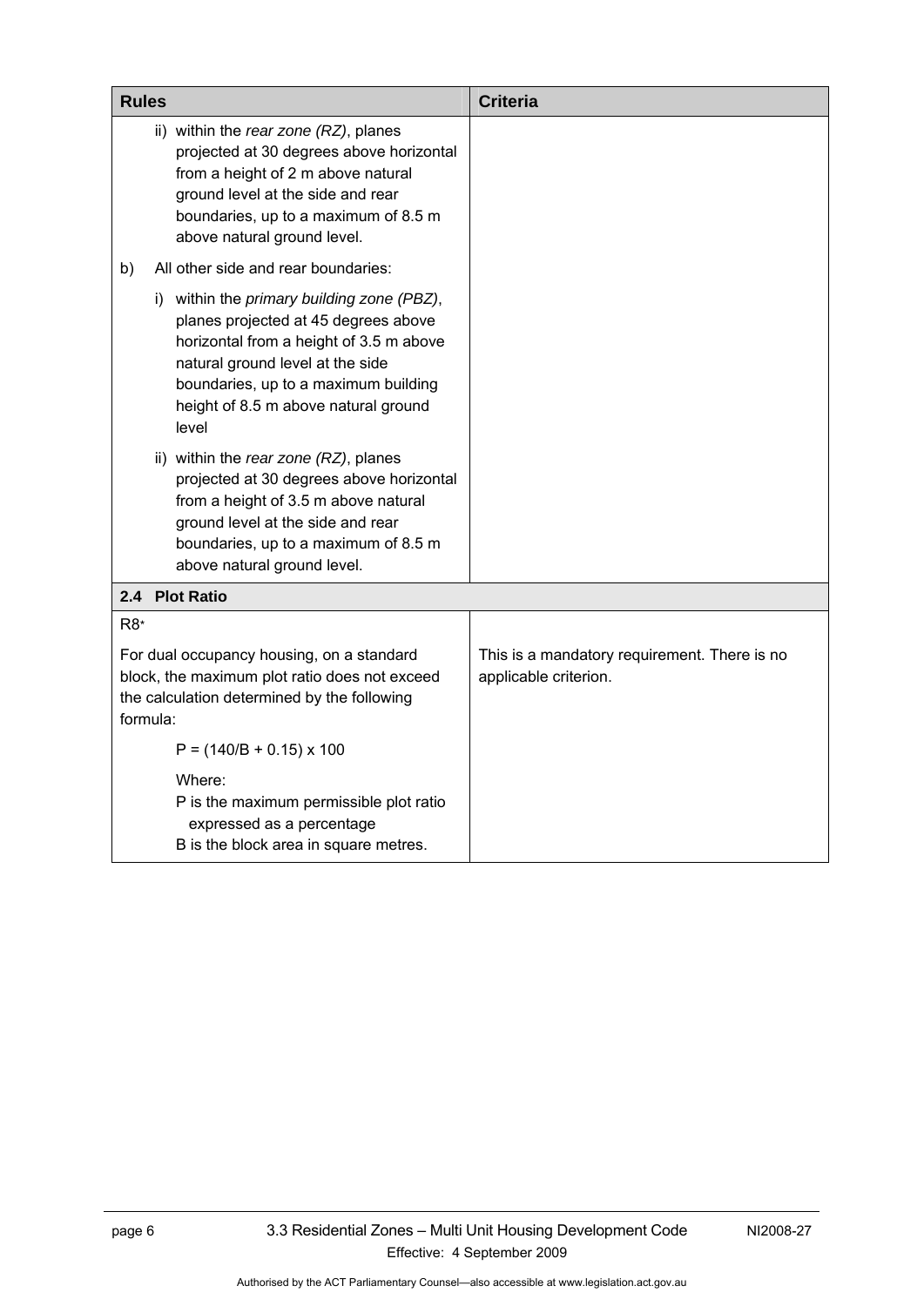| Rules | Criteria |
| --- | --- |
| ii) within the *rear zone (RZ)*, planes projected at 30 degrees above horizontal from a height of 2 m above natural ground level at the side and rear boundaries, up to a maximum of 8.5 m above natural ground level. | |
| b) All other side and rear boundaries: | |
| i) within the *primary building zone (PBZ)*, planes projected at 45 degrees above horizontal from a height of 3.5 m above natural ground level at the side boundaries, up to a maximum building height of 8.5 m above natural ground level | |
| ii) within the *rear zone (RZ)*, planes projected at 30 degrees above horizontal from a height of 3.5 m above natural ground level at the side and rear boundaries, up to a maximum of 8.5 m above natural ground level. | |
| **2.4 Plot Ratio** | |
| R8* | |
| For dual occupancy housing, on a standard block, the maximum plot ratio does not exceed the calculation determined by the following formula:<br><br>$P = (140/B + 0.15) \times 100$<br><br>Where:<br>P is the maximum permissible plot ratio expressed as a percentage<br>B is the block area in square metres. | This is a mandatory requirement. There is no applicable criterion. |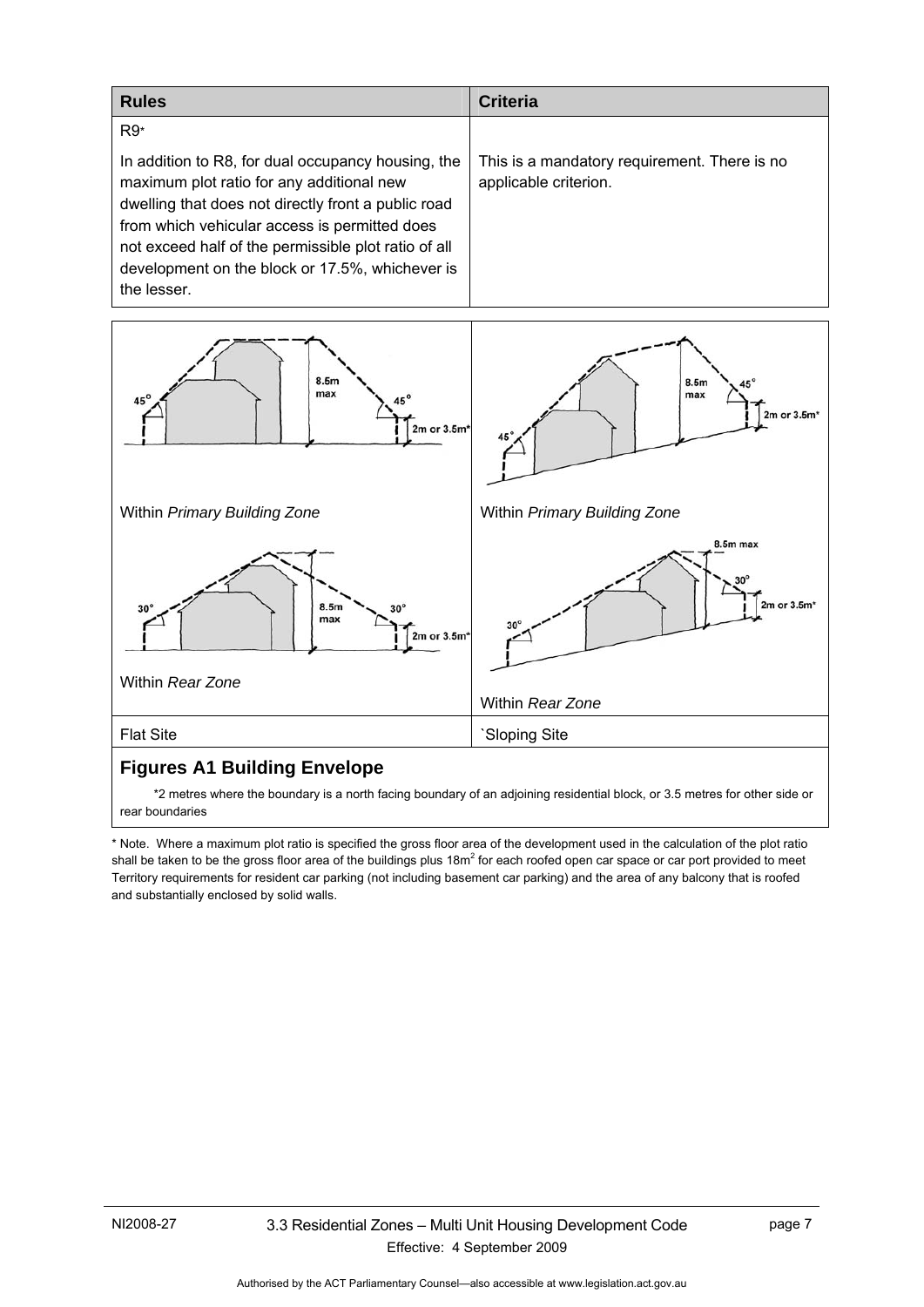| Rules | Criteria |
|---|---|
| R9* <br><br> In addition to R8, for dual occupancy housing, the maximum plot ratio for any additional new dwelling that does not directly front a public road from which vehicular access is permitted does not exceed half of the permissible plot ratio of all development on the block or 17.5%, whichever is the lesser. | This is a mandatory requirement. There is no applicable criterion. |

| | |
|---|---|
| Within *Primary Building Zone* | Within *Primary Building Zone* |
| Within *Rear Zone* | Within *Rear Zone* |
| Flat Site | `Sloping Site |

## Figures A1 Building Envelope

*2 metres where the boundary is a north facing boundary of an adjoining residential block, or 3.5 metres for other side or rear boundaries

* Note. Where a maximum plot ratio is specified the gross floor area of the development used in the calculation of the plot ratio shall be taken to be the gross floor area of the buildings plus 18m$^2$ for each roofed open car space or car port provided to meet Territory requirements for resident car parking (not including basement car parking) and the area of any balcony that is roofed and substantially enclosed by solid walls.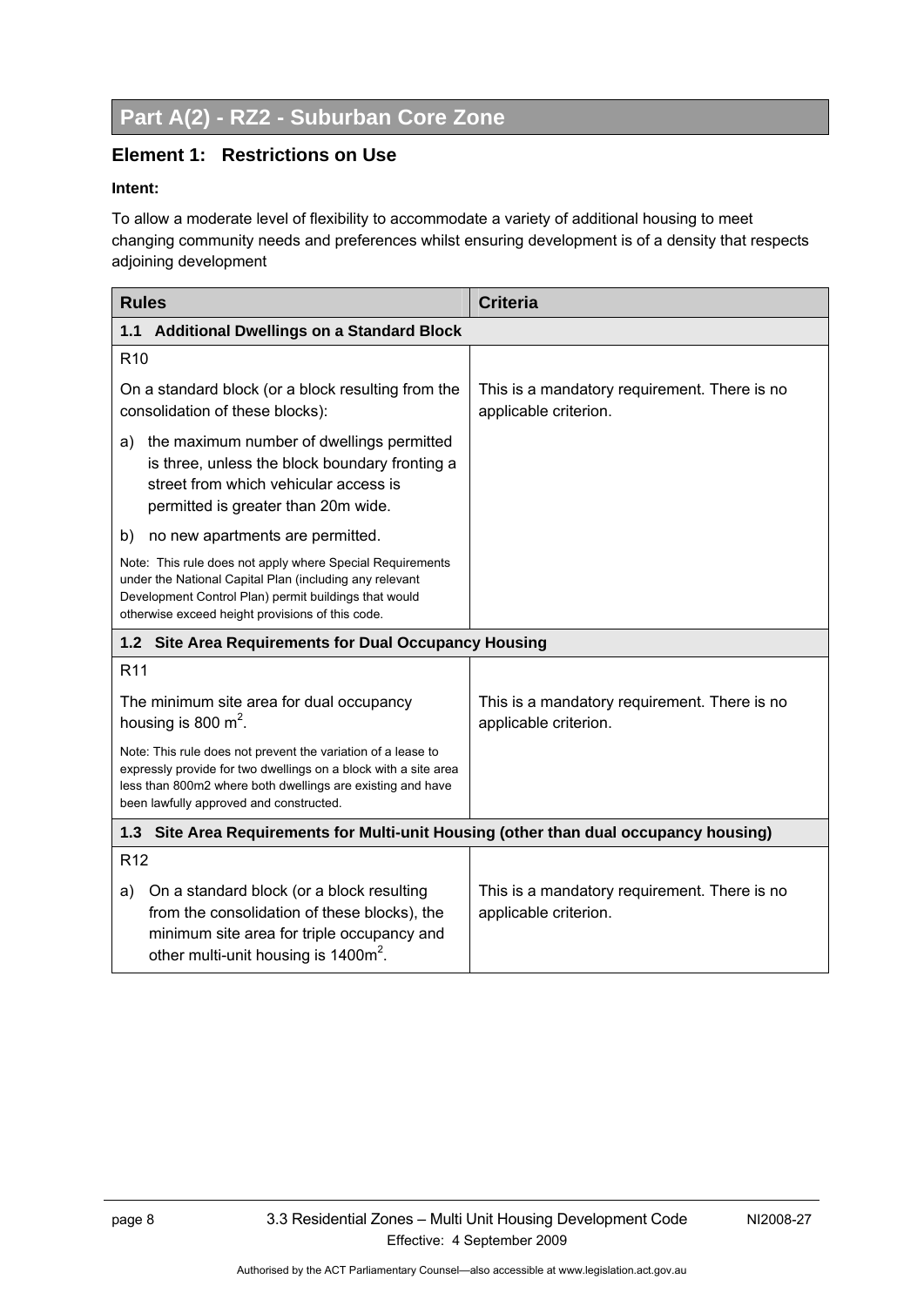## Part A(2) - RZ2 - Suburban Core Zone

### Element 1: Restrictions on Use

**Intent:**

To allow a moderate level of flexibility to accommodate a variety of additional housing to meet changing community needs and preferences whilst ensuring development is of a density that respects adjoining development

| Rules | Criteria |
|---|---|
| **1.1 Additional Dwellings on a Standard Block** | |
| R10<br><br>On a standard block (or a block resulting from the consolidation of these blocks):<br><br>a) the maximum number of dwellings permitted is three, unless the block boundary fronting a street from which vehicular access is permitted is greater than 20m wide.<br><br>b) no new apartments are permitted.<br><br>Note: This rule does not apply where Special Requirements under the National Capital Plan (including any relevant Development Control Plan) permit buildings that would otherwise exceed height provisions of this code. | This is a mandatory requirement. There is no applicable criterion. |
| **1.2 Site Area Requirements for Dual Occupancy Housing** | |
| R11<br><br>The minimum site area for dual occupancy housing is 800 $m^2$.<br><br>Note: This rule does not prevent the variation of a lease to expressly provide for two dwellings on a block with a site area less than 800m2 where both dwellings are existing and have been lawfully approved and constructed. | This is a mandatory requirement. There is no applicable criterion. |
| **1.3 Site Area Requirements for Multi-unit Housing (other than dual occupancy housing)** | |
| R12<br><br>a) On a standard block (or a block resulting from the consolidation of these blocks), the minimum site area for triple occupancy and other multi-unit housing is 1400$m^2$. | This is a mandatory requirement. There is no applicable criterion. |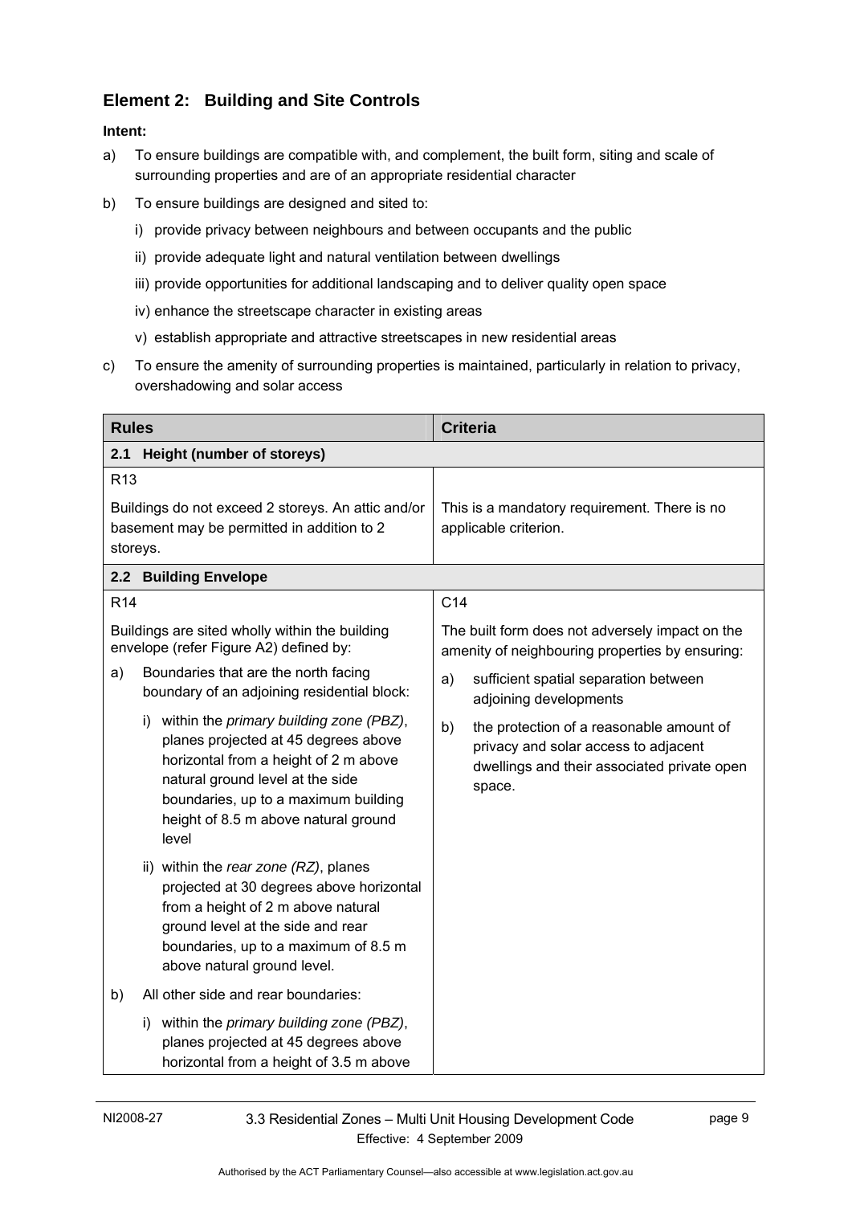## Element 2: Building and Site Controls

**Intent:**

a) To ensure buildings are compatible with, and complement, the built form, siting and scale of surrounding properties and are of an appropriate residential character

b) To ensure buildings are designed and sited to:

   i) provide privacy between neighbours and between occupants and the public

   ii) provide adequate light and natural ventilation between dwellings

   iii) provide opportunities for additional landscaping and to deliver quality open space

   iv) enhance the streetscape character in existing areas

   v) establish appropriate and attractive streetscapes in new residential areas

c) To ensure the amenity of surrounding properties is maintained, particularly in relation to privacy, overshadowing and solar access

| Rules | Criteria |
|---|---|
| **2.1 Height (number of storeys)** | |
| R13<br><br>Buildings do not exceed 2 storeys. An attic and/or basement may be permitted in addition to 2 storeys. | This is a mandatory requirement. There is no applicable criterion. |
| **2.2 Building Envelope** | |
| R14<br><br>Buildings are sited wholly within the building envelope (refer Figure A2) defined by:<br><br>a) Boundaries that are the north facing boundary of an adjoining residential block:<br><br>i) within the *primary building zone (PBZ)*, planes projected at 45 degrees above horizontal from a height of 2 m above natural ground level at the side boundaries, up to a maximum building height of 8.5 m above natural ground level<br><br>ii) within the *rear zone (RZ)*, planes projected at 30 degrees above horizontal from a height of 2 m above natural ground level at the side and rear boundaries, up to a maximum of 8.5 m above natural ground level.<br><br>b) All other side and rear boundaries:<br><br>i) within the *primary building zone (PBZ)*, planes projected at 45 degrees above horizontal from a height of 3.5 m above | C14<br><br>The built form does not adversely impact on the amenity of neighbouring properties by ensuring:<br><br>a) sufficient spatial separation between adjoining developments<br><br>b) the protection of a reasonable amount of privacy and solar access to adjacent dwellings and their associated private open space. |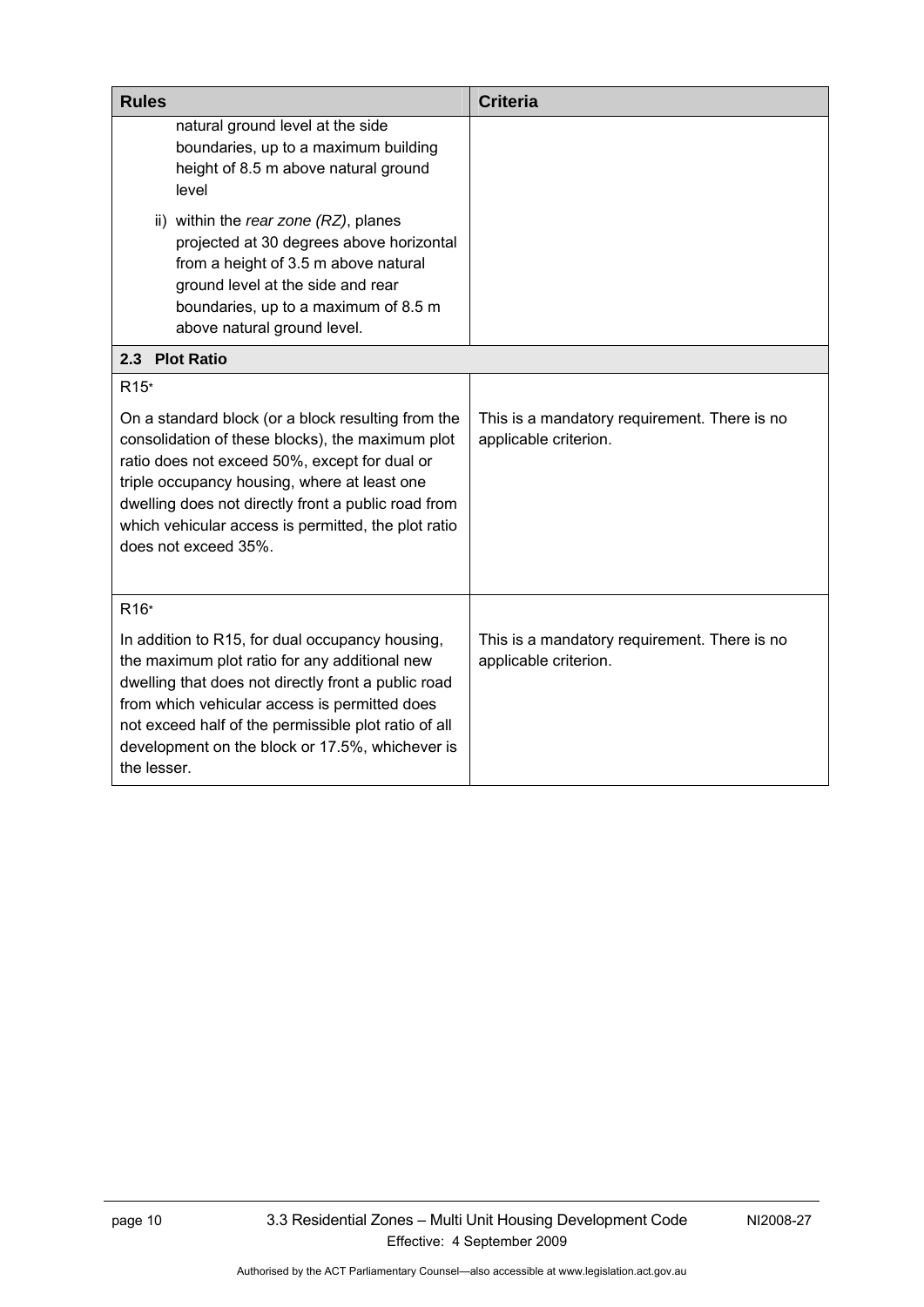| Rules | Criteria |
|---|---|
| natural ground level at the side boundaries, up to a maximum building height of 8.5 m above natural ground level<br><br>ii) within the *rear zone (RZ)*, planes projected at 30 degrees above horizontal from a height of 3.5 m above natural ground level at the side and rear boundaries, up to a maximum of 8.5 m above natural ground level. | |
| **2.3 Plot Ratio** | |
| R15*<br><br>On a standard block (or a block resulting from the consolidation of these blocks), the maximum plot ratio does not exceed 50%, except for dual or triple occupancy housing, where at least one dwelling does not directly front a public road from which vehicular access is permitted, the plot ratio does not exceed 35%. | This is a mandatory requirement. There is no applicable criterion. |
| R16*<br><br>In addition to R15, for dual occupancy housing, the maximum plot ratio for any additional new dwelling that does not directly front a public road from which vehicular access is permitted does not exceed half of the permissible plot ratio of all development on the block or 17.5%, whichever is the lesser. | This is a mandatory requirement. There is no applicable criterion. |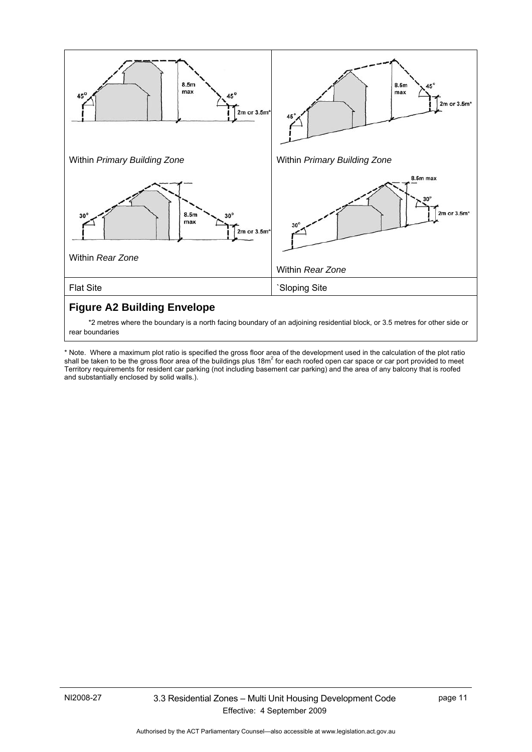| | |
|---|---|
| Within *Primary Building Zone* | Within *Primary Building Zone* |
| Within *Rear Zone* | Within *Rear Zone* |
| Flat Site | `Sloping Site |

**Figure A2 Building Envelope**

*2 metres where the boundary is a north facing boundary of an adjoining residential block, or 3.5 metres for other side or rear boundaries

* Note. Where a maximum plot ratio is specified the gross floor area of the development used in the calculation of the plot ratio shall be taken to be the gross floor area of the buildings plus $18m^2$ for each roofed open car space or car port provided to meet Territory requirements for resident car parking (not including basement car parking) and the area of any balcony that is roofed and substantially enclosed by solid walls.).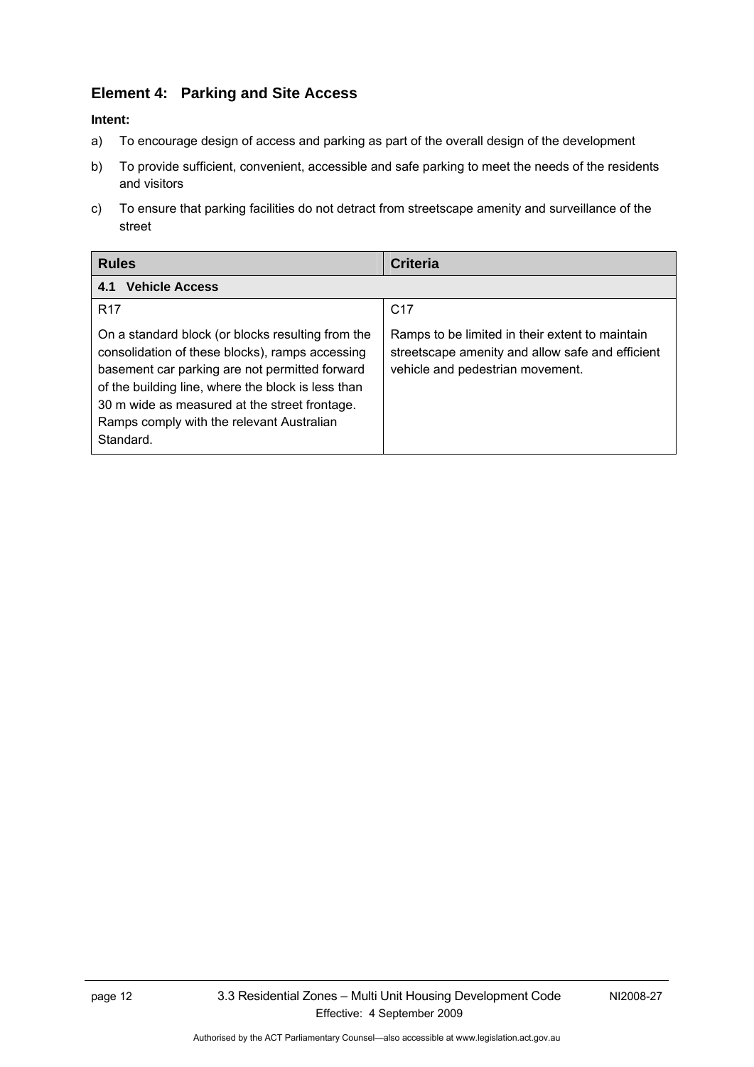## Element 4: Parking and Site Access

**Intent:**

a) To encourage design of access and parking as part of the overall design of the development

b) To provide sufficient, convenient, accessible and safe parking to meet the needs of the residents and visitors

c) To ensure that parking facilities do not detract from streetscape amenity and surveillance of the street

| Rules | Criteria |
|---|---|
| **4.1 Vehicle Access** | |
| R17<br><br>On a standard block (or blocks resulting from the consolidation of these blocks), ramps accessing basement car parking are not permitted forward of the building line, where the block is less than 30 m wide as measured at the street frontage. Ramps comply with the relevant Australian Standard. | C17<br><br>Ramps to be limited in their extent to maintain streetscape amenity and allow safe and efficient vehicle and pedestrian movement. |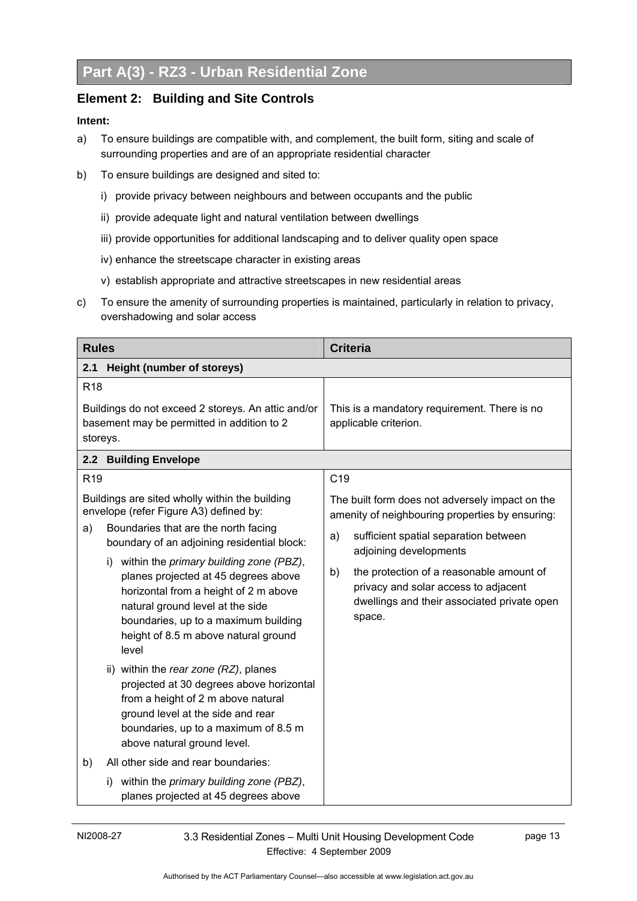# Part A(3) - RZ3 - Urban Residential Zone

## Element 2: Building and Site Controls

**Intent:**

a) To ensure buildings are compatible with, and complement, the built form, siting and scale of surrounding properties and are of an appropriate residential character

b) To ensure buildings are designed and sited to:

   i) provide privacy between neighbours and between occupants and the public

   ii) provide adequate light and natural ventilation between dwellings

   iii) provide opportunities for additional landscaping and to deliver quality open space

   iv) enhance the streetscape character in existing areas

   v) establish appropriate and attractive streetscapes in new residential areas

c) To ensure the amenity of surrounding properties is maintained, particularly in relation to privacy, overshadowing and solar access

| Rules | Criteria |
|---|---|
| **2.1 Height (number of storeys)** | |
| R18<br><br>Buildings do not exceed 2 storeys. An attic and/or basement may be permitted in addition to 2 storeys. | This is a mandatory requirement. There is no applicable criterion. |
| **2.2 Building Envelope** | |
| R19<br><br>Buildings are sited wholly within the building envelope (refer Figure A3) defined by:<br><br>a) Boundaries that are the north facing boundary of an adjoining residential block:<br><br>i) within the *primary building zone (PBZ)*, planes projected at 45 degrees above horizontal from a height of 2 m above natural ground level at the side boundaries, up to a maximum building height of 8.5 m above natural ground level<br><br>ii) within the *rear zone (RZ)*, planes projected at 30 degrees above horizontal from a height of 2 m above natural ground level at the side and rear boundaries, up to a maximum of 8.5 m above natural ground level.<br><br>b) All other side and rear boundaries:<br><br>i) within the *primary building zone (PBZ)*, planes projected at 45 degrees above | C19<br><br>The built form does not adversely impact on the amenity of neighbouring properties by ensuring:<br><br>a) sufficient spatial separation between adjoining developments<br><br>b) the protection of a reasonable amount of privacy and solar access to adjacent dwellings and their associated private open space. |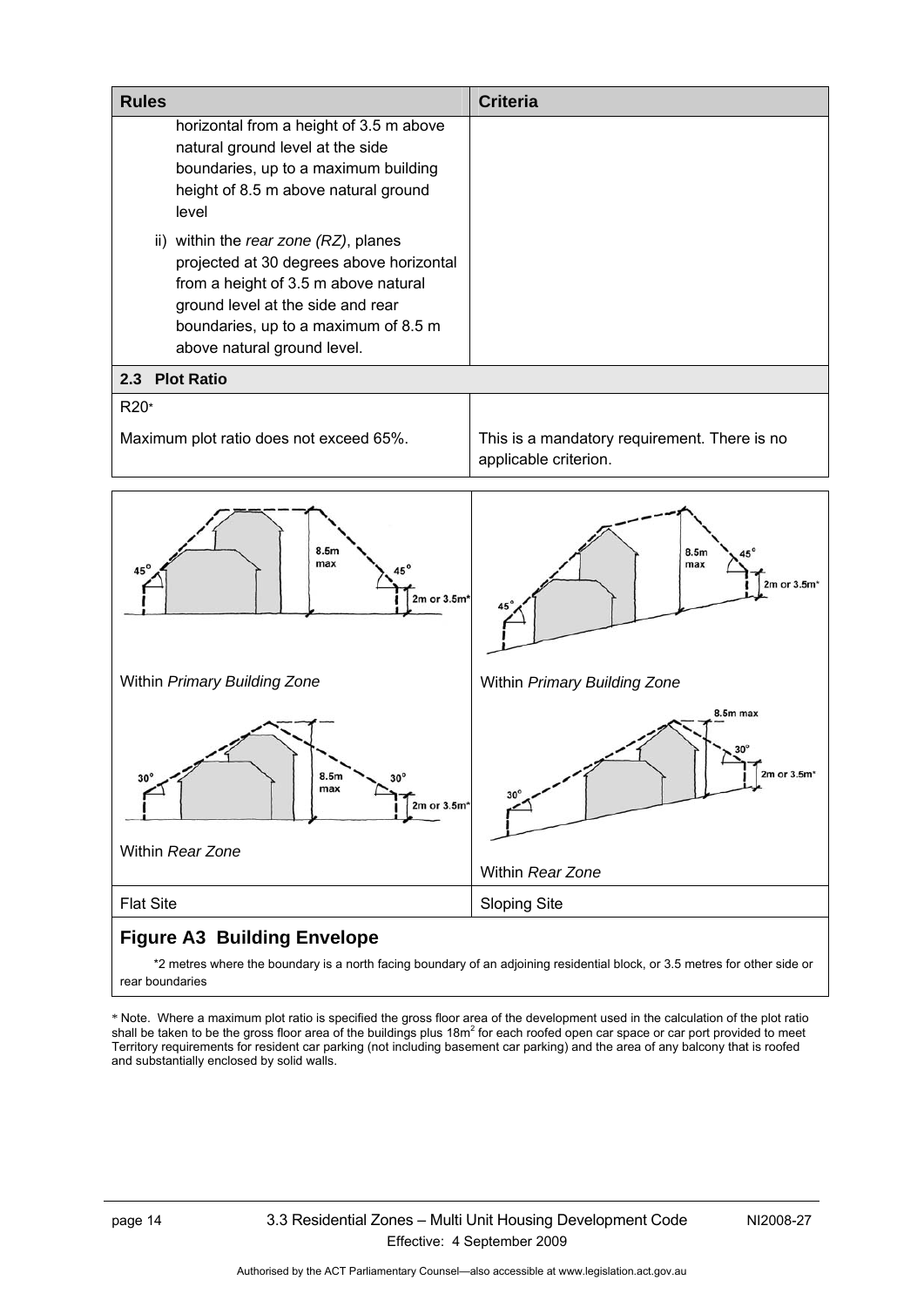| Rules | Criteria |
|---|---|
| horizontal from a height of 3.5 m above natural ground level at the side boundaries, up to a maximum building height of 8.5 m above natural ground level<br><br>ii) within the *rear zone (RZ)*, planes projected at 30 degrees above horizontal from a height of 3.5 m above natural ground level at the side and rear boundaries, up to a maximum of 8.5 m above natural ground level. | |
| **2.3 Plot Ratio** | |
| R20*<br><br>Maximum plot ratio does not exceed 65%. | This is a mandatory requirement. There is no applicable criterion. |

| | |
|---|---|
| Within *Primary Building Zone* | Within *Primary Building Zone* |
| Within *Rear Zone* | Within *Rear Zone* |
| Flat Site | Sloping Site |

**Figure A3 Building Envelope**

*2 metres where the boundary is a north facing boundary of an adjoining residential block, or 3.5 metres for other side or rear boundaries

* Note. Where a maximum plot ratio is specified the gross floor area of the development used in the calculation of the plot ratio shall be taken to be the gross floor area of the buildings plus $18m^2$ for each roofed open car space or car port provided to meet Territory requirements for resident car parking (not including basement car parking) and the area of any balcony that is roofed and substantially enclosed by solid walls.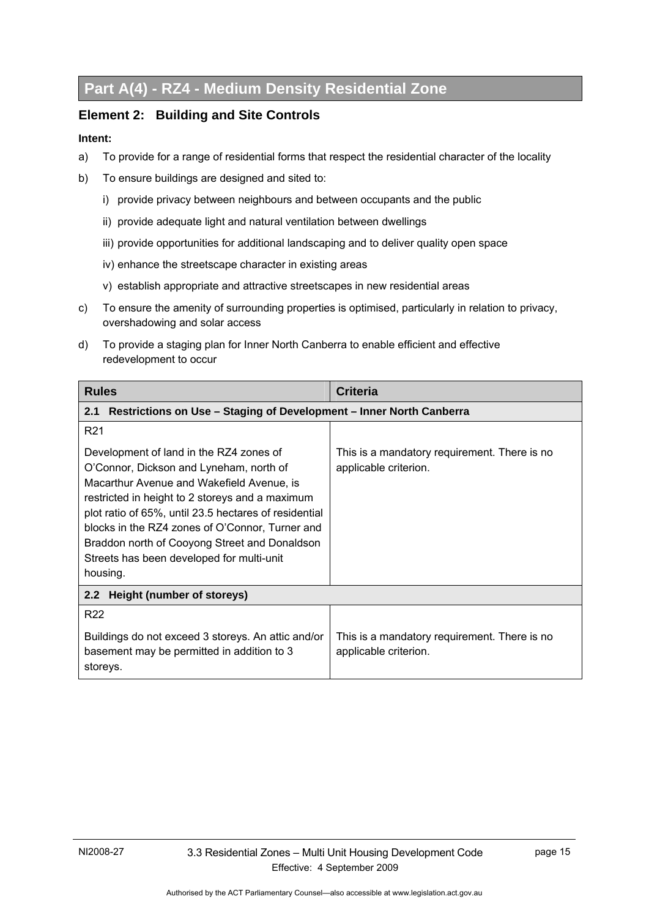# Part A(4) - RZ4 - Medium Density Residential Zone

## Element 2: Building and Site Controls

**Intent:**

a) To provide for a range of residential forms that respect the residential character of the locality

b) To ensure buildings are designed and sited to:

   i) provide privacy between neighbours and between occupants and the public

   ii) provide adequate light and natural ventilation between dwellings

   iii) provide opportunities for additional landscaping and to deliver quality open space

   iv) enhance the streetscape character in existing areas

   v) establish appropriate and attractive streetscapes in new residential areas

c) To ensure the amenity of surrounding properties is optimised, particularly in relation to privacy, overshadowing and solar access

d) To provide a staging plan for Inner North Canberra to enable efficient and effective redevelopment to occur

| Rules | Criteria |
| --- | --- |
| **2.1 Restrictions on Use – Staging of Development – Inner North Canberra** | |
| R21<br><br>Development of land in the RZ4 zones of O'Connor, Dickson and Lyneham, north of Macarthur Avenue and Wakefield Avenue, is restricted in height to 2 storeys and a maximum plot ratio of 65%, until 23.5 hectares of residential blocks in the RZ4 zones of O'Connor, Turner and Braddon north of Cooyong Street and Donaldson Streets has been developed for multi-unit housing. | This is a mandatory requirement. There is no applicable criterion. |
| **2.2 Height (number of storeys)** | |
| R22<br><br>Buildings do not exceed 3 storeys. An attic and/or basement may be permitted in addition to 3 storeys. | This is a mandatory requirement. There is no applicable criterion. |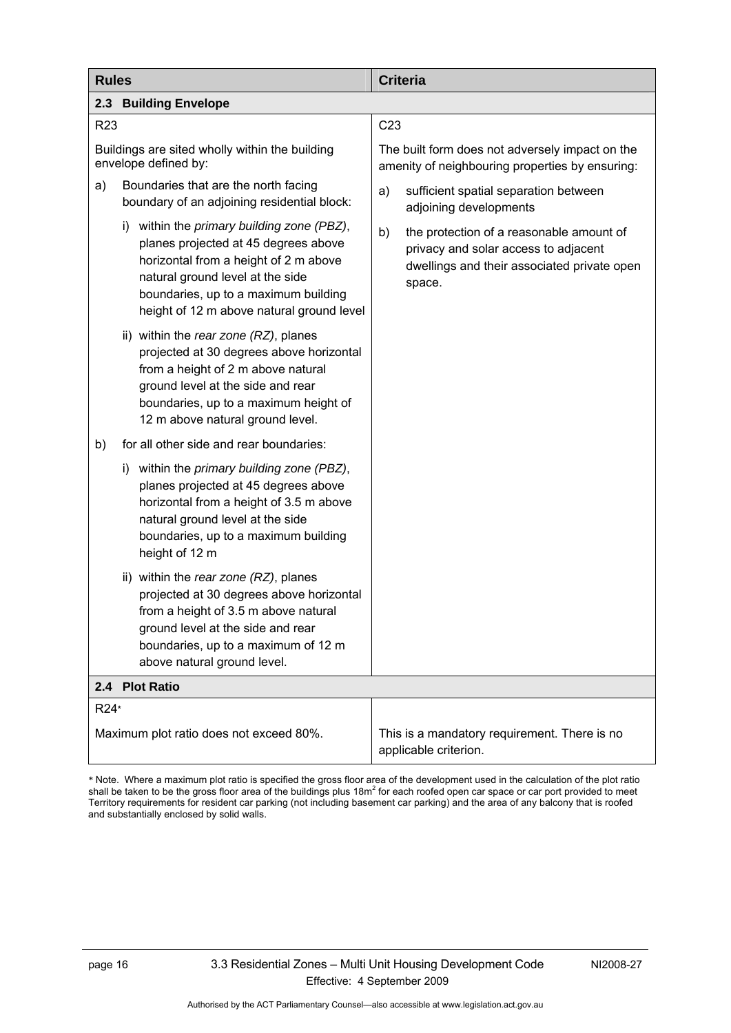| Rules | Criteria |
|---|---|
| **2.3 Building Envelope** | |
| R23 | C23 |
| Buildings are sited wholly within the building envelope defined by:<br>a) Boundaries that are the north facing boundary of an adjoining residential block:<br>i) within the *primary building zone (PBZ)*, planes projected at 45 degrees above horizontal from a height of 2 m above natural ground level at the side boundaries, up to a maximum building height of 12 m above natural ground level<br>ii) within the *rear zone (RZ)*, planes projected at 30 degrees above horizontal from a height of 2 m above natural ground level at the side and rear boundaries, up to a maximum height of 12 m above natural ground level.<br>b) for all other side and rear boundaries:<br>i) within the *primary building zone (PBZ)*, planes projected at 45 degrees above horizontal from a height of 3.5 m above natural ground level at the side boundaries, up to a maximum building height of 12 m<br>ii) within the *rear zone (RZ)*, planes projected at 30 degrees above horizontal from a height of 3.5 m above natural ground level at the side and rear boundaries, up to a maximum of 12 m above natural ground level. | The built form does not adversely impact on the amenity of neighbouring properties by ensuring:<br>a) sufficient spatial separation between adjoining developments<br>b) the protection of a reasonable amount of privacy and solar access to adjacent dwellings and their associated private open space. |
| **2.4 Plot Ratio** | |
| R24* | |
| Maximum plot ratio does not exceed 80%. | This is a mandatory requirement. There is no applicable criterion. |

* Note. Where a maximum plot ratio is specified the gross floor area of the development used in the calculation of the plot ratio shall be taken to be the gross floor area of the buildings plus 18m$^2$ for each roofed open car space or car port provided to meet Territory requirements for resident car parking (not including basement car parking) and the area of any balcony that is roofed and substantially enclosed by solid walls.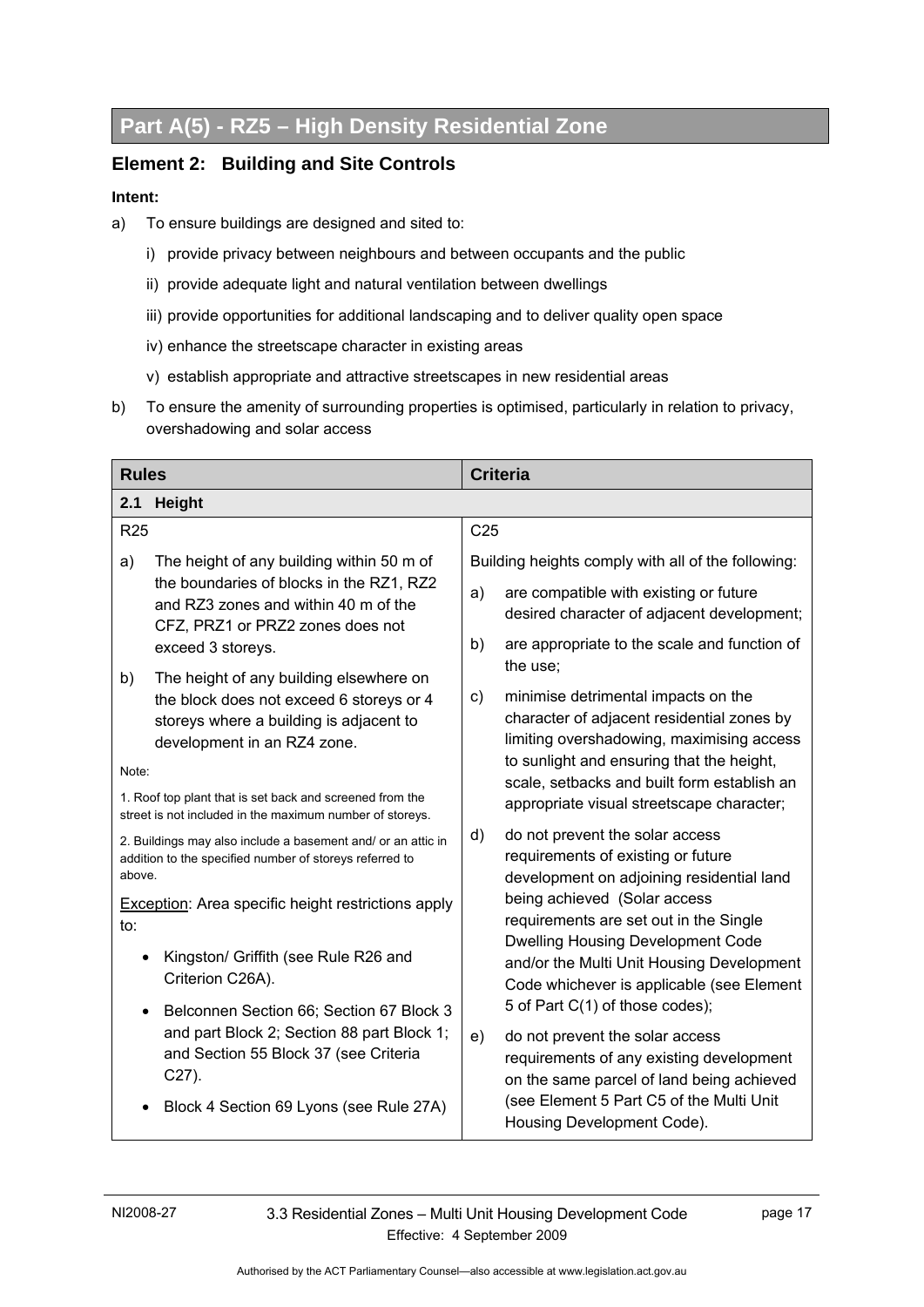# Part A(5) - RZ5 – High Density Residential Zone

## Element 2: Building and Site Controls

**Intent:**

a) To ensure buildings are designed and sited to:

   i) provide privacy between neighbours and between occupants and the public

   ii) provide adequate light and natural ventilation between dwellings

   iii) provide opportunities for additional landscaping and to deliver quality open space

   iv) enhance the streetscape character in existing areas

   v) establish appropriate and attractive streetscapes in new residential areas

b) To ensure the amenity of surrounding properties is optimised, particularly in relation to privacy, overshadowing and solar access

| Rules | Criteria |
|---|---|
| **2.1 Height** | |
| R25<br><br>a) The height of any building within 50 m of the boundaries of blocks in the RZ1, RZ2 and RZ3 zones and within 40 m of the CFZ, PRZ1 or PRZ2 zones does not exceed 3 storeys.<br><br>b) The height of any building elsewhere on the block does not exceed 6 storeys or 4 storeys where a building is adjacent to development in an RZ4 zone.<br><br>Note:<br><br>1. Roof top plant that is set back and screened from the street is not included in the maximum number of storeys.<br><br>2. Buildings may also include a basement and/ or an attic in addition to the specified number of storeys referred to above.<br><br><u>Exception</u>: Area specific height restrictions apply to:<br><br>• Kingston/ Griffith (see Rule R26 and Criterion C26A).<br><br>• Belconnen Section 66; Section 67 Block 3 and part Block 2; Section 88 part Block 1; and Section 55 Block 37 (see Criteria C27).<br><br>• Block 4 Section 69 Lyons (see Rule 27A) | C25<br><br>Building heights comply with all of the following:<br><br>a) are compatible with existing or future desired character of adjacent development;<br><br>b) are appropriate to the scale and function of the use;<br><br>c) minimise detrimental impacts on the character of adjacent residential zones by limiting overshadowing, maximising access to sunlight and ensuring that the height, scale, setbacks and built form establish an appropriate visual streetscape character;<br><br>d) do not prevent the solar access requirements of existing or future development on adjoining residential land being achieved (Solar access requirements are set out in the Single Dwelling Housing Development Code and/or the Multi Unit Housing Development Code whichever is applicable (see Element 5 of Part C(1) of those codes);<br><br>e) do not prevent the solar access requirements of any existing development on the same parcel of land being achieved (see Element 5 Part C5 of the Multi Unit Housing Development Code). |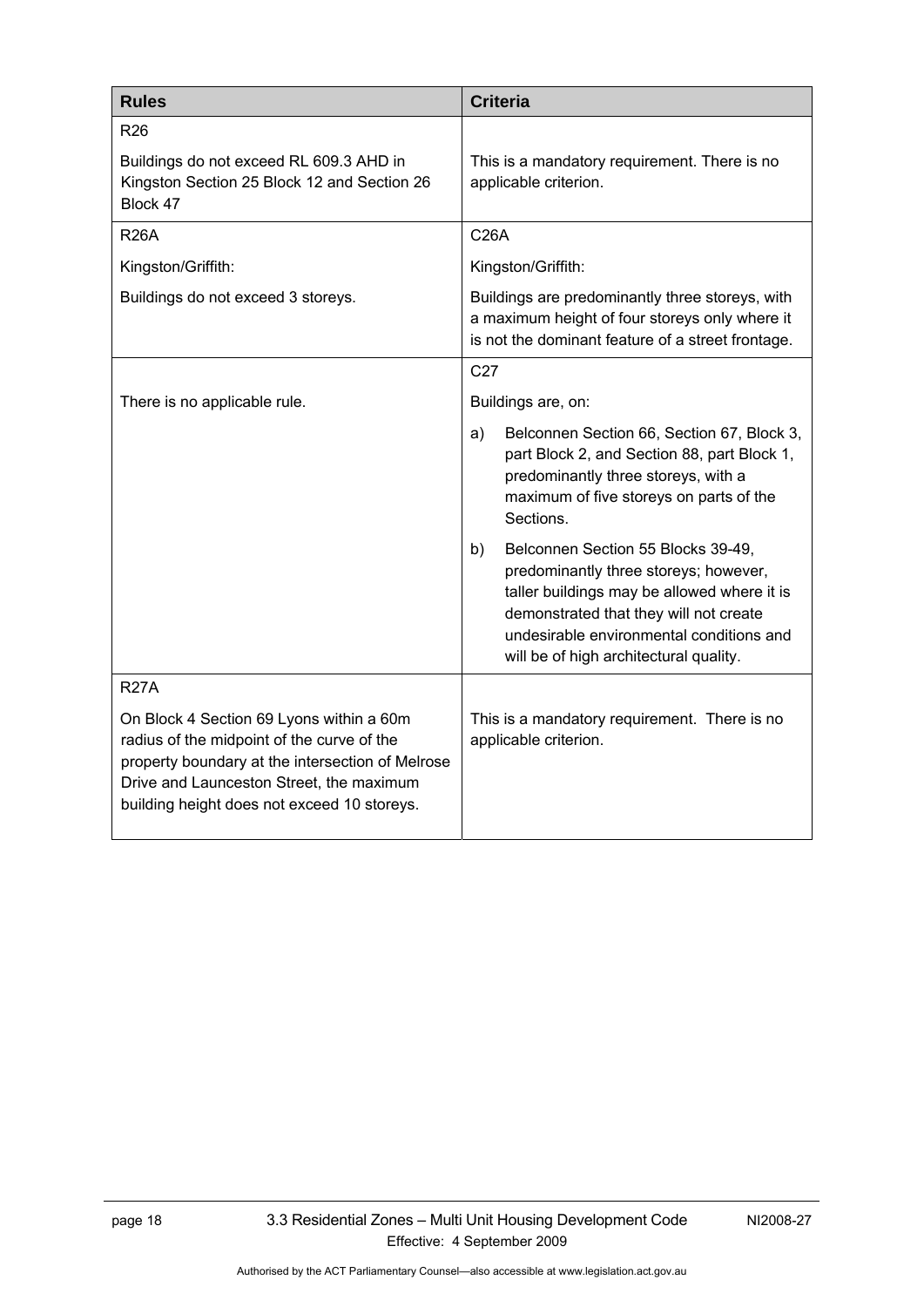| Rules | Criteria |
|---|---|
| R26<br><br>Buildings do not exceed RL 609.3 AHD in Kingston Section 25 Block 12 and Section 26 Block 47 | This is a mandatory requirement. There is no applicable criterion. |
| R26A<br><br>Kingston/Griffith:<br><br>Buildings do not exceed 3 storeys. | C26A<br><br>Kingston/Griffith:<br><br>Buildings are predominantly three storeys, with a maximum height of four storeys only where it is not the dominant feature of a street frontage. |
| There is no applicable rule. | C27<br><br>Buildings are, on:<br><br>a) Belconnen Section 66, Section 67, Block 3, part Block 2, and Section 88, part Block 1, predominantly three storeys, with a maximum of five storeys on parts of the Sections.<br><br>b) Belconnen Section 55 Blocks 39-49, predominantly three storeys; however, taller buildings may be allowed where it is demonstrated that they will not create undesirable environmental conditions and will be of high architectural quality. |
| R27A<br><br>On Block 4 Section 69 Lyons within a 60m radius of the midpoint of the curve of the property boundary at the intersection of Melrose Drive and Launceston Street, the maximum building height does not exceed 10 storeys. | This is a mandatory requirement. There is no applicable criterion. |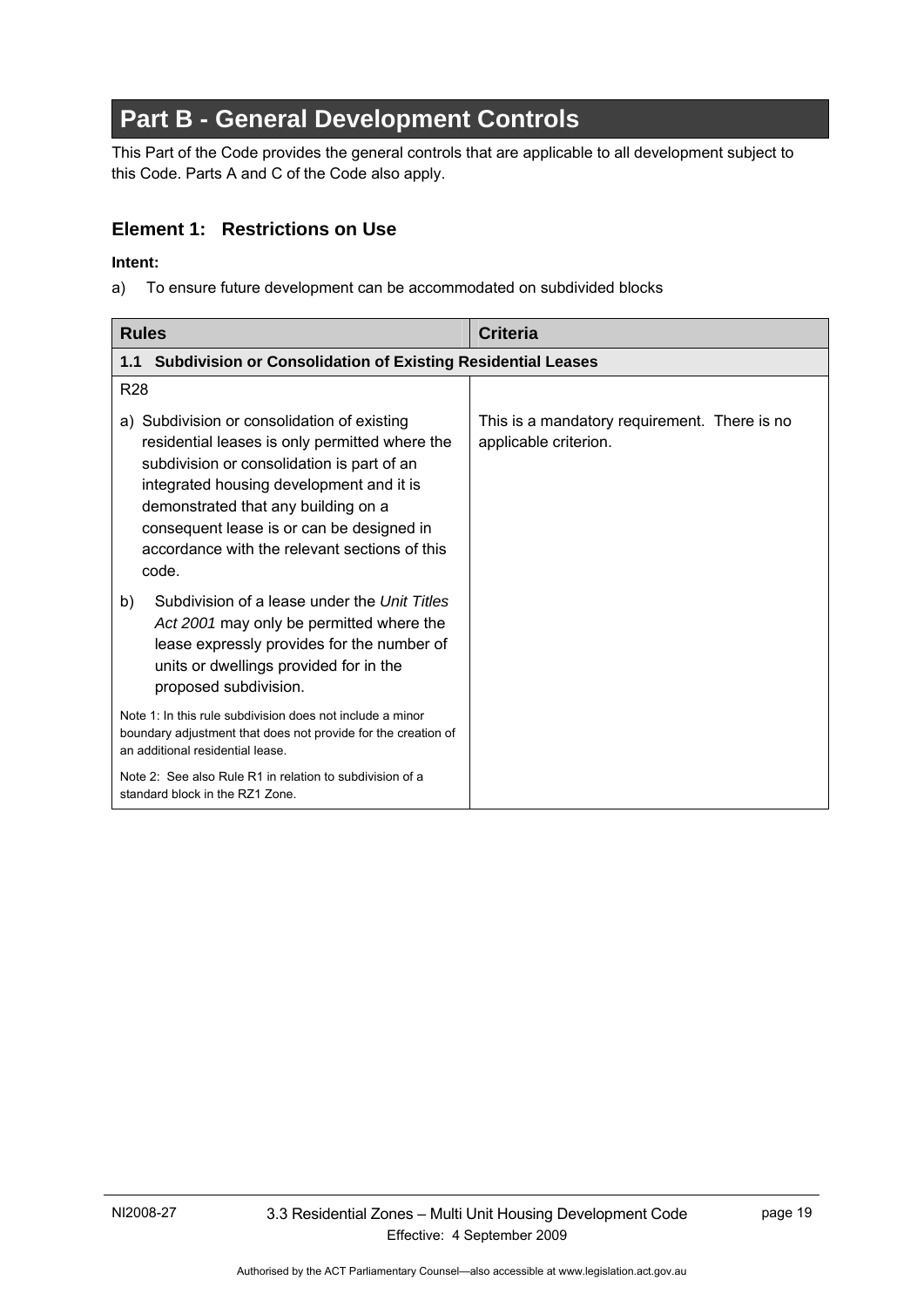# Part B - General Development Controls

This Part of the Code provides the general controls that are applicable to all development subject to this Code. Parts A and C of the Code also apply.

## Element 1: Restrictions on Use

**Intent:**

a) To ensure future development can be accommodated on subdivided blocks

| Rules | Criteria |
|---|---|
| **1.1 Subdivision or Consolidation of Existing Residential Leases** | |
| R28<br><br>a) Subdivision or consolidation of existing residential leases is only permitted where the subdivision or consolidation is part of an integrated housing development and it is demonstrated that any building on a consequent lease is or can be designed in accordance with the relevant sections of this code.<br><br>b) Subdivision of a lease under the *Unit Titles Act 2001* may only be permitted where the lease expressly provides for the number of units or dwellings provided for in the proposed subdivision.<br><br>Note 1: In this rule subdivision does not include a minor boundary adjustment that does not provide for the creation of an additional residential lease.<br><br>Note 2: See also Rule R1 in relation to subdivision of a standard block in the RZ1 Zone. | This is a mandatory requirement. There is no applicable criterion. |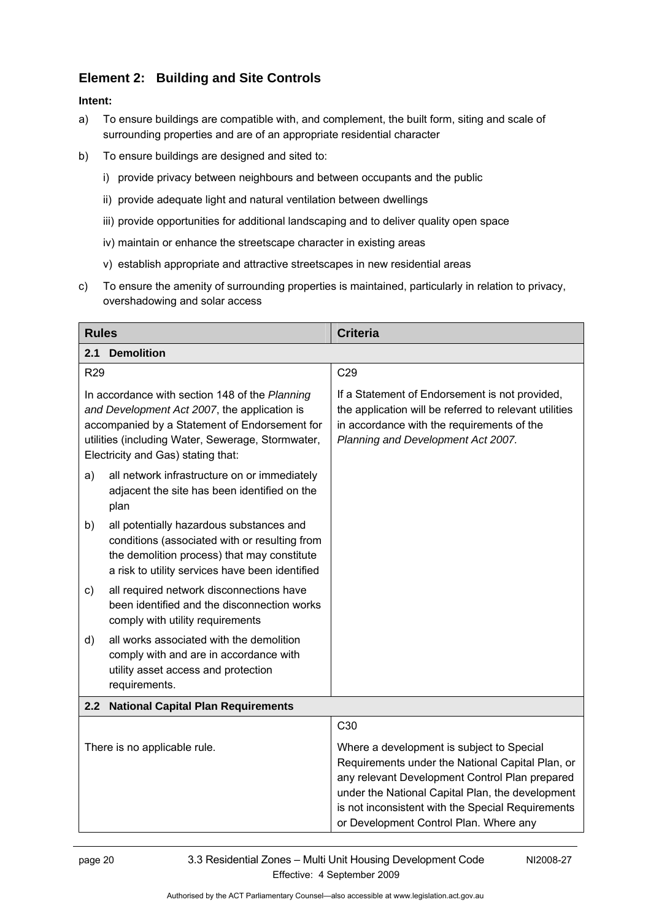## Element 2: Building and Site Controls

**Intent:**

a) To ensure buildings are compatible with, and complement, the built form, siting and scale of surrounding properties and are of an appropriate residential character

b) To ensure buildings are designed and sited to:

   i) provide privacy between neighbours and between occupants and the public

   ii) provide adequate light and natural ventilation between dwellings

   iii) provide opportunities for additional landscaping and to deliver quality open space

   iv) maintain or enhance the streetscape character in existing areas

   v) establish appropriate and attractive streetscapes in new residential areas

c) To ensure the amenity of surrounding properties is maintained, particularly in relation to privacy, overshadowing and solar access

| Rules | Criteria |
|---|---|
| **2.1 Demolition** | |
| R29<br><br>In accordance with section 148 of the *Planning and Development Act 2007*, the application is accompanied by a Statement of Endorsement for utilities (including Water, Sewerage, Stormwater, Electricity and Gas) stating that:<br><br>a) all network infrastructure on or immediately adjacent the site has been identified on the plan<br><br>b) all potentially hazardous substances and conditions (associated with or resulting from the demolition process) that may constitute a risk to utility services have been identified<br><br>c) all required network disconnections have been identified and the disconnection works comply with utility requirements<br><br>d) all works associated with the demolition comply with and are in accordance with utility asset access and protection requirements. | C29<br><br>If a Statement of Endorsement is not provided, the application will be referred to relevant utilities in accordance with the requirements of the *Planning and Development Act 2007.* |
| **2.2 National Capital Plan Requirements** | |
| There is no applicable rule. | C30<br><br>Where a development is subject to Special Requirements under the National Capital Plan, or any relevant Development Control Plan prepared under the National Capital Plan, the development is not inconsistent with the Special Requirements or Development Control Plan. Where any |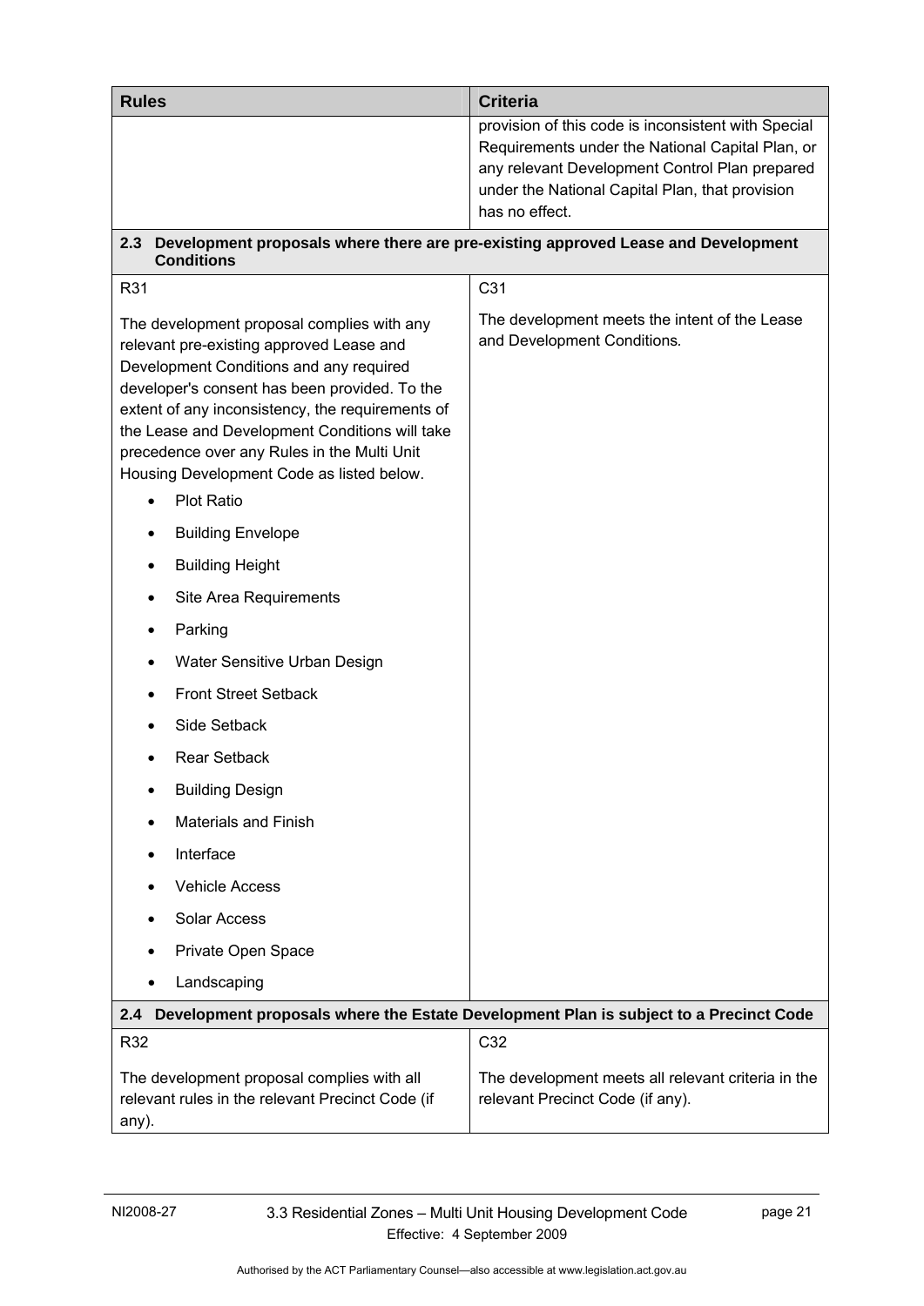| Rules | Criteria |
|---|---|
| | provision of this code is inconsistent with Special Requirements under the National Capital Plan, or any relevant Development Control Plan prepared under the National Capital Plan, that provision has no effect. |
| **2.3 Development proposals where there are pre-existing approved Lease and Development Conditions** | |
| R31<br><br>The development proposal complies with any relevant pre-existing approved Lease and Development Conditions and any required developer's consent has been provided. To the extent of any inconsistency, the requirements of the Lease and Development Conditions will take precedence over any Rules in the Multi Unit Housing Development Code as listed below.<br>• Plot Ratio<br>• Building Envelope<br>• Building Height<br>• Site Area Requirements<br>• Parking<br>• Water Sensitive Urban Design<br>• Front Street Setback<br>• Side Setback<br>• Rear Setback<br>• Building Design<br>• Materials and Finish<br>• Interface<br>• Vehicle Access<br>• Solar Access<br>• Private Open Space<br>• Landscaping | C31<br><br>The development meets the intent of the Lease and Development Conditions. |
| **2.4 Development proposals where the Estate Development Plan is subject to a Precinct Code** | |
| R32<br><br>The development proposal complies with all relevant rules in the relevant Precinct Code (if any). | C32<br><br>The development meets all relevant criteria in the relevant Precinct Code (if any). |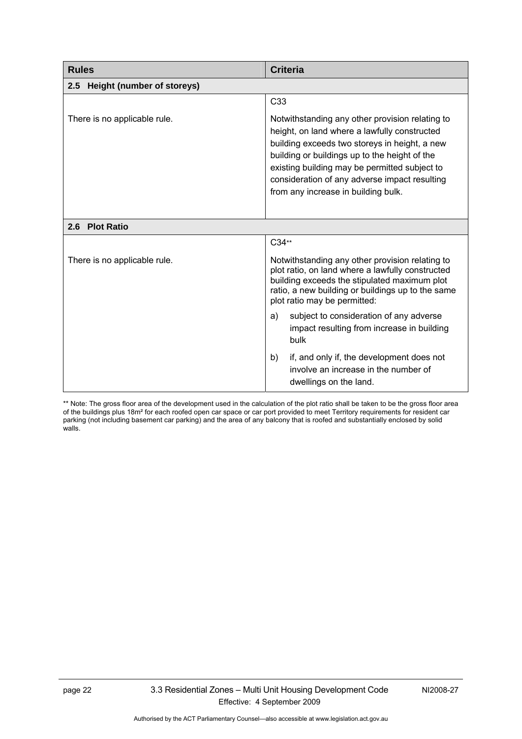| Rules | Criteria |
|---|---|
| **2.5 Height (number of storeys)** | |
| There is no applicable rule. | C33<br><br>Notwithstanding any other provision relating to height, on land where a lawfully constructed building exceeds two storeys in height, a new building or buildings up to the height of the existing building may be permitted subject to consideration of any adverse impact resulting from any increase in building bulk. |
| **2.6 Plot Ratio** | |
| There is no applicable rule. | C34**<br><br>Notwithstanding any other provision relating to plot ratio, on land where a lawfully constructed building exceeds the stipulated maximum plot ratio, a new building or buildings up to the same plot ratio may be permitted:<br><br>a) subject to consideration of any adverse impact resulting from increase in building bulk<br><br>b) if, and only if, the development does not involve an increase in the number of dwellings on the land. |

** Note: The gross floor area of the development used in the calculation of the plot ratio shall be taken to be the gross floor area of the buildings plus 18m² for each roofed open car space or car port provided to meet Territory requirements for resident car parking (not including basement car parking) and the area of any balcony that is roofed and substantially enclosed by solid walls.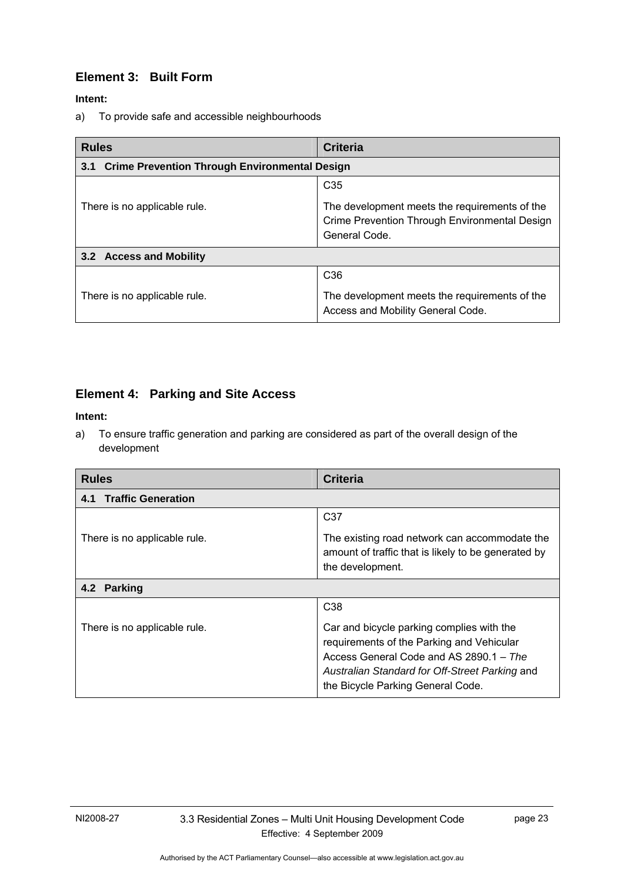## Element 3: Built Form

**Intent:**

a) To provide safe and accessible neighbourhoods

| Rules | Criteria |
|---|---|
| **3.1 Crime Prevention Through Environmental Design** | |
| There is no applicable rule. | C35<br><br>The development meets the requirements of the Crime Prevention Through Environmental Design General Code. |
| **3.2 Access and Mobility** | |
| There is no applicable rule. | C36<br><br>The development meets the requirements of the Access and Mobility General Code. |

## Element 4: Parking and Site Access

**Intent:**

a) To ensure traffic generation and parking are considered as part of the overall design of the development

| Rules | Criteria |
|---|---|
| **4.1 Traffic Generation** | |
| There is no applicable rule. | C37<br><br>The existing road network can accommodate the amount of traffic that is likely to be generated by the development. |
| **4.2 Parking** | |
| There is no applicable rule. | C38<br><br>Car and bicycle parking complies with the requirements of the Parking and Vehicular Access General Code and AS 2890.1 – *The Australian Standard for Off-Street Parking* and the Bicycle Parking General Code. |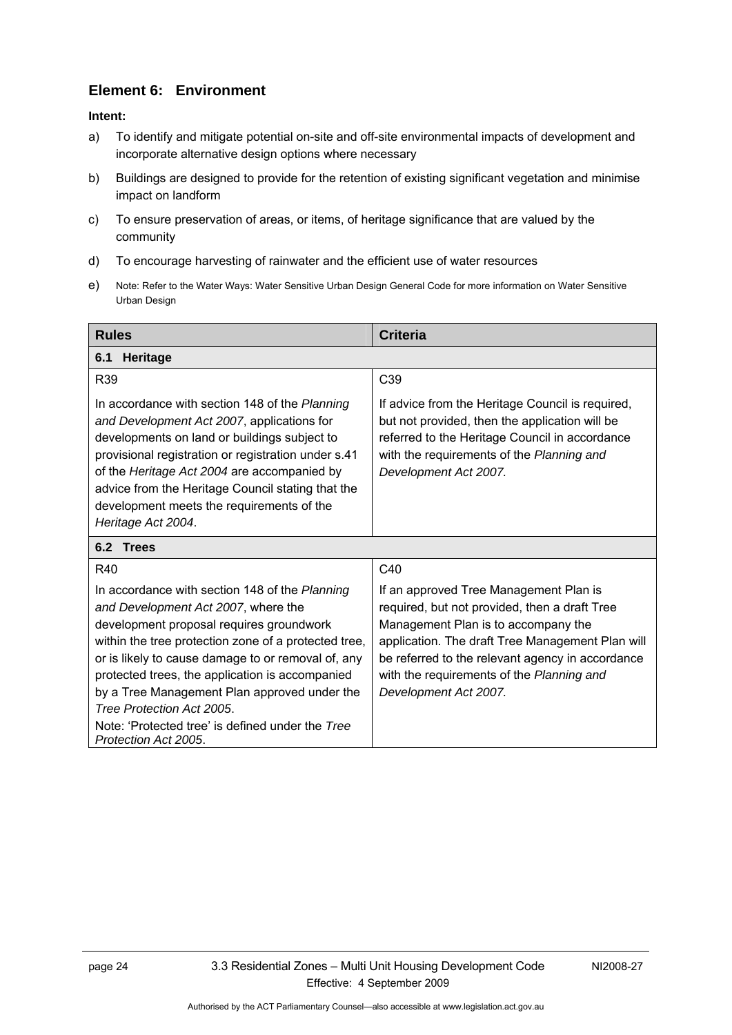## Element 6: Environment

**Intent:**

a) To identify and mitigate potential on-site and off-site environmental impacts of development and incorporate alternative design options where necessary

b) Buildings are designed to provide for the retention of existing significant vegetation and minimise impact on landform

c) To ensure preservation of areas, or items, of heritage significance that are valued by the community

d) To encourage harvesting of rainwater and the efficient use of water resources

e) Note: Refer to the Water Ways: Water Sensitive Urban Design General Code for more information on Water Sensitive Urban Design

| Rules | Criteria |
|---|---|
| **6.1 Heritage** | |
| R39<br><br>In accordance with section 148 of the *Planning and Development Act 2007*, applications for developments on land or buildings subject to provisional registration or registration under s.41 of the *Heritage Act 2004* are accompanied by advice from the Heritage Council stating that the development meets the requirements of the *Heritage Act 2004*. | C39<br><br>If advice from the Heritage Council is required, but not provided, then the application will be referred to the Heritage Council in accordance with the requirements of the *Planning and Development Act 2007.* |
| **6.2 Trees** | |
| R40<br><br>In accordance with section 148 of the *Planning and Development Act 2007*, where the development proposal requires groundwork within the tree protection zone of a protected tree, or is likely to cause damage to or removal of, any protected trees, the application is accompanied by a Tree Management Plan approved under the *Tree Protection Act 2005*.<br><br>Note: 'Protected tree' is defined under the *Tree Protection Act 2005*. | C40<br><br>If an approved Tree Management Plan is required, but not provided, then a draft Tree Management Plan is to accompany the application. The draft Tree Management Plan will be referred to the relevant agency in accordance with the requirements of the *Planning and Development Act 2007.* |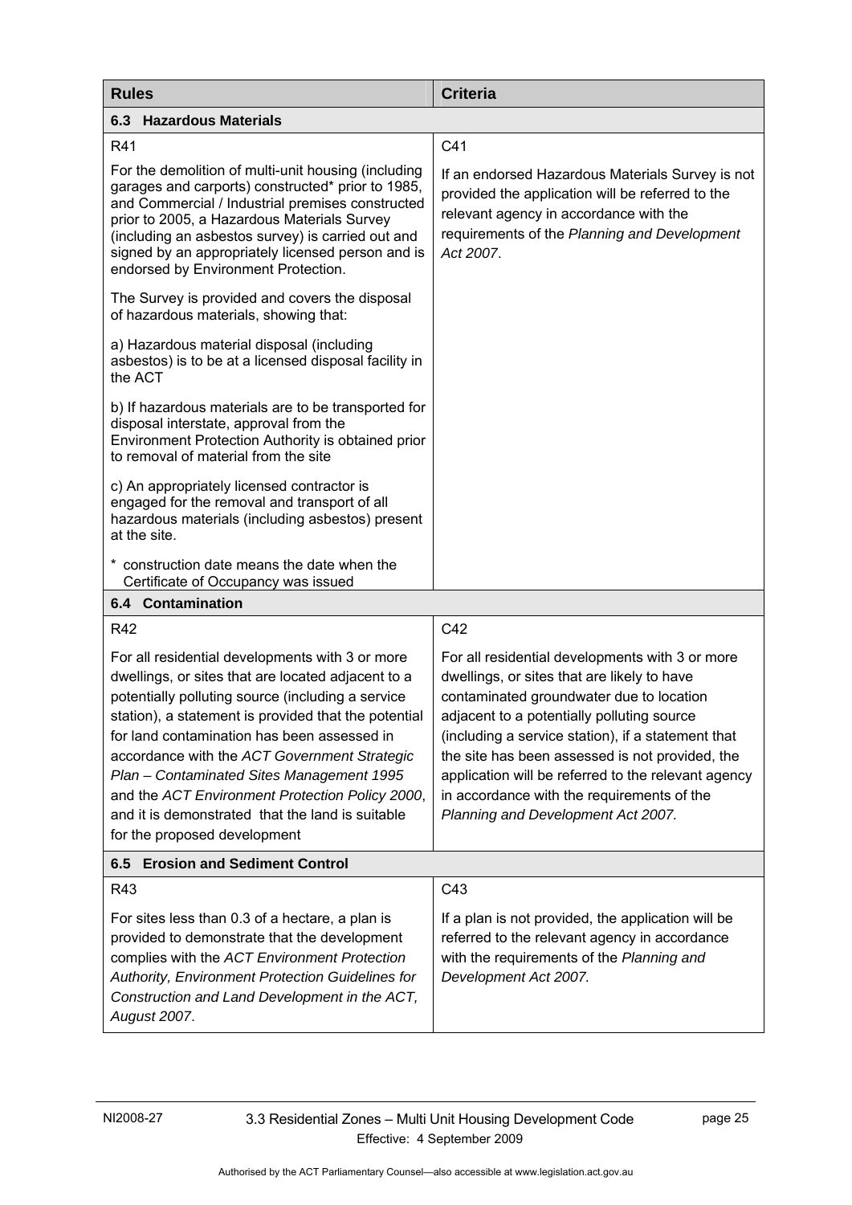| Rules | Criteria |
|---|---|
| **6.3 Hazardous Materials** | |
| R41<br><br>For the demolition of multi-unit housing (including garages and carports) constructed* prior to 1985, and Commercial / Industrial premises constructed prior to 2005, a Hazardous Materials Survey (including an asbestos survey) is carried out and signed by an appropriately licensed person and is endorsed by Environment Protection.<br><br>The Survey is provided and covers the disposal of hazardous materials, showing that:<br><br>a) Hazardous material disposal (including asbestos) is to be at a licensed disposal facility in the ACT<br><br>b) If hazardous materials are to be transported for disposal interstate, approval from the Environment Protection Authority is obtained prior to removal of material from the site<br><br>c) An appropriately licensed contractor is engaged for the removal and transport of all hazardous materials (including asbestos) present at the site.<br><br>* construction date means the date when the Certificate of Occupancy was issued | C41<br><br>If an endorsed Hazardous Materials Survey is not provided the application will be referred to the relevant agency in accordance with the requirements of the *Planning and Development Act 2007*. |
| **6.4 Contamination** | |
| R42<br><br>For all residential developments with 3 or more dwellings, or sites that are located adjacent to a potentially polluting source (including a service station), a statement is provided that the potential for land contamination has been assessed in accordance with the *ACT Government Strategic Plan – Contaminated Sites Management 1995* and the *ACT Environment Protection Policy 2000*, and it is demonstrated that the land is suitable for the proposed development | C42<br><br>For all residential developments with 3 or more dwellings, or sites that are likely to have contaminated groundwater due to location adjacent to a potentially polluting source (including a service station), if a statement that the site has been assessed is not provided, the application will be referred to the relevant agency in accordance with the requirements of the *Planning and Development Act 2007.* |
| **6.5 Erosion and Sediment Control** | |
| R43<br><br>For sites less than 0.3 of a hectare, a plan is provided to demonstrate that the development complies with the *ACT Environment Protection Authority, Environment Protection Guidelines for Construction and Land Development in the ACT, August 2007*. | C43<br><br>If a plan is not provided, the application will be referred to the relevant agency in accordance with the requirements of the *Planning and Development Act 2007.* |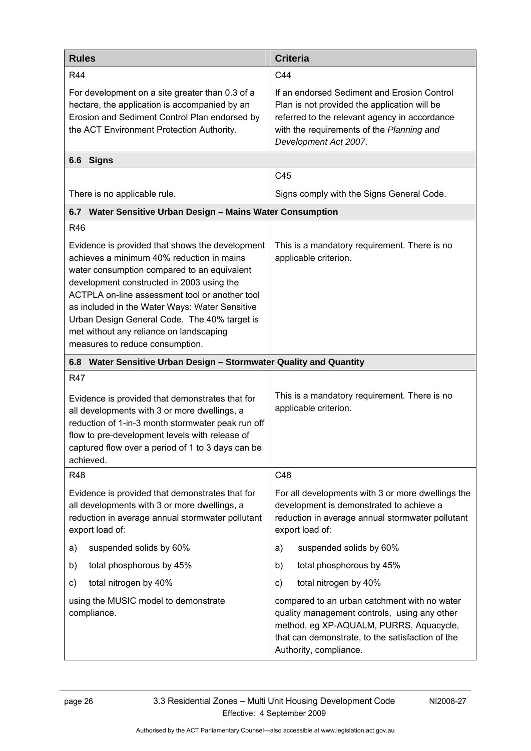| Rules | Criteria |
|---|---|
| R44<br><br>For development on a site greater than 0.3 of a hectare, the application is accompanied by an Erosion and Sediment Control Plan endorsed by the ACT Environment Protection Authority. | C44<br><br>If an endorsed Sediment and Erosion Control Plan is not provided the application will be referred to the relevant agency in accordance with the requirements of the *Planning and Development Act 2007*. |
| **6.6 Signs** | |
| There is no applicable rule. | C45<br><br>Signs comply with the Signs General Code. |
| **6.7 Water Sensitive Urban Design – Mains Water Consumption** | |
| R46<br><br>Evidence is provided that shows the development achieves a minimum 40% reduction in mains water consumption compared to an equivalent development constructed in 2003 using the ACTPLA on-line assessment tool or another tool as included in the Water Ways: Water Sensitive Urban Design General Code. The 40% target is met without any reliance on landscaping measures to reduce consumption. | This is a mandatory requirement. There is no applicable criterion. |
| **6.8 Water Sensitive Urban Design – Stormwater Quality and Quantity** | |
| R47<br><br>Evidence is provided that demonstrates that for all developments with 3 or more dwellings, a reduction of 1-in-3 month stormwater peak run off flow to pre-development levels with release of captured flow over a period of 1 to 3 days can be achieved. | This is a mandatory requirement. There is no applicable criterion. |
| R48<br><br>Evidence is provided that demonstrates that for all developments with 3 or more dwellings, a reduction in average annual stormwater pollutant export load of:<br><br>a) suspended solids by 60%<br>b) total phosphorous by 45%<br>c) total nitrogen by 40%<br><br>using the MUSIC model to demonstrate compliance. | C48<br><br>For all developments with 3 or more dwellings the development is demonstrated to achieve a reduction in average annual stormwater pollutant export load of:<br><br>a) suspended solids by 60%<br>b) total phosphorous by 45%<br>c) total nitrogen by 40%<br><br>compared to an urban catchment with no water quality management controls, using any other method, eg XP-AQUALM, PURRS, Aquacycle, that can demonstrate, to the satisfaction of the Authority, compliance. |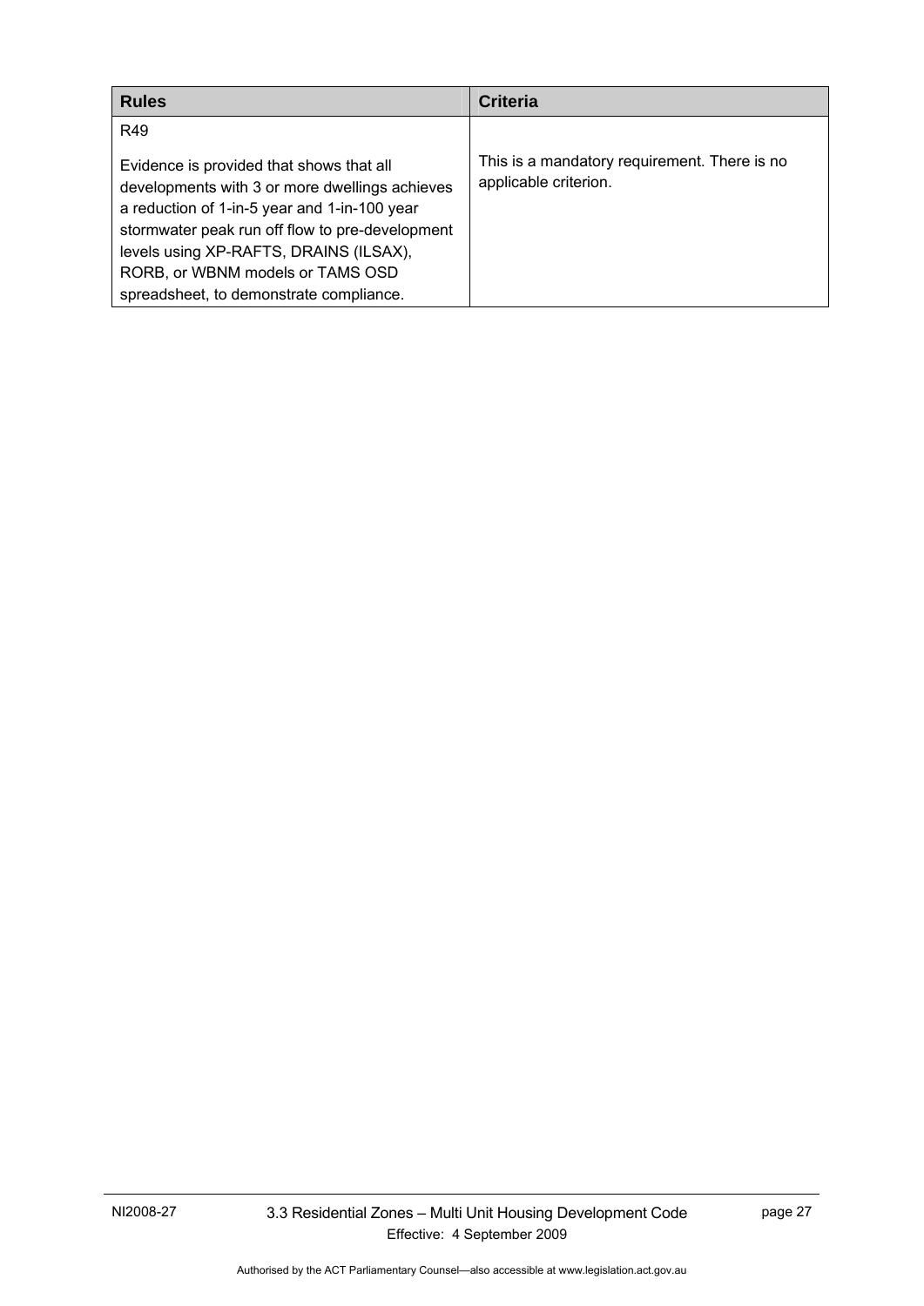| Rules | Criteria |
|---|---|
| R49<br><br>Evidence is provided that shows that all developments with 3 or more dwellings achieves a reduction of 1-in-5 year and 1-in-100 year stormwater peak run off flow to pre-development levels using XP-RAFTS, DRAINS (ILSAX), RORB, or WBNM models or TAMS OSD spreadsheet, to demonstrate compliance. | This is a mandatory requirement. There is no applicable criterion. |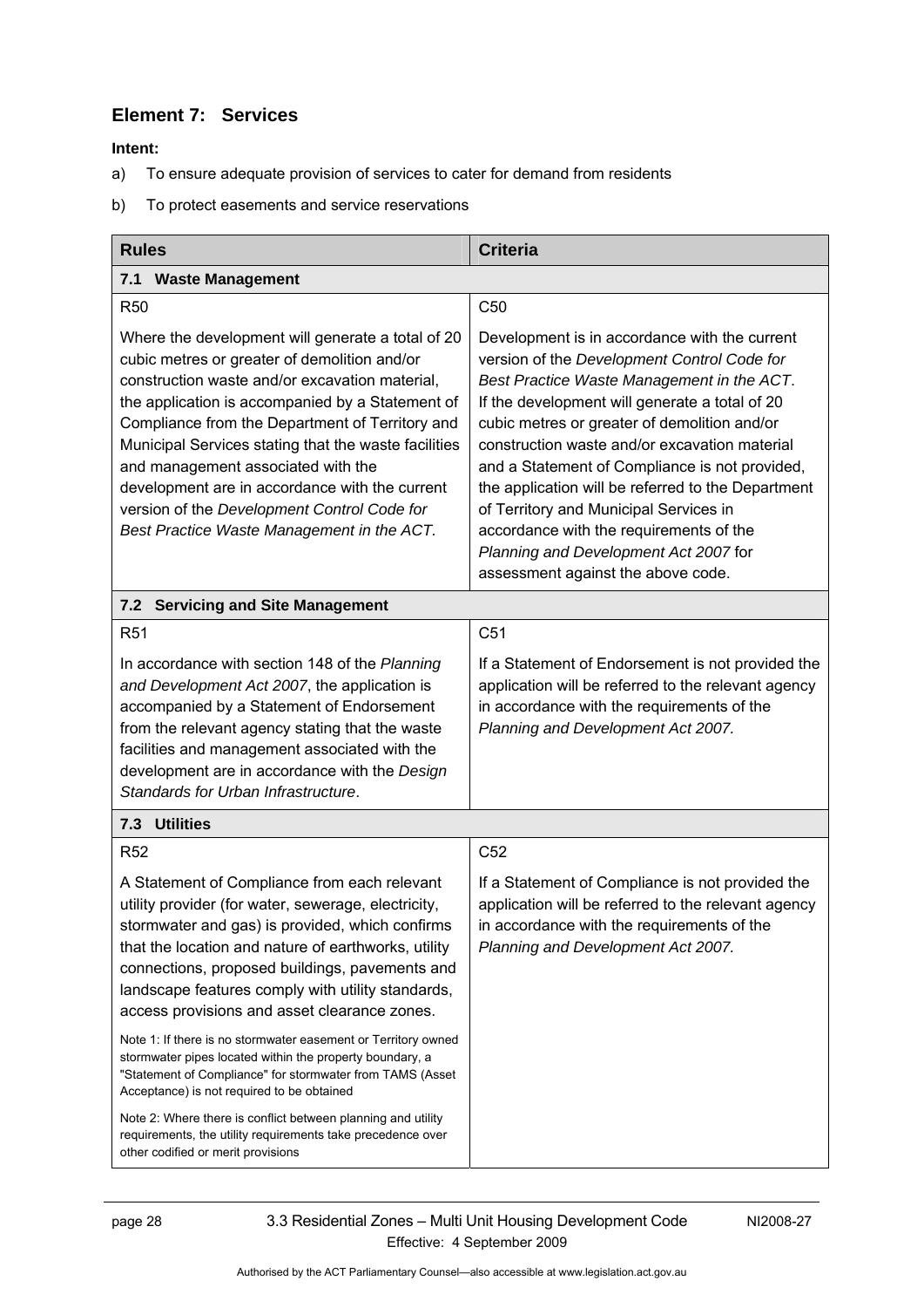## Element 7: Services

**Intent:**

a) To ensure adequate provision of services to cater for demand from residents

b) To protect easements and service reservations

| **Rules** | **Criteria** |
|---|---|
| **7.1 Waste Management** | |
| R50<br><br>Where the development will generate a total of 20 cubic metres or greater of demolition and/or construction waste and/or excavation material, the application is accompanied by a Statement of Compliance from the Department of Territory and Municipal Services stating that the waste facilities and management associated with the development are in accordance with the current version of the *Development Control Code for Best Practice Waste Management in the ACT*. | C50<br><br>Development is in accordance with the current version of the *Development Control Code for Best Practice Waste Management in the ACT*. If the development will generate a total of 20 cubic metres or greater of demolition and/or construction waste and/or excavation material and a Statement of Compliance is not provided, the application will be referred to the Department of Territory and Municipal Services in accordance with the requirements of the *Planning and Development Act 2007* for assessment against the above code. |
| **7.2 Servicing and Site Management** | |
| R51<br><br>In accordance with section 148 of the *Planning and Development Act 2007*, the application is accompanied by a Statement of Endorsement from the relevant agency stating that the waste facilities and management associated with the development are in accordance with the *Design Standards for Urban Infrastructure*. | C51<br><br>If a Statement of Endorsement is not provided the application will be referred to the relevant agency in accordance with the requirements of the *Planning and Development Act 2007.* |
| **7.3 Utilities** | |
| R52<br><br>A Statement of Compliance from each relevant utility provider (for water, sewerage, electricity, stormwater and gas) is provided, which confirms that the location and nature of earthworks, utility connections, proposed buildings, pavements and landscape features comply with utility standards, access provisions and asset clearance zones.<br><br>Note 1: If there is no stormwater easement or Territory owned stormwater pipes located within the property boundary, a "Statement of Compliance" for stormwater from TAMS (Asset Acceptance) is not required to be obtained<br><br>Note 2: Where there is conflict between planning and utility requirements, the utility requirements take precedence over other codified or merit provisions | C52<br><br>If a Statement of Compliance is not provided the application will be referred to the relevant agency in accordance with the requirements of the *Planning and Development Act 2007.* |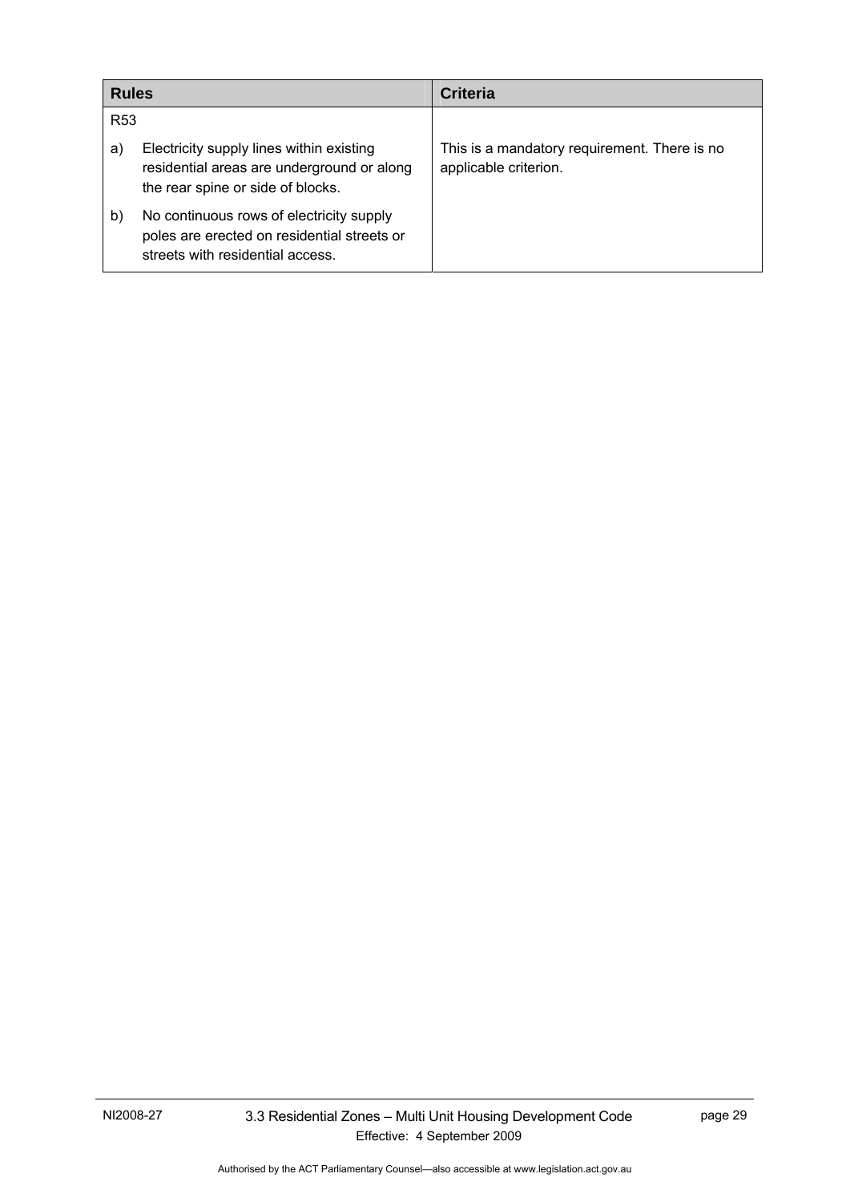| Rules | Criteria |
| --- | --- |
| R53 | |
| a) Electricity supply lines within existing residential areas are underground or along the rear spine or side of blocks. | This is a mandatory requirement. There is no applicable criterion. |
| b) No continuous rows of electricity supply poles are erected on residential streets or streets with residential access. | |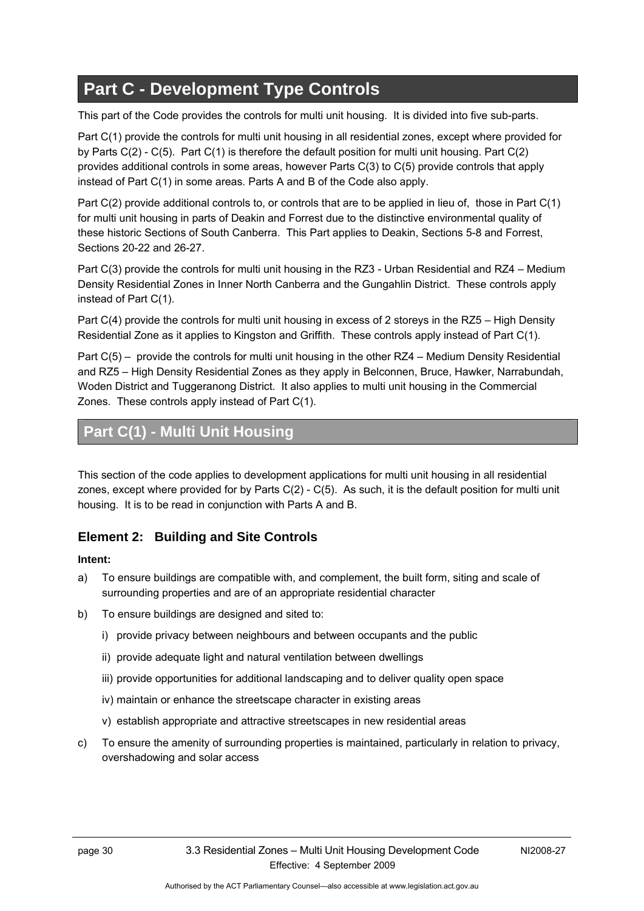# Part C - Development Type Controls

This part of the Code provides the controls for multi unit housing. It is divided into five sub-parts.

Part C(1) provide the controls for multi unit housing in all residential zones, except where provided for by Parts C(2) - C(5). Part C(1) is therefore the default position for multi unit housing. Part C(2) provides additional controls in some areas, however Parts C(3) to C(5) provide controls that apply instead of Part C(1) in some areas. Parts A and B of the Code also apply.

Part C(2) provide additional controls to, or controls that are to be applied in lieu of, those in Part C(1) for multi unit housing in parts of Deakin and Forrest due to the distinctive environmental quality of these historic Sections of South Canberra. This Part applies to Deakin, Sections 5-8 and Forrest, Sections 20-22 and 26-27.

Part C(3) provide the controls for multi unit housing in the RZ3 - Urban Residential and RZ4 – Medium Density Residential Zones in Inner North Canberra and the Gungahlin District. These controls apply instead of Part C(1).

Part C(4) provide the controls for multi unit housing in excess of 2 storeys in the RZ5 – High Density Residential Zone as it applies to Kingston and Griffith. These controls apply instead of Part C(1).

Part C(5) – provide the controls for multi unit housing in the other RZ4 – Medium Density Residential and RZ5 – High Density Residential Zones as they apply in Belconnen, Bruce, Hawker, Narrabundah, Woden District and Tuggeranong District. It also applies to multi unit housing in the Commercial Zones. These controls apply instead of Part C(1).

## Part C(1) - Multi Unit Housing

This section of the code applies to development applications for multi unit housing in all residential zones, except where provided for by Parts C(2) - C(5). As such, it is the default position for multi unit housing. It is to be read in conjunction with Parts A and B.

### Element 2: Building and Site Controls

**Intent:**

a) To ensure buildings are compatible with, and complement, the built form, siting and scale of surrounding properties and are of an appropriate residential character

b) To ensure buildings are designed and sited to:

   i) provide privacy between neighbours and between occupants and the public

   ii) provide adequate light and natural ventilation between dwellings

   iii) provide opportunities for additional landscaping and to deliver quality open space

   iv) maintain or enhance the streetscape character in existing areas

   v) establish appropriate and attractive streetscapes in new residential areas

c) To ensure the amenity of surrounding properties is maintained, particularly in relation to privacy, overshadowing and solar access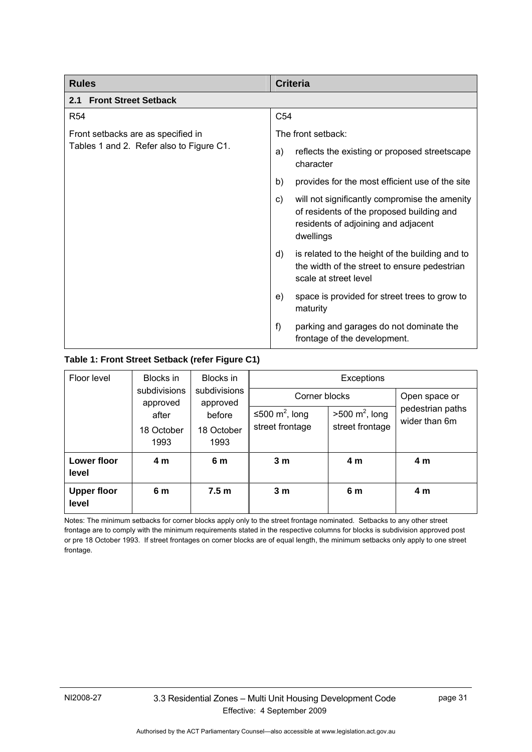| Rules | Criteria |
|---|---|
| **2.1 Front Street Setback** | |
| R54 | C54 |
| Front setbacks are as specified in Tables 1 and 2. Refer also to Figure C1. | The front setback:<br>a) reflects the existing or proposed streetscape character<br>b) provides for the most efficient use of the site<br>c) will not significantly compromise the amenity of residents of the proposed building and residents of adjoining and adjacent dwellings<br>d) is related to the height of the building and to the width of the street to ensure pedestrian scale at street level<br>e) space is provided for street trees to grow to maturity<br>f) parking and garages do not dominate the frontage of the development. |

**Table 1: Front Street Setback (refer Figure C1)**

| Floor level | Blocks in subdivisions approved after 18 October 1993 | Blocks in subdivisions approved before 18 October 1993 | Exceptions | | |
|---|---|---|---|---|---|
| | | | Corner blocks | | Open space or pedestrian paths wider than 6m |
| | | | ≤500 $m^2$, long street frontage | >500 $m^2$, long street frontage | |
| **Lower floor level** | **4 m** | **6 m** | **3 m** | **4 m** | **4 m** |
| **Upper floor level** | **6 m** | **7.5 m** | **3 m** | **6 m** | **4 m** |

Notes: The minimum setbacks for corner blocks apply only to the street frontage nominated. Setbacks to any other street frontage are to comply with the minimum requirements stated in the respective columns for blocks is subdivision approved post or pre 18 October 1993. If street frontages on corner blocks are of equal length, the minimum setbacks only apply to one street frontage.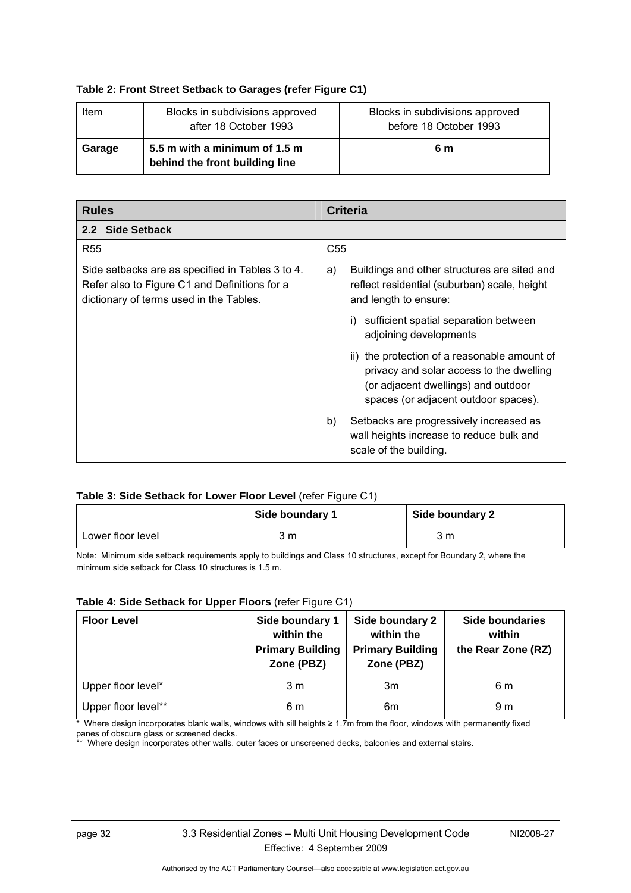**Table 2: Front Street Setback to Garages (refer Figure C1)**

| Item | Blocks in subdivisions approved after 18 October 1993 | Blocks in subdivisions approved before 18 October 1993 |
|---|---|---|
| **Garage** | **5.5 m with a minimum of 1.5 m behind the front building line** | **6 m** |

| Rules | Criteria |
|---|---|
| **2.2 Side Setback** | |
| R55<br><br>Side setbacks are as specified in Tables 3 to 4. Refer also to Figure C1 and Definitions for a dictionary of terms used in the Tables. | C55<br><br>a) Buildings and other structures are sited and reflect residential (suburban) scale, height and length to ensure:<br><br>i) sufficient spatial separation between adjoining developments<br><br>ii) the protection of a reasonable amount of privacy and solar access to the dwelling (or adjacent dwellings) and outdoor spaces (or adjacent outdoor spaces).<br><br>b) Setbacks are progressively increased as wall heights increase to reduce bulk and scale of the building. |

**Table 3: Side Setback for Lower Floor Level** (refer Figure C1)

| | Side boundary 1 | Side boundary 2 |
|---|---|---|
| Lower floor level | 3 m | 3 m |

Note: Minimum side setback requirements apply to buildings and Class 10 structures, except for Boundary 2, where the minimum side setback for Class 10 structures is 1.5 m.

**Table 4: Side Setback for Upper Floors** (refer Figure C1)

| Floor Level | Side boundary 1 within the Primary Building Zone (PBZ) | Side boundary 2 within the Primary Building Zone (PBZ) | Side boundaries within the Rear Zone (RZ) |
|---|---|---|---|
| Upper floor level* | 3 m | 3m | 6 m |
| Upper floor level** | 6 m | 6m | 9 m |

\* Where design incorporates blank walls, windows with sill heights ≥ 1.7m from the floor, windows with permanently fixed panes of obscure glass or screened decks.

\** Where design incorporates other walls, outer faces or unscreened decks, balconies and external stairs.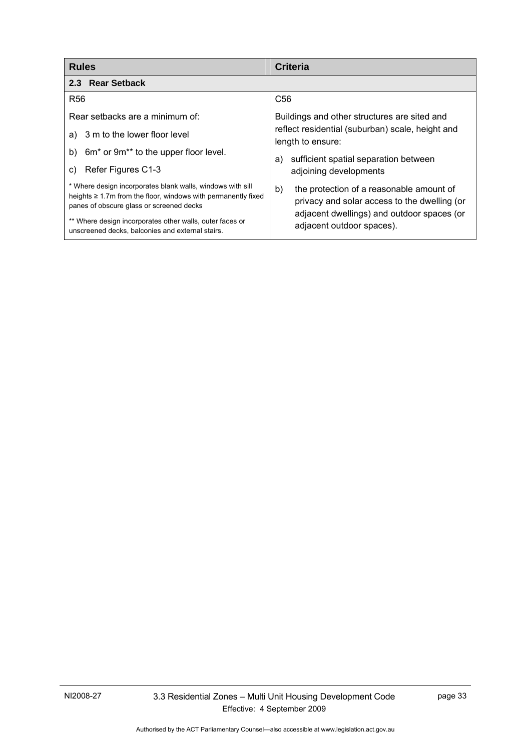| Rules | Criteria |
| --- | --- |
| **2.3 Rear Setback** | |
| R56<br><br>Rear setbacks are a minimum of:<br><br>a) 3 m to the lower floor level<br><br>b) 6m* or 9m** to the upper floor level.<br><br>c) Refer Figures C1-3<br><br>* Where design incorporates blank walls, windows with sill heights ≥ 1.7m from the floor, windows with permanently fixed panes of obscure glass or screened decks<br><br>** Where design incorporates other walls, outer faces or unscreened decks, balconies and external stairs. | C56<br><br>Buildings and other structures are sited and reflect residential (suburban) scale, height and length to ensure:<br><br>a) sufficient spatial separation between adjoining developments<br><br>b) the protection of a reasonable amount of privacy and solar access to the dwelling (or adjacent dwellings) and outdoor spaces (or adjacent outdoor spaces). |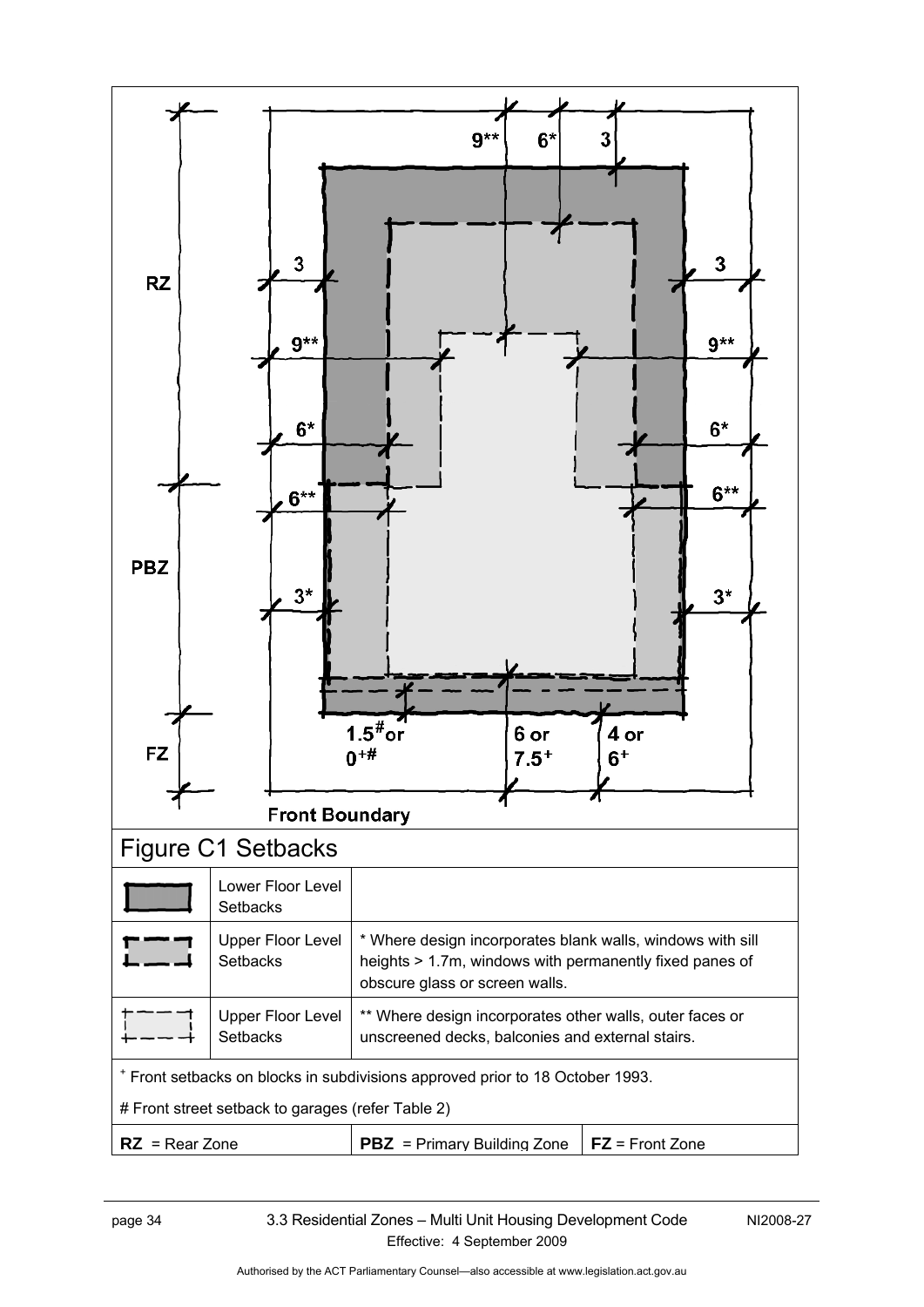## Figure C1 Setbacks

| | | |
|---|---|---|
| | Lower Floor Level Setbacks | |
| | Upper Floor Level Setbacks | * Where design incorporates blank walls, windows with sill heights > 1.7m, windows with permanently fixed panes of obscure glass or screen walls. |
| | Upper Floor Level Setbacks | ** Where design incorporates other walls, outer faces or unscreened decks, balconies and external stairs. |

⁺ Front setbacks on blocks in subdivisions approved prior to 18 October 1993.

# Front street setback to garages (refer Table 2)

| | | |
|---|---|---|
| **RZ** = Rear Zone | **PBZ** = Primary Building Zone | **FZ** = Front Zone |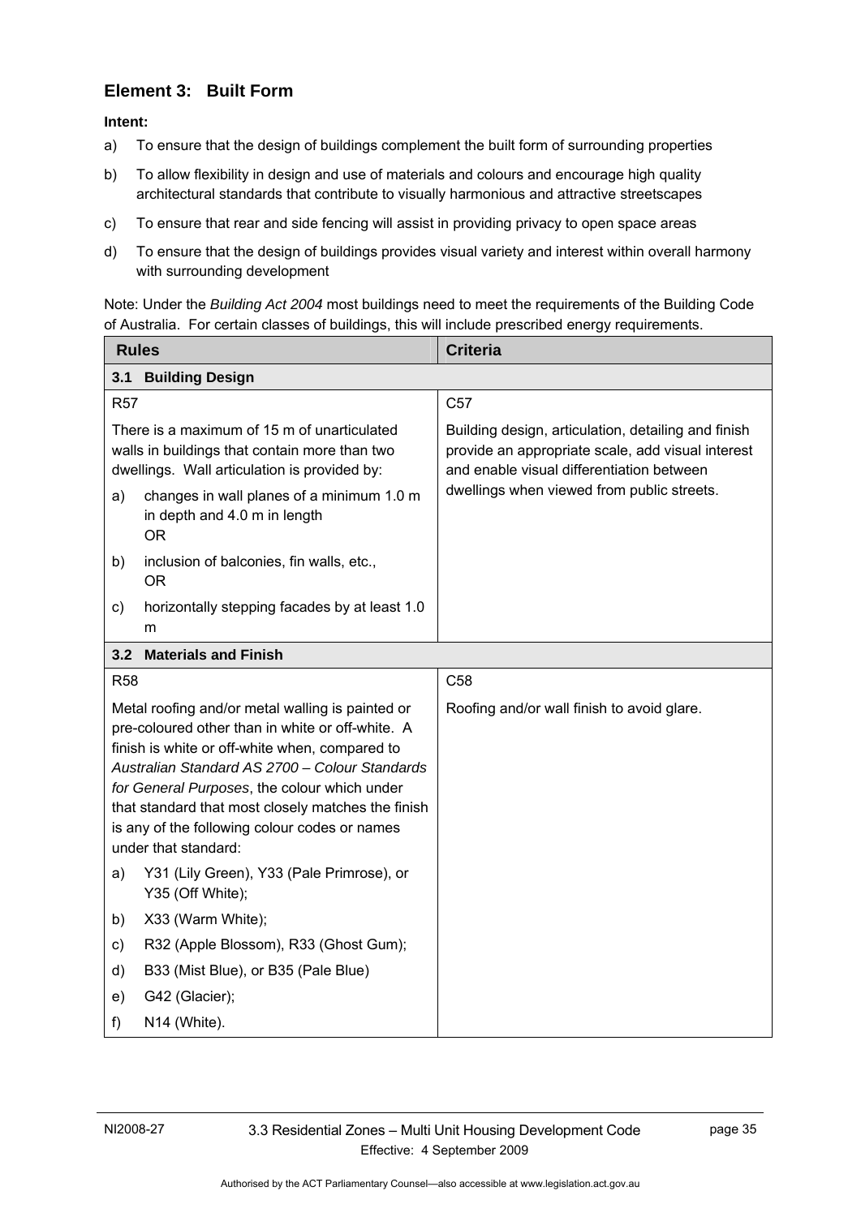## Element 3: Built Form

**Intent:**

a) To ensure that the design of buildings complement the built form of surrounding properties

b) To allow flexibility in design and use of materials and colours and encourage high quality architectural standards that contribute to visually harmonious and attractive streetscapes

c) To ensure that rear and side fencing will assist in providing privacy to open space areas

d) To ensure that the design of buildings provides visual variety and interest within overall harmony with surrounding development

Note: Under the *Building Act 2004* most buildings need to meet the requirements of the Building Code of Australia. For certain classes of buildings, this will include prescribed energy requirements.

| Rules | Criteria |
|---|---|
| **3.1 Building Design** | |
| R57<br><br>There is a maximum of 15 m of unarticulated walls in buildings that contain more than two dwellings. Wall articulation is provided by:<br>a) changes in wall planes of a minimum 1.0 m in depth and 4.0 m in length OR<br>b) inclusion of balconies, fin walls, etc., OR<br>c) horizontally stepping facades by at least 1.0 m | C57<br><br>Building design, articulation, detailing and finish provide an appropriate scale, add visual interest and enable visual differentiation between dwellings when viewed from public streets. |
| **3.2 Materials and Finish** | |
| R58<br><br>Metal roofing and/or metal walling is painted or pre-coloured other than in white or off-white. A finish is white or off-white when, compared to *Australian Standard AS 2700 – Colour Standards for General Purposes*, the colour which under that standard that most closely matches the finish is any of the following colour codes or names under that standard:<br>a) Y31 (Lily Green), Y33 (Pale Primrose), or Y35 (Off White);<br>b) X33 (Warm White);<br>c) R32 (Apple Blossom), R33 (Ghost Gum);<br>d) B33 (Mist Blue), or B35 (Pale Blue)<br>e) G42 (Glacier);<br>f) N14 (White). | C58<br><br>Roofing and/or wall finish to avoid glare. |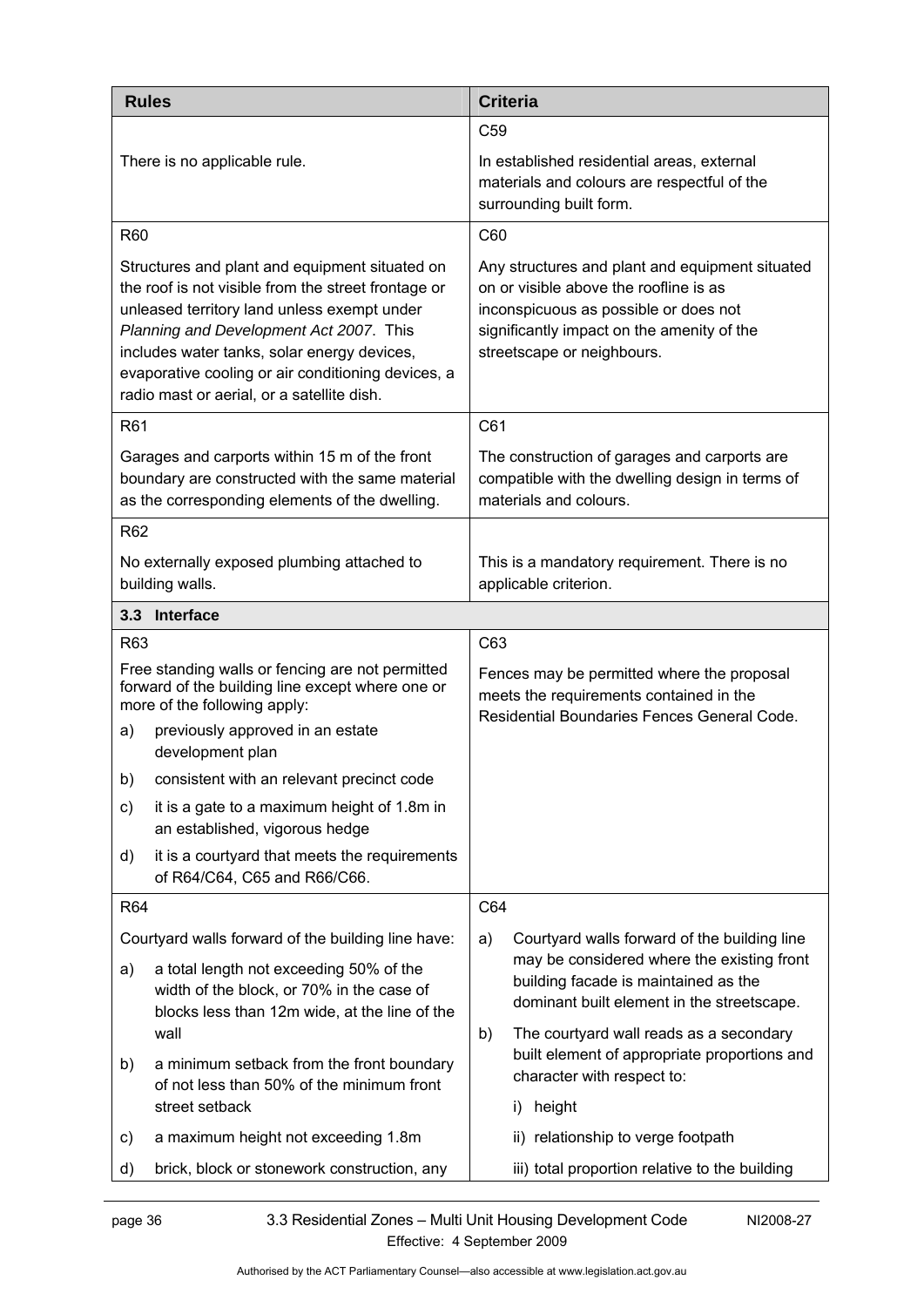| Rules | Criteria |
|---|---|
| There is no applicable rule. | C59<br><br>In established residential areas, external materials and colours are respectful of the surrounding built form. |
| R60<br><br>Structures and plant and equipment situated on the roof is not visible from the street frontage or unleased territory land unless exempt under *Planning and Development Act 2007*. This includes water tanks, solar energy devices, evaporative cooling or air conditioning devices, a radio mast or aerial, or a satellite dish. | C60<br><br>Any structures and plant and equipment situated on or visible above the roofline is as inconspicuous as possible or does not significantly impact on the amenity of the streetscape or neighbours. |
| R61<br><br>Garages and carports within 15 m of the front boundary are constructed with the same material as the corresponding elements of the dwelling. | C61<br><br>The construction of garages and carports are compatible with the dwelling design in terms of materials and colours. |
| R62<br><br>No externally exposed plumbing attached to building walls. | This is a mandatory requirement. There is no applicable criterion. |
| **3.3 Interface** | |
| R63<br><br>Free standing walls or fencing are not permitted forward of the building line except where one or more of the following apply:<br>a) previously approved in an estate development plan<br>b) consistent with an relevant precinct code<br>c) it is a gate to a maximum height of 1.8m in an established, vigorous hedge<br>d) it is a courtyard that meets the requirements of R64/C64, C65 and R66/C66. | C63<br><br>Fences may be permitted where the proposal meets the requirements contained in the Residential Boundaries Fences General Code. |
| R64<br><br>Courtyard walls forward of the building line have:<br>a) a total length not exceeding 50% of the width of the block, or 70% in the case of blocks less than 12m wide, at the line of the wall<br>b) a minimum setback from the front boundary of not less than 50% of the minimum front street setback<br>c) a maximum height not exceeding 1.8m<br>d) brick, block or stonework construction, any | C64<br><br>a) Courtyard walls forward of the building line may be considered where the existing front building facade is maintained as the dominant built element in the streetscape.<br>b) The courtyard wall reads as a secondary built element of appropriate proportions and character with respect to:<br>i) height<br>ii) relationship to verge footpath<br>iii) total proportion relative to the building |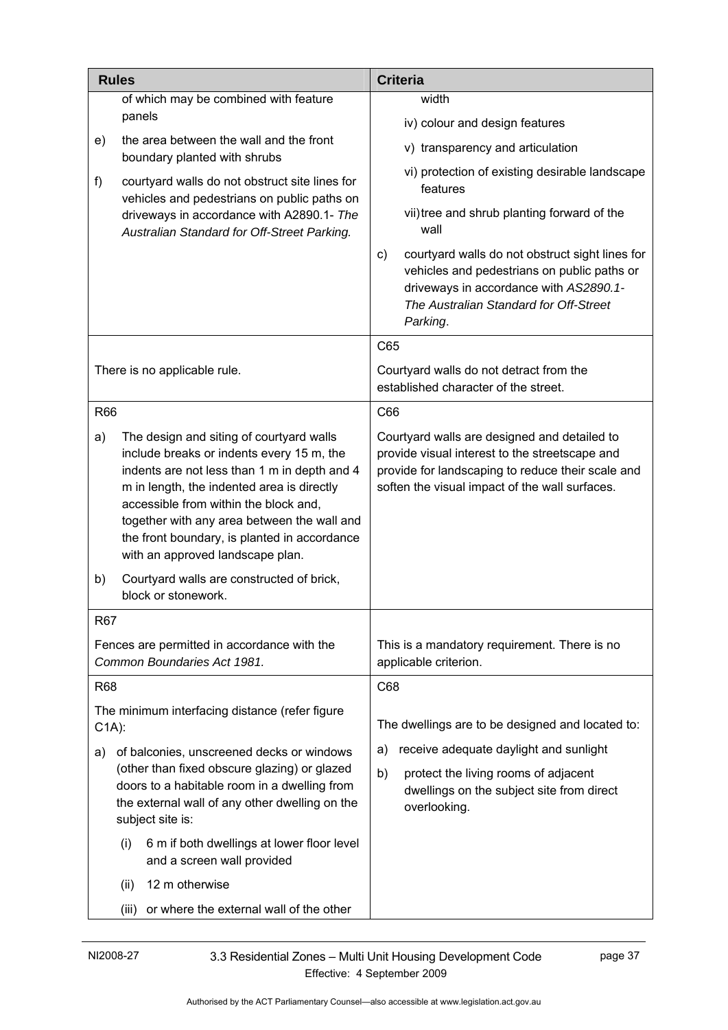| **Rules** | **Criteria** |
| --- | --- |
| of which may be combined with feature panels<br>e) the area between the wall and the front boundary planted with shrubs<br>f) courtyard walls do not obstruct site lines for vehicles and pedestrians on public paths on driveways in accordance with A2890.1- *The Australian Standard for Off-Street Parking.* | width<br>iv) colour and design features<br>v) transparency and articulation<br>vi) protection of existing desirable landscape features<br>vii) tree and shrub planting forward of the wall<br>c) courtyard walls do not obstruct sight lines for vehicles and pedestrians on public paths or driveways in accordance with *AS2890.1- The Australian Standard for Off-Street Parking*. |
| There is no applicable rule. | C65<br>Courtyard walls do not detract from the established character of the street. |
| R66<br>a) The design and siting of courtyard walls include breaks or indents every 15 m, the indents are not less than 1 m in depth and 4 m in length, the indented area is directly accessible from within the block and, together with any area between the wall and the front boundary, is planted in accordance with an approved landscape plan.<br>b) Courtyard walls are constructed of brick, block or stonework. | C66<br>Courtyard walls are designed and detailed to provide visual interest to the streetscape and provide for landscaping to reduce their scale and soften the visual impact of the wall surfaces. |
| R67<br>Fences are permitted in accordance with the *Common Boundaries Act 1981.* | This is a mandatory requirement. There is no applicable criterion. |
| R68<br>The minimum interfacing distance (refer figure C1A):<br>a) of balconies, unscreened decks or windows (other than fixed obscure glazing) or glazed doors to a habitable room in a dwelling from the external wall of any other dwelling on the subject site is:<br>(i) 6 m if both dwellings at lower floor level and a screen wall provided<br>(ii) 12 m otherwise<br>(iii) or where the external wall of the other | C68<br>The dwellings are to be designed and located to:<br>a) receive adequate daylight and sunlight<br>b) protect the living rooms of adjacent dwellings on the subject site from direct overlooking. |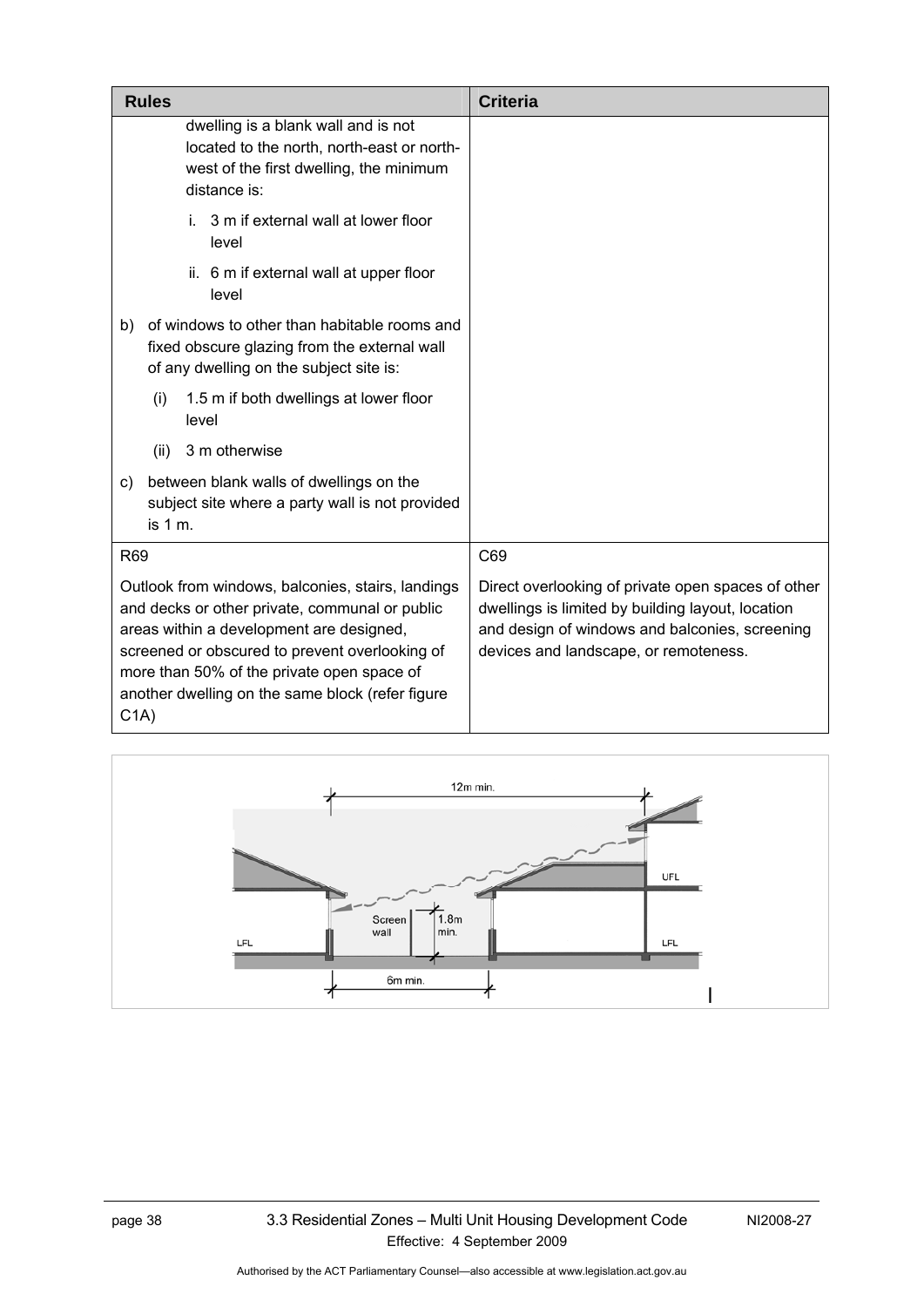| Rules | Criteria |
|---|---|
| dwelling is a blank wall and is not located to the north, north-east or north-west of the first dwelling, the minimum distance is:<br><br>i. 3 m if external wall at lower floor level<br><br>ii. 6 m if external wall at upper floor level<br><br>b) of windows to other than habitable rooms and fixed obscure glazing from the external wall of any dwelling on the subject site is:<br><br>(i) 1.5 m if both dwellings at lower floor level<br><br>(ii) 3 m otherwise<br><br>c) between blank walls of dwellings on the subject site where a party wall is not provided is 1 m. | |
| R69<br><br>Outlook from windows, balconies, stairs, landings and decks or other private, communal or public areas within a development are designed, screened or obscured to prevent overlooking of more than 50% of the private open space of another dwelling on the same block (refer figure C1A) | C69<br><br>Direct overlooking of private open spaces of other dwellings is limited by building layout, location and design of windows and balconies, screening devices and landscape, or remoteness. |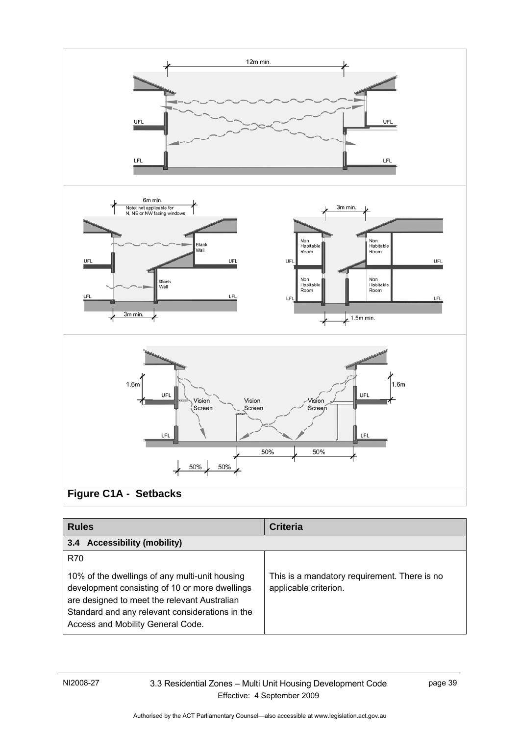**Figure C1A - Setbacks**

| Rules | Criteria |
|---|---|
| **3.4 Accessibility (mobility)** | |
| R70<br><br>10% of the dwellings of any multi-unit housing development consisting of 10 or more dwellings are designed to meet the relevant Australian Standard and any relevant considerations in the Access and Mobility General Code. | This is a mandatory requirement. There is no applicable criterion. |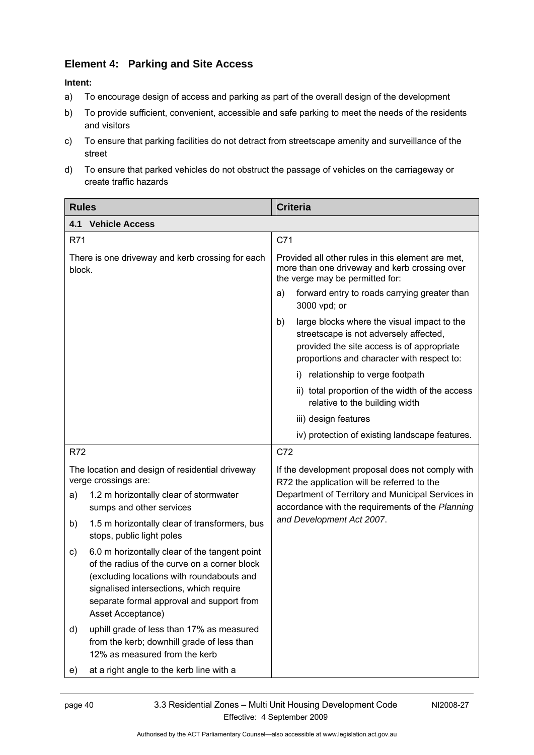## Element 4: Parking and Site Access

**Intent:**

a) To encourage design of access and parking as part of the overall design of the development

b) To provide sufficient, convenient, accessible and safe parking to meet the needs of the residents and visitors

c) To ensure that parking facilities do not detract from streetscape amenity and surveillance of the street

d) To ensure that parked vehicles do not obstruct the passage of vehicles on the carriageway or create traffic hazards

| Rules | Criteria |
|---|---|
| **4.1 Vehicle Access** | |
| R71<br><br>There is one driveway and kerb crossing for each block. | C71<br><br>Provided all other rules in this element are met, more than one driveway and kerb crossing over the verge may be permitted for:<br>a) forward entry to roads carrying greater than 3000 vpd; or<br>b) large blocks where the visual impact to the streetscape is not adversely affected, provided the site access is of appropriate proportions and character with respect to:<br>i) relationship to verge footpath<br>ii) total proportion of the width of the access relative to the building width<br>iii) design features<br>iv) protection of existing landscape features. |
| R72<br><br>The location and design of residential driveway verge crossings are:<br>a) 1.2 m horizontally clear of stormwater sumps and other services<br>b) 1.5 m horizontally clear of transformers, bus stops, public light poles<br>c) 6.0 m horizontally clear of the tangent point of the radius of the curve on a corner block (excluding locations with roundabouts and signalised intersections, which require separate formal approval and support from Asset Acceptance)<br>d) uphill grade of less than 17% as measured from the kerb; downhill grade of less than 12% as measured from the kerb<br>e) at a right angle to the kerb line with a | C72<br><br>If the development proposal does not comply with R72 the application will be referred to the Department of Territory and Municipal Services in accordance with the requirements of the *Planning and Development Act 2007*. |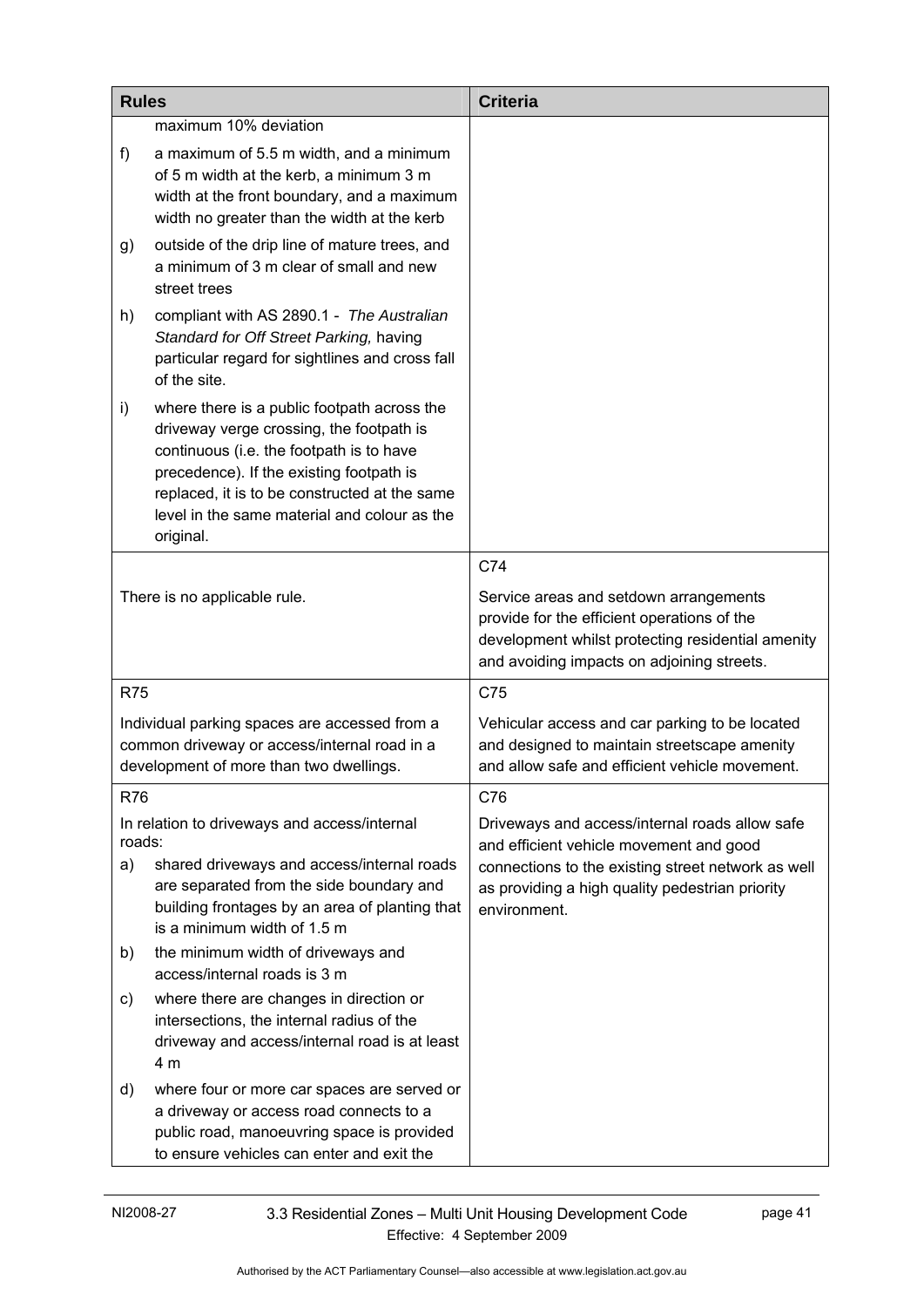| Rules | Criteria |
|---|---|
| maximum 10% deviation<br>f) a maximum of 5.5 m width, and a minimum of 5 m width at the kerb, a minimum 3 m width at the front boundary, and a maximum width no greater than the width at the kerb<br>g) outside of the drip line of mature trees, and a minimum of 3 m clear of small and new street trees<br>h) compliant with AS 2890.1 - *The Australian Standard for Off Street Parking,* having particular regard for sightlines and cross fall of the site.<br>i) where there is a public footpath across the driveway verge crossing, the footpath is continuous (i.e. the footpath is to have precedence). If the existing footpath is replaced, it is to be constructed at the same level in the same material and colour as the original. | |
| There is no applicable rule. | C74<br>Service areas and setdown arrangements provide for the efficient operations of the development whilst protecting residential amenity and avoiding impacts on adjoining streets. |
| R75<br>Individual parking spaces are accessed from a common driveway or access/internal road in a development of more than two dwellings. | C75<br>Vehicular access and car parking to be located and designed to maintain streetscape amenity and allow safe and efficient vehicle movement. |
| R76<br>In relation to driveways and access/internal roads:<br>a) shared driveways and access/internal roads are separated from the side boundary and building frontages by an area of planting that is a minimum width of 1.5 m<br>b) the minimum width of driveways and access/internal roads is 3 m<br>c) where there are changes in direction or intersections, the internal radius of the driveway and access/internal road is at least 4 m<br>d) where four or more car spaces are served or a driveway or access road connects to a public road, manoeuvring space is provided to ensure vehicles can enter and exit the | C76<br>Driveways and access/internal roads allow safe and efficient vehicle movement and good connections to the existing street network as well as providing a high quality pedestrian priority environment. |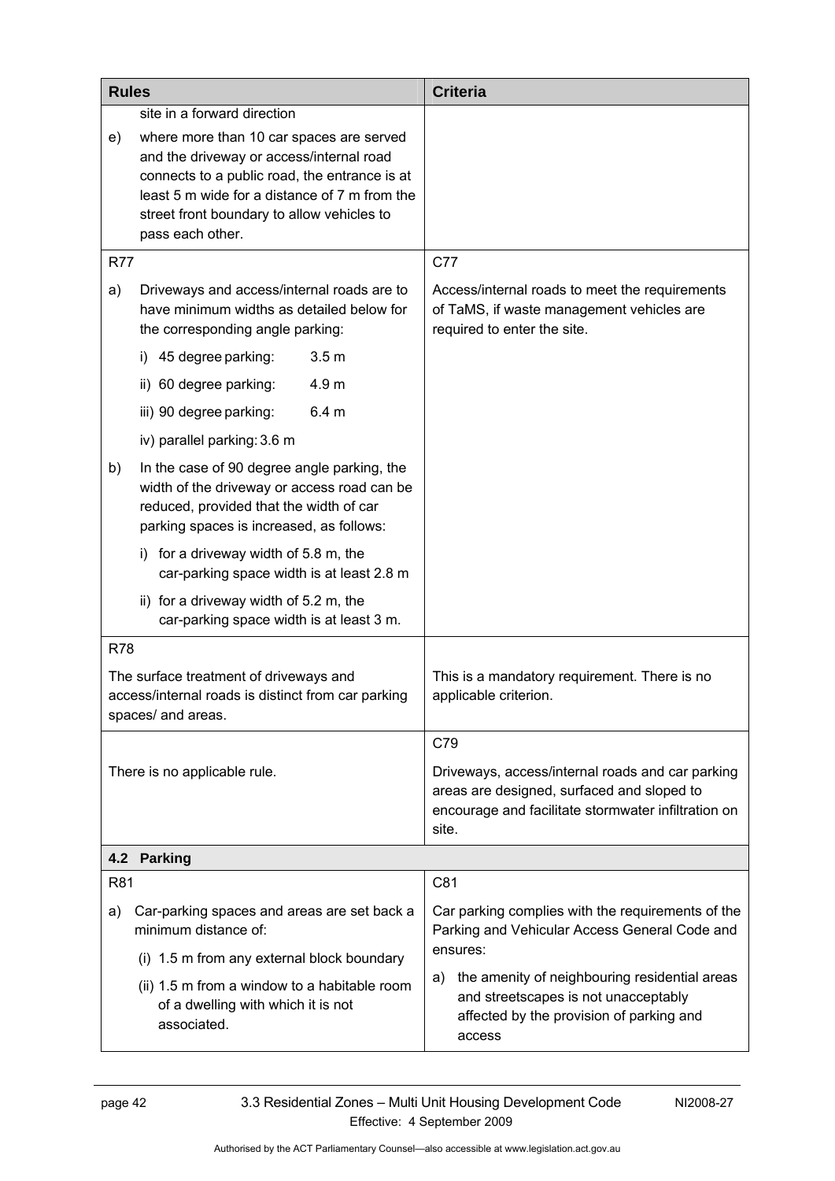| Rules | Criteria |
|---|---|
| site in a forward direction<br>e) where more than 10 car spaces are served and the driveway or access/internal road connects to a public road, the entrance is at least 5 m wide for a distance of 7 m from the street front boundary to allow vehicles to pass each other. | |
| R77<br>a) Driveways and access/internal roads are to have minimum widths as detailed below for the corresponding angle parking:<br>i) 45 degree parking: 3.5 m<br>ii) 60 degree parking: 4.9 m<br>iii) 90 degree parking: 6.4 m<br>iv) parallel parking: 3.6 m<br>b) In the case of 90 degree angle parking, the width of the driveway or access road can be reduced, provided that the width of car parking spaces is increased, as follows:<br>i) for a driveway width of 5.8 m, the car-parking space width is at least 2.8 m<br>ii) for a driveway width of 5.2 m, the car-parking space width is at least 3 m. | C77<br>Access/internal roads to meet the requirements of TaMS, if waste management vehicles are required to enter the site. |
| R78<br>The surface treatment of driveways and access/internal roads is distinct from car parking spaces/ and areas. | This is a mandatory requirement. There is no applicable criterion. |
| There is no applicable rule. | C79<br>Driveways, access/internal roads and car parking areas are designed, surfaced and sloped to encourage and facilitate stormwater infiltration on site. |
| **4.2 Parking** | |
| R81<br>a) Car-parking spaces and areas are set back a minimum distance of:<br>(i) 1.5 m from any external block boundary<br>(ii) 1.5 m from a window to a habitable room of a dwelling with which it is not associated. | C81<br>Car parking complies with the requirements of the Parking and Vehicular Access General Code and ensures:<br>a) the amenity of neighbouring residential areas and streetscapes is not unacceptably affected by the provision of parking and access |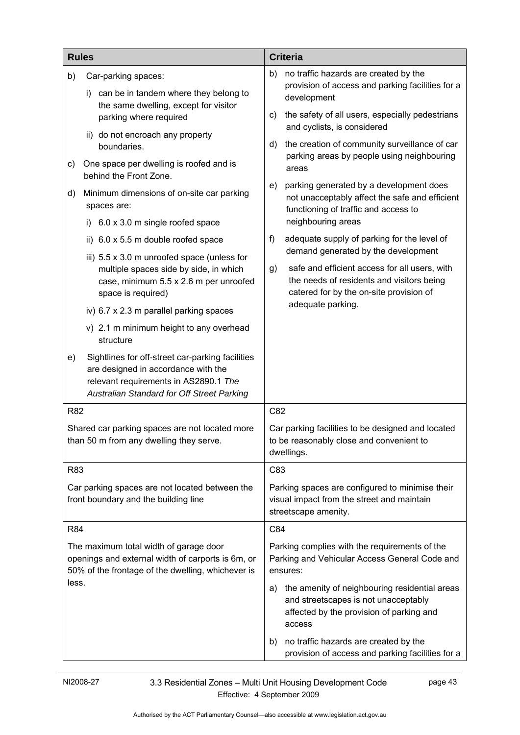| Rules | Criteria |
|---|---|
| b) Car-parking spaces:<br>i) can be in tandem where they belong to the same dwelling, except for visitor parking where required<br>ii) do not encroach any property boundaries.<br>c) One space per dwelling is roofed and is behind the Front Zone.<br>d) Minimum dimensions of on-site car parking spaces are:<br>i) 6.0 x 3.0 m single roofed space<br>ii) 6.0 x 5.5 m double roofed space<br>iii) 5.5 x 3.0 m unroofed space (unless for multiple spaces side by side, in which case, minimum 5.5 x 2.6 m per unroofed space is required)<br>iv) 6.7 x 2.3 m parallel parking spaces<br>v) 2.1 m minimum height to any overhead structure<br>e) Sightlines for off-street car-parking facilities are designed in accordance with the relevant requirements in AS2890.1 *The Australian Standard for Off Street Parking* | b) no traffic hazards are created by the provision of access and parking facilities for a development<br>c) the safety of all users, especially pedestrians and cyclists, is considered<br>d) the creation of community surveillance of car parking areas by people using neighbouring areas<br>e) parking generated by a development does not unacceptably affect the safe and efficient functioning of traffic and access to neighbouring areas<br>f) adequate supply of parking for the level of demand generated by the development<br>g) safe and efficient access for all users, with the needs of residents and visitors being catered for by the on-site provision of adequate parking. |
| R82<br><br>Shared car parking spaces are not located more than 50 m from any dwelling they serve. | C82<br><br>Car parking facilities to be designed and located to be reasonably close and convenient to dwellings. |
| R83<br><br>Car parking spaces are not located between the front boundary and the building line | C83<br><br>Parking spaces are configured to minimise their visual impact from the street and maintain streetscape amenity. |
| R84<br><br>The maximum total width of garage door openings and external width of carports is 6m, or 50% of the frontage of the dwelling, whichever is less. | C84<br><br>Parking complies with the requirements of the Parking and Vehicular Access General Code and ensures:<br>a) the amenity of neighbouring residential areas and streetscapes is not unacceptably affected by the provision of parking and access<br>b) no traffic hazards are created by the provision of access and parking facilities for a |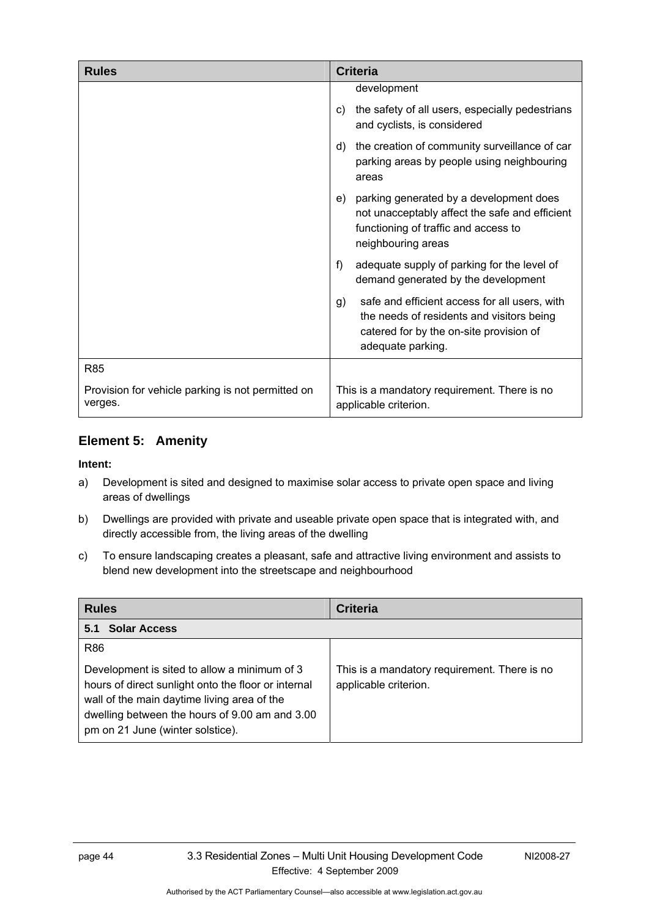| Rules | Criteria |
|---|---|
| | development<br>c) the safety of all users, especially pedestrians and cyclists, is considered<br>d) the creation of community surveillance of car parking areas by people using neighbouring areas<br>e) parking generated by a development does not unacceptably affect the safe and efficient functioning of traffic and access to neighbouring areas<br>f) adequate supply of parking for the level of demand generated by the development<br>g) safe and efficient access for all users, with the needs of residents and visitors being catered for by the on-site provision of adequate parking. |
| R85<br><br>Provision for vehicle parking is not permitted on verges. | This is a mandatory requirement. There is no applicable criterion. |

## Element 5: Amenity

**Intent:**

a) Development is sited and designed to maximise solar access to private open space and living areas of dwellings

b) Dwellings are provided with private and useable private open space that is integrated with, and directly accessible from, the living areas of the dwelling

c) To ensure landscaping creates a pleasant, safe and attractive living environment and assists to blend new development into the streetscape and neighbourhood

| Rules | Criteria |
|---|---|
| **5.1 Solar Access** | |
| R86<br><br>Development is sited to allow a minimum of 3 hours of direct sunlight onto the floor or internal wall of the main daytime living area of the dwelling between the hours of 9.00 am and 3.00 pm on 21 June (winter solstice). | This is a mandatory requirement. There is no applicable criterion. |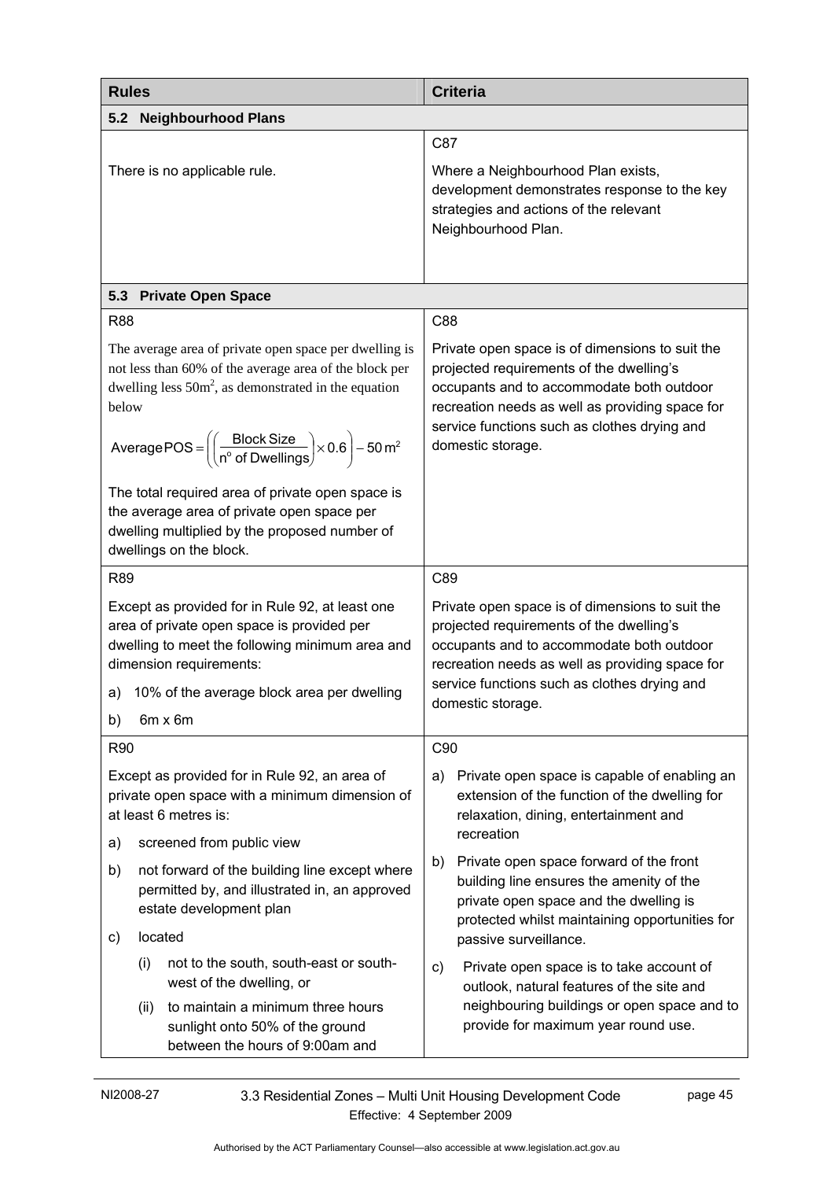| Rules | Criteria |
|---|---|
| **5.2 Neighbourhood Plans** | |
| There is no applicable rule. | C87<br><br>Where a Neighbourhood Plan exists, development demonstrates response to the key strategies and actions of the relevant Neighbourhood Plan. |
| **5.3 Private Open Space** | |
| R88<br><br>The average area of private open space per dwelling is not less than 60% of the average area of the block per dwelling less $50m^2$, as demonstrated in the equation below<br><br>$\text{Average POS} = \left(\left(\frac{\text{Block Size}}{\text{n}^{\text{o}} \text{ of Dwellings}}\right) \times 0.6\right) - 50\,\text{m}^2$<br><br>The total required area of private open space is the average area of private open space per dwelling multiplied by the proposed number of dwellings on the block. | C88<br><br>Private open space is of dimensions to suit the projected requirements of the dwelling's occupants and to accommodate both outdoor recreation needs as well as providing space for service functions such as clothes drying and domestic storage. |
| R89<br><br>Except as provided for in Rule 92, at least one area of private open space is provided per dwelling to meet the following minimum area and dimension requirements:<br><br>a) 10% of the average block area per dwelling<br><br>b) 6m x 6m | C89<br><br>Private open space is of dimensions to suit the projected requirements of the dwelling's occupants and to accommodate both outdoor recreation needs as well as providing space for service functions such as clothes drying and domestic storage. |
| R90<br><br>Except as provided for in Rule 92, an area of private open space with a minimum dimension of at least 6 metres is:<br><br>a) screened from public view<br><br>b) not forward of the building line except where permitted by, and illustrated in, an approved estate development plan<br><br>c) located<br><br>(i) not to the south, south-east or south-west of the dwelling, or<br><br>(ii) to maintain a minimum three hours sunlight onto 50% of the ground between the hours of 9:00am and | C90<br><br>a) Private open space is capable of enabling an extension of the function of the dwelling for relaxation, dining, entertainment and recreation<br><br>b) Private open space forward of the front building line ensures the amenity of the private open space and the dwelling is protected whilst maintaining opportunities for passive surveillance.<br><br>c) Private open space is to take account of outlook, natural features of the site and neighbouring buildings or open space and to provide for maximum year round use. |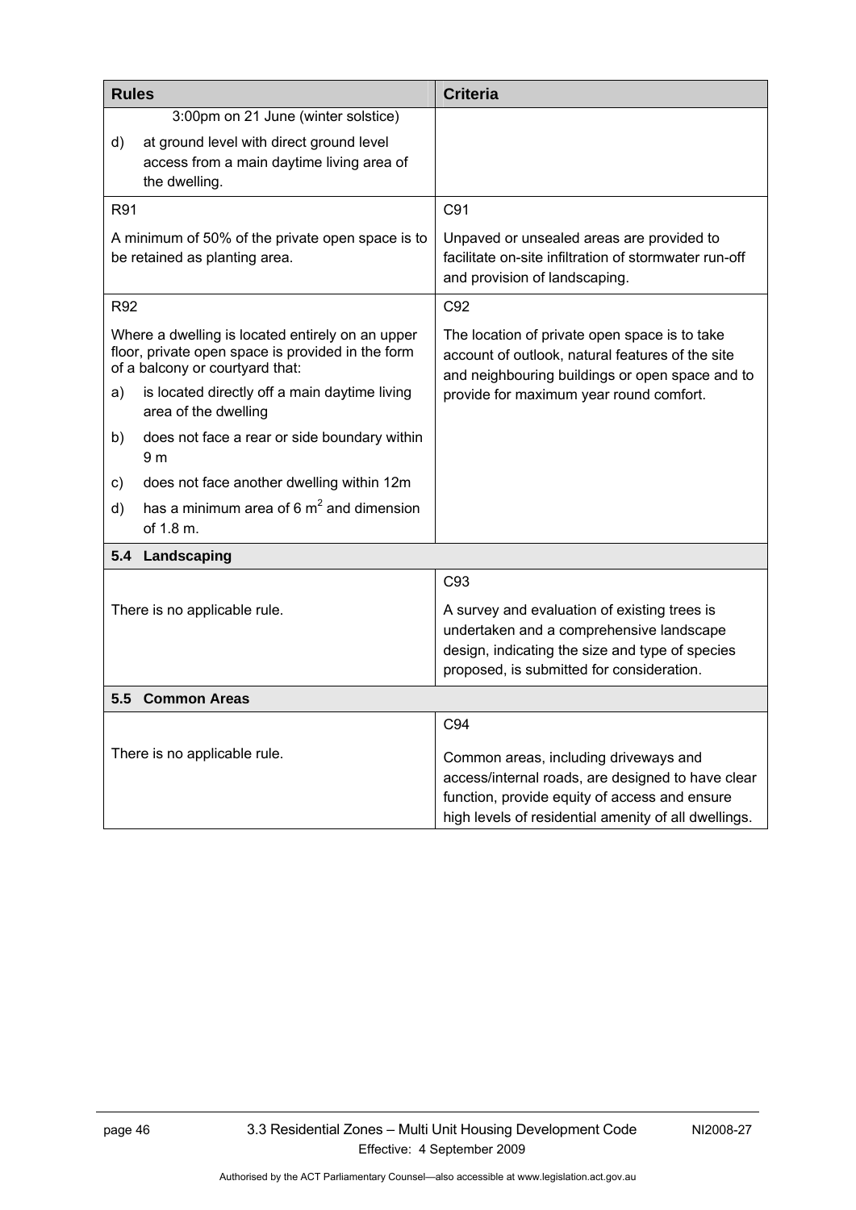| Rules | Criteria |
|---|---|
| 3:00pm on 21 June (winter solstice)<br>d) at ground level with direct ground level access from a main daytime living area of the dwelling. | |
| R91<br><br>A minimum of 50% of the private open space is to be retained as planting area. | C91<br><br>Unpaved or unsealed areas are provided to facilitate on-site infiltration of stormwater run-off and provision of landscaping. |
| R92<br><br>Where a dwelling is located entirely on an upper floor, private open space is provided in the form of a balcony or courtyard that:<br>a) is located directly off a main daytime living area of the dwelling<br>b) does not face a rear or side boundary within 9 m<br>c) does not face another dwelling within 12m<br>d) has a minimum area of 6 $m^2$ and dimension of 1.8 m. | C92<br><br>The location of private open space is to take account of outlook, natural features of the site and neighbouring buildings or open space and to provide for maximum year round comfort. |
| **5.4 Landscaping** | |
| There is no applicable rule. | C93<br><br>A survey and evaluation of existing trees is undertaken and a comprehensive landscape design, indicating the size and type of species proposed, is submitted for consideration. |
| **5.5 Common Areas** | |
| There is no applicable rule. | C94<br><br>Common areas, including driveways and access/internal roads, are designed to have clear function, provide equity of access and ensure high levels of residential amenity of all dwellings. |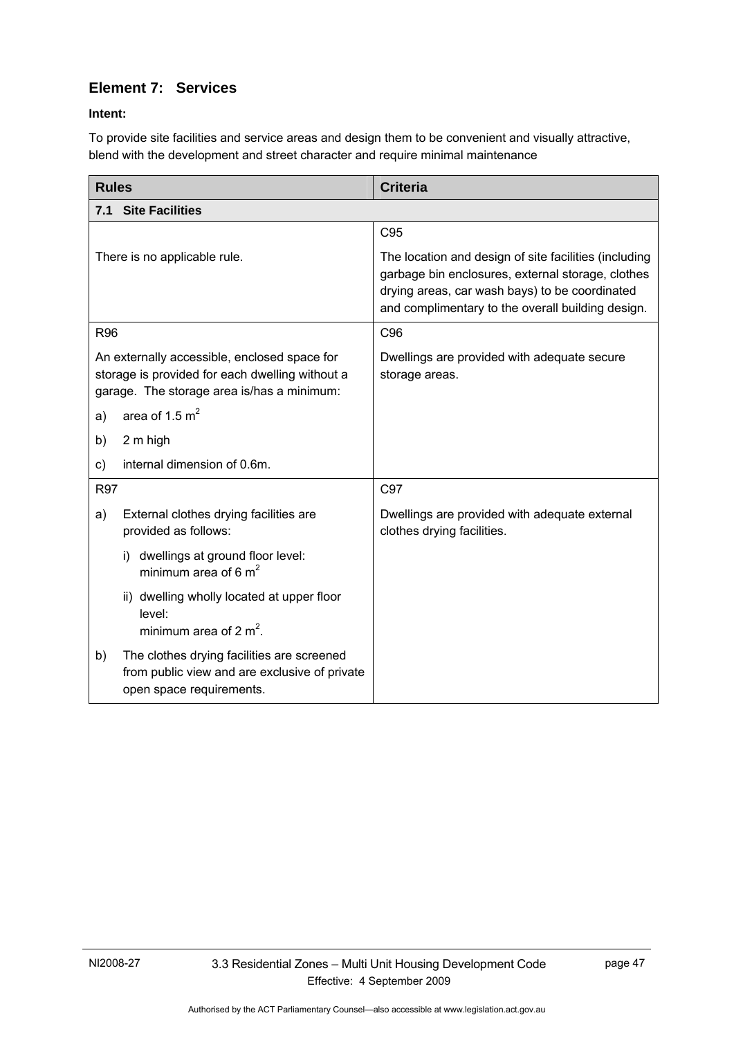## Element 7: Services

**Intent:**

To provide site facilities and service areas and design them to be convenient and visually attractive, blend with the development and street character and require minimal maintenance

| Rules | Criteria |
|---|---|
| **7.1 Site Facilities** | |
| There is no applicable rule. | C95<br>The location and design of site facilities (including garbage bin enclosures, external storage, clothes drying areas, car wash bays) to be coordinated and complimentary to the overall building design. |
| R96<br>An externally accessible, enclosed space for storage is provided for each dwelling without a garage. The storage area is/has a minimum:<br>a) area of 1.5 $m^2$<br>b) 2 m high<br>c) internal dimension of 0.6m. | C96<br>Dwellings are provided with adequate secure storage areas. |
| R97<br>a) External clothes drying facilities are provided as follows:<br>i) dwellings at ground floor level: minimum area of 6 $m^2$<br>ii) dwelling wholly located at upper floor level: minimum area of 2 $m^2$.<br>b) The clothes drying facilities are screened from public view and are exclusive of private open space requirements. | C97<br>Dwellings are provided with adequate external clothes drying facilities. |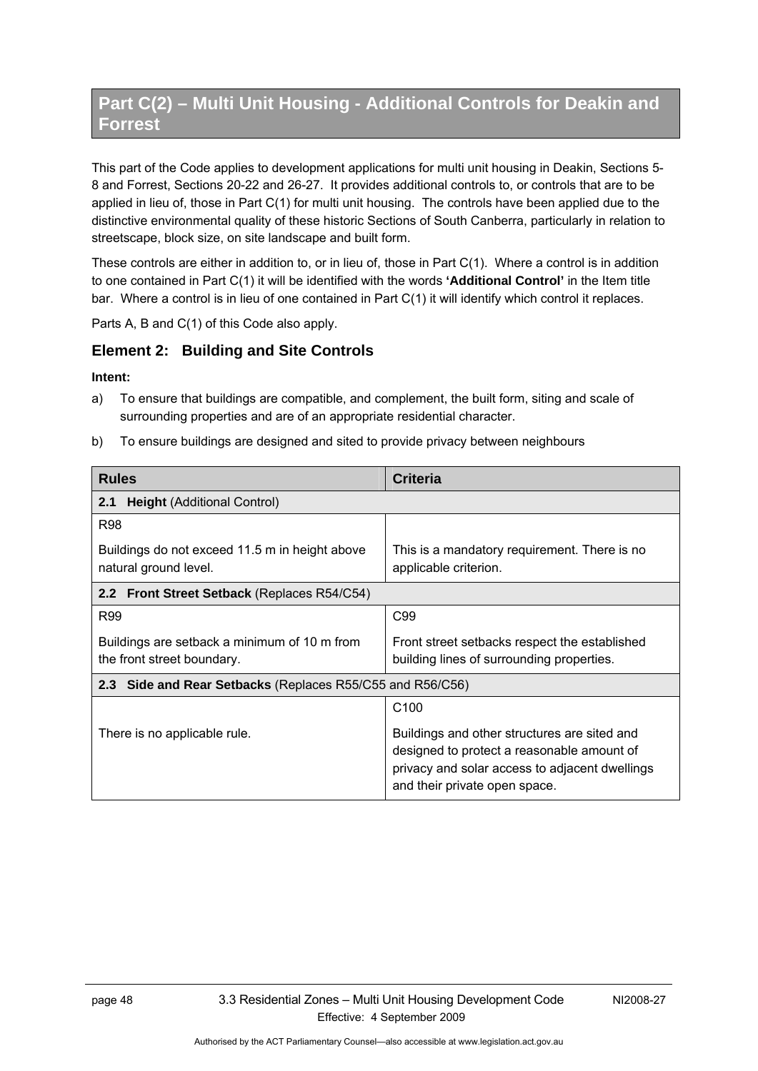# Part C(2) – Multi Unit Housing - Additional Controls for Deakin and Forrest

This part of the Code applies to development applications for multi unit housing in Deakin, Sections 5-8 and Forrest, Sections 20-22 and 26-27. It provides additional controls to, or controls that are to be applied in lieu of, those in Part C(1) for multi unit housing. The controls have been applied due to the distinctive environmental quality of these historic Sections of South Canberra, particularly in relation to streetscape, block size, on site landscape and built form.

These controls are either in addition to, or in lieu of, those in Part C(1). Where a control is in addition to one contained in Part C(1) it will be identified with the words **'Additional Control'** in the Item title bar. Where a control is in lieu of one contained in Part C(1) it will identify which control it replaces.

Parts A, B and C(1) of this Code also apply.

## Element 2: Building and Site Controls

**Intent:**

a) To ensure that buildings are compatible, and complement, the built form, siting and scale of surrounding properties and are of an appropriate residential character.

b) To ensure buildings are designed and sited to provide privacy between neighbours

| Rules | Criteria |
|---|---|
| **2.1 Height** (Additional Control) | |
| R98<br><br>Buildings do not exceed 11.5 m in height above natural ground level. | This is a mandatory requirement. There is no applicable criterion. |
| **2.2 Front Street Setback** (Replaces R54/C54) | |
| R99<br><br>Buildings are setback a minimum of 10 m from the front street boundary. | C99<br><br>Front street setbacks respect the established building lines of surrounding properties. |
| **2.3 Side and Rear Setbacks** (Replaces R55/C55 and R56/C56) | |
| There is no applicable rule. | C100<br><br>Buildings and other structures are sited and designed to protect a reasonable amount of privacy and solar access to adjacent dwellings and their private open space. |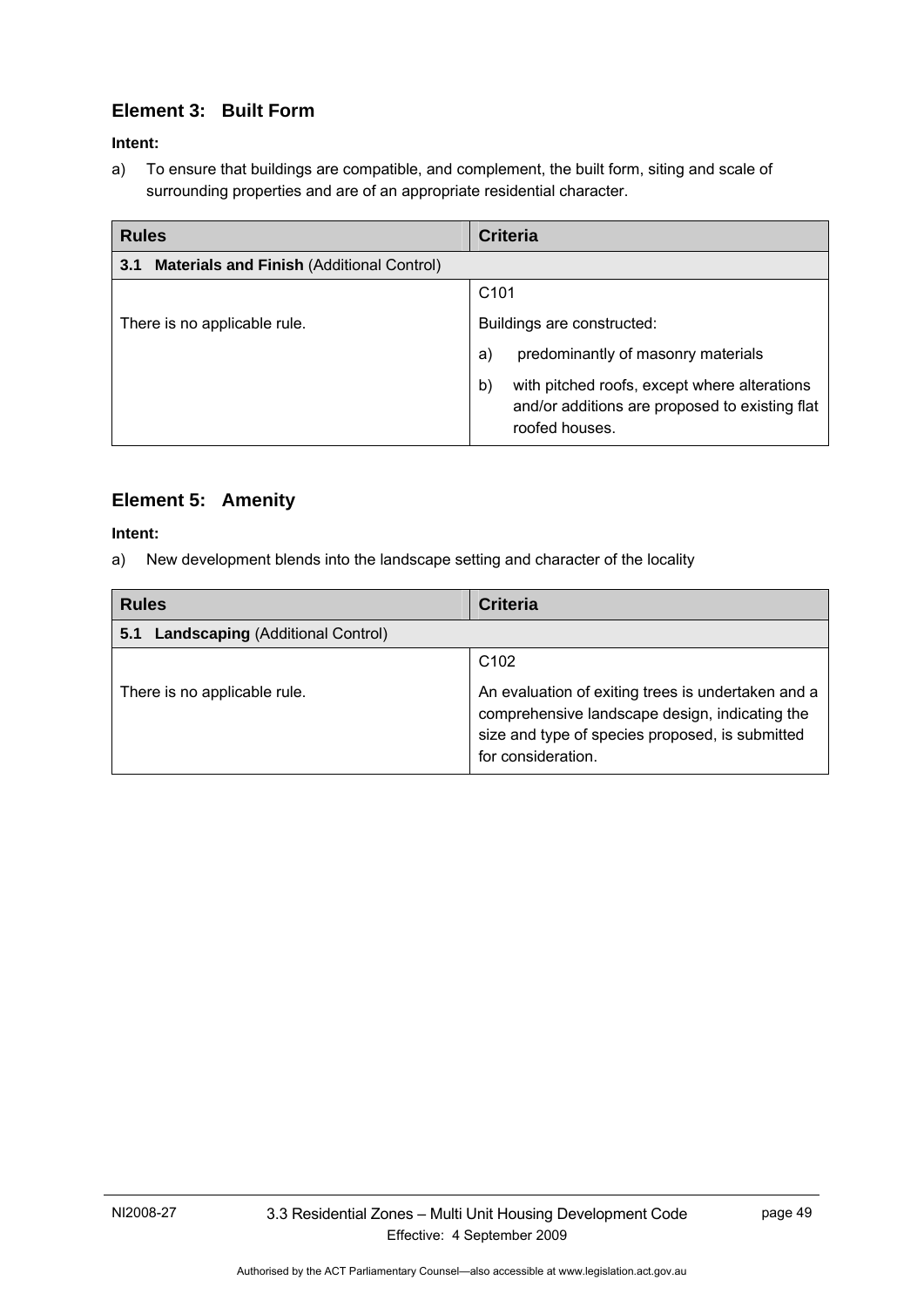## Element 3: Built Form

**Intent:**

a) To ensure that buildings are compatible, and complement, the built form, siting and scale of surrounding properties and are of an appropriate residential character.

| Rules | Criteria |
|---|---|
| **3.1 Materials and Finish** (Additional Control) | |
| There is no applicable rule. | C101<br><br>Buildings are constructed:<br><br>a) predominantly of masonry materials<br><br>b) with pitched roofs, except where alterations and/or additions are proposed to existing flat roofed houses. |

## Element 5: Amenity

**Intent:**

a) New development blends into the landscape setting and character of the locality

| Rules | Criteria |
|---|---|
| **5.1 Landscaping** (Additional Control) | |
| There is no applicable rule. | C102<br><br>An evaluation of exiting trees is undertaken and a comprehensive landscape design, indicating the size and type of species proposed, is submitted for consideration. |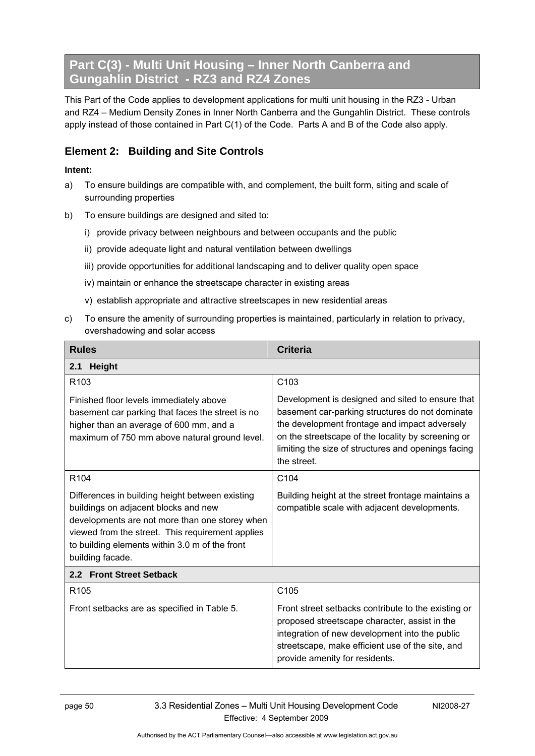# Part C(3) - Multi Unit Housing – Inner North Canberra and Gungahlin District - RZ3 and RZ4 Zones

This Part of the Code applies to development applications for multi unit housing in the RZ3 - Urban and RZ4 – Medium Density Zones in Inner North Canberra and the Gungahlin District. These controls apply instead of those contained in Part C(1) of the Code. Parts A and B of the Code also apply.

## Element 2: Building and Site Controls

**Intent:**

a) To ensure buildings are compatible with, and complement, the built form, siting and scale of surrounding properties

b) To ensure buildings are designed and sited to:

   i) provide privacy between neighbours and between occupants and the public

   ii) provide adequate light and natural ventilation between dwellings

   iii) provide opportunities for additional landscaping and to deliver quality open space

   iv) maintain or enhance the streetscape character in existing areas

   v) establish appropriate and attractive streetscapes in new residential areas

c) To ensure the amenity of surrounding properties is maintained, particularly in relation to privacy, overshadowing and solar access

| Rules | Criteria |
|---|---|
| **2.1 Height** | |
| R103<br><br>Finished floor levels immediately above basement car parking that faces the street is no higher than an average of 600 mm, and a maximum of 750 mm above natural ground level. | C103<br><br>Development is designed and sited to ensure that basement car-parking structures do not dominate the development frontage and impact adversely on the streetscape of the locality by screening or limiting the size of structures and openings facing the street. |
| R104<br><br>Differences in building height between existing buildings on adjacent blocks and new developments are not more than one storey when viewed from the street. This requirement applies to building elements within 3.0 m of the front building facade. | C104<br><br>Building height at the street frontage maintains a compatible scale with adjacent developments. |
| **2.2 Front Street Setback** | |
| R105<br><br>Front setbacks are as specified in Table 5. | C105<br><br>Front street setbacks contribute to the existing or proposed streetscape character, assist in the integration of new development into the public streetscape, make efficient use of the site, and provide amenity for residents. |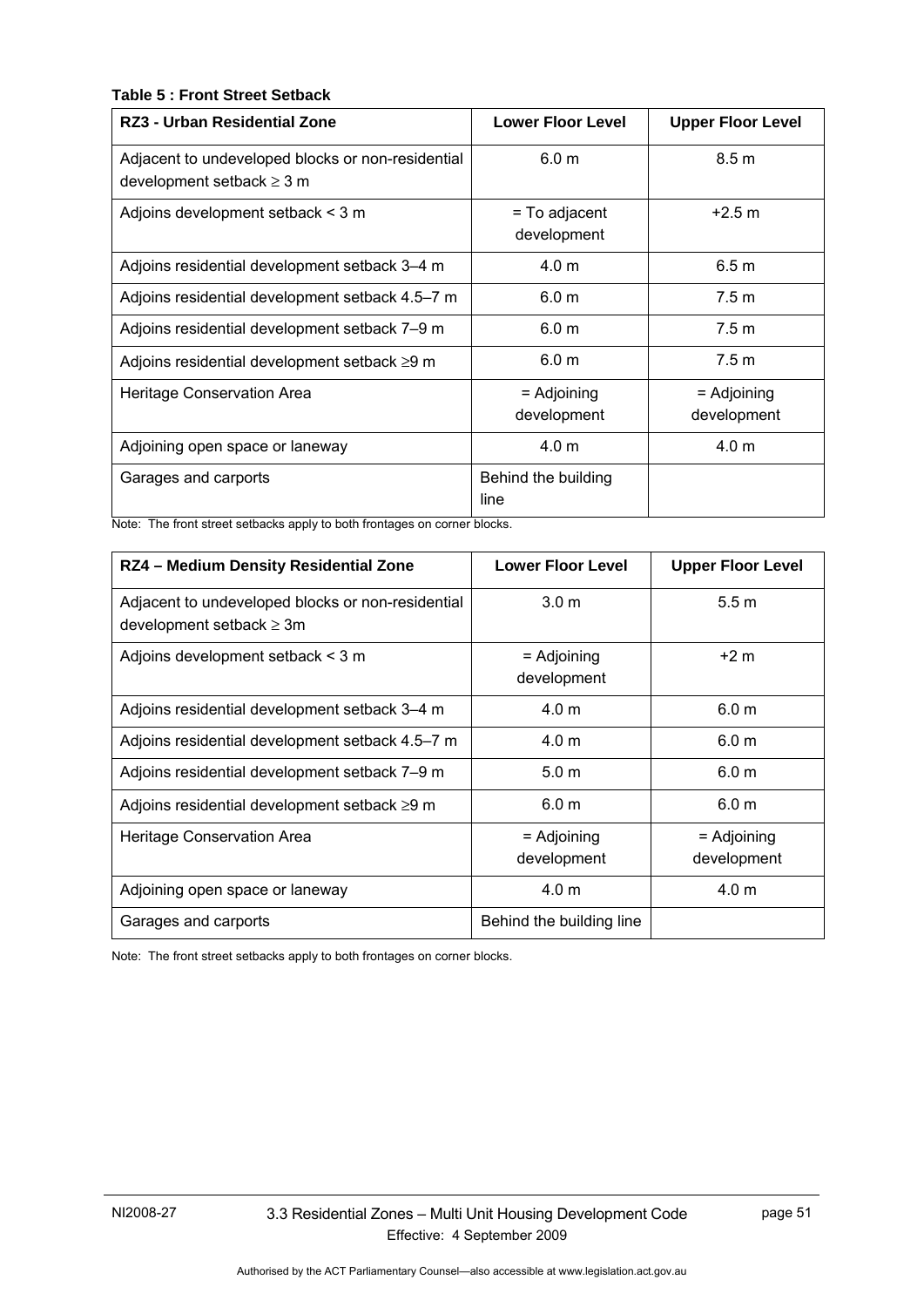**Table 5 : Front Street Setback**

| RZ3 - Urban Residential Zone | Lower Floor Level | Upper Floor Level |
|---|---|---|
| Adjacent to undeveloped blocks or non-residential development setback ≥ 3 m | 6.0 m | 8.5 m |
| Adjoins development setback < 3 m | = To adjacent development | +2.5 m |
| Adjoins residential development setback 3–4 m | 4.0 m | 6.5 m |
| Adjoins residential development setback 4.5–7 m | 6.0 m | 7.5 m |
| Adjoins residential development setback 7–9 m | 6.0 m | 7.5 m |
| Adjoins residential development setback ≥9 m | 6.0 m | 7.5 m |
| Heritage Conservation Area | = Adjoining development | = Adjoining development |
| Adjoining open space or laneway | 4.0 m | 4.0 m |
| Garages and carports | Behind the building line | |

Note: The front street setbacks apply to both frontages on corner blocks.

| RZ4 – Medium Density Residential Zone | Lower Floor Level | Upper Floor Level |
|---|---|---|
| Adjacent to undeveloped blocks or non-residential development setback ≥ 3m | 3.0 m | 5.5 m |
| Adjoins development setback < 3 m | = Adjoining development | +2 m |
| Adjoins residential development setback 3–4 m | 4.0 m | 6.0 m |
| Adjoins residential development setback 4.5–7 m | 4.0 m | 6.0 m |
| Adjoins residential development setback 7–9 m | 5.0 m | 6.0 m |
| Adjoins residential development setback ≥9 m | 6.0 m | 6.0 m |
| Heritage Conservation Area | = Adjoining development | = Adjoining development |
| Adjoining open space or laneway | 4.0 m | 4.0 m |
| Garages and carports | Behind the building line | |

Note: The front street setbacks apply to both frontages on corner blocks.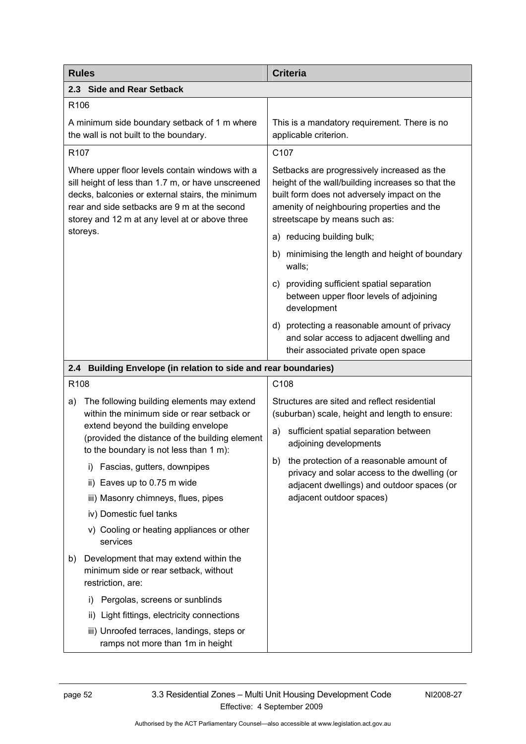| Rules | Criteria |
| --- | --- |
| **2.3 Side and Rear Setback** | |
| R106<br><br>A minimum side boundary setback of 1 m where the wall is not built to the boundary. | This is a mandatory requirement. There is no applicable criterion. |
| R107<br><br>Where upper floor levels contain windows with a sill height of less than 1.7 m, or have unscreened decks, balconies or external stairs, the minimum rear and side setbacks are 9 m at the second storey and 12 m at any level at or above three storeys. | C107<br><br>Setbacks are progressively increased as the height of the wall/building increases so that the built form does not adversely impact on the amenity of neighbouring properties and the streetscape by means such as:<br><br>a) reducing building bulk;<br><br>b) minimising the length and height of boundary walls;<br><br>c) providing sufficient spatial separation between upper floor levels of adjoining development<br><br>d) protecting a reasonable amount of privacy and solar access to adjacent dwelling and their associated private open space |
| **2.4 Building Envelope (in relation to side and rear boundaries)** | |
| R108<br><br>a) The following building elements may extend within the minimum side or rear setback or extend beyond the building envelope (provided the distance of the building element to the boundary is not less than 1 m):<br><br>i) Fascias, gutters, downpipes<br><br>ii) Eaves up to 0.75 m wide<br><br>iii) Masonry chimneys, flues, pipes<br><br>iv) Domestic fuel tanks<br><br>v) Cooling or heating appliances or other services<br><br>b) Development that may extend within the minimum side or rear setback, without restriction, are:<br><br>i) Pergolas, screens or sunblinds<br><br>ii) Light fittings, electricity connections<br><br>iii) Unroofed terraces, landings, steps or ramps not more than 1m in height | C108<br><br>Structures are sited and reflect residential (suburban) scale, height and length to ensure:<br><br>a) sufficient spatial separation between adjoining developments<br><br>b) the protection of a reasonable amount of privacy and solar access to the dwelling (or adjacent dwellings) and outdoor spaces (or adjacent outdoor spaces) |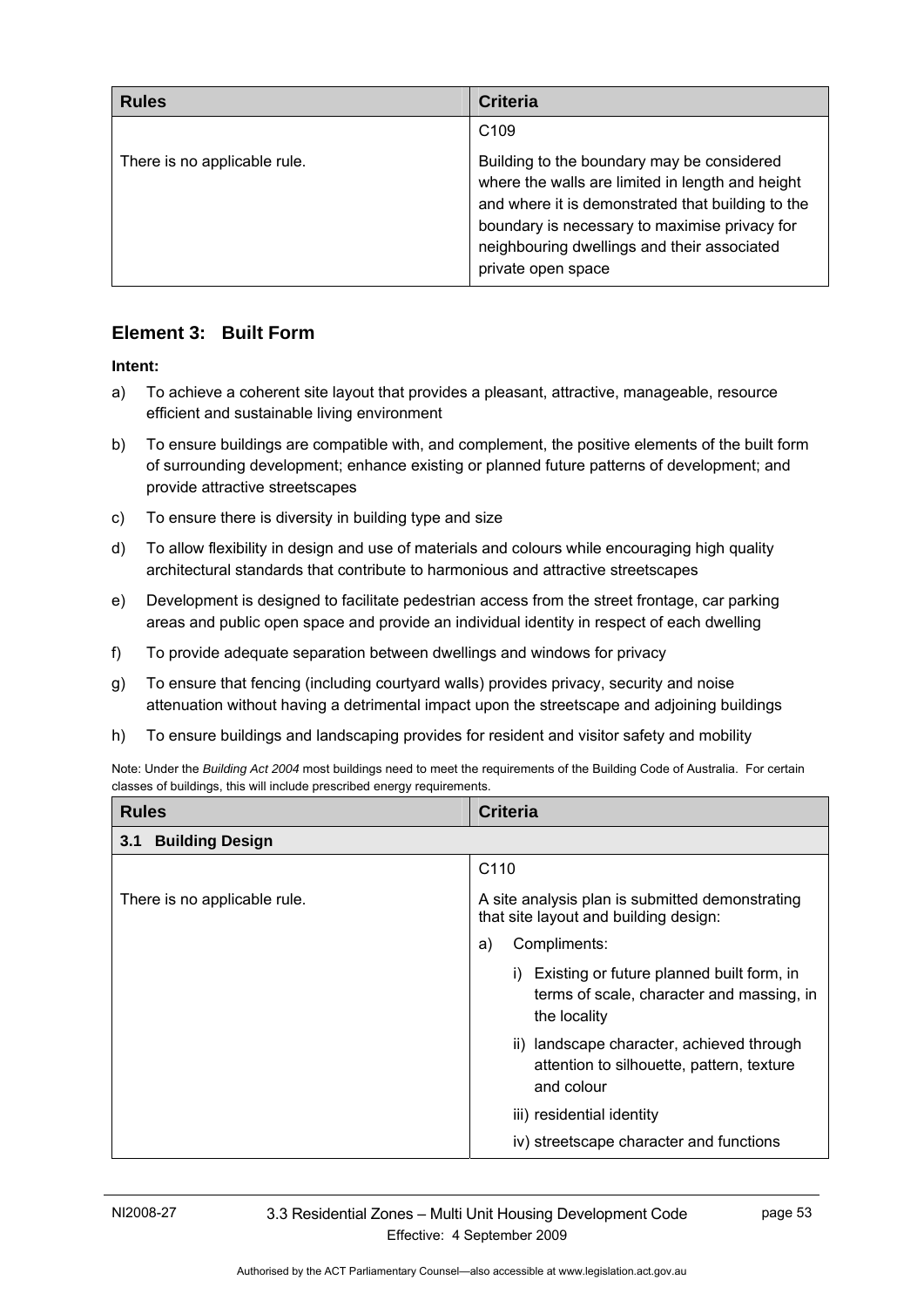| Rules | Criteria |
| --- | --- |
| There is no applicable rule. | C109<br><br>Building to the boundary may be considered where the walls are limited in length and height and where it is demonstrated that building to the boundary is necessary to maximise privacy for neighbouring dwellings and their associated private open space |

## Element 3: Built Form

**Intent:**

a) To achieve a coherent site layout that provides a pleasant, attractive, manageable, resource efficient and sustainable living environment

b) To ensure buildings are compatible with, and complement, the positive elements of the built form of surrounding development; enhance existing or planned future patterns of development; and provide attractive streetscapes

c) To ensure there is diversity in building type and size

d) To allow flexibility in design and use of materials and colours while encouraging high quality architectural standards that contribute to harmonious and attractive streetscapes

e) Development is designed to facilitate pedestrian access from the street frontage, car parking areas and public open space and provide an individual identity in respect of each dwelling

f) To provide adequate separation between dwellings and windows for privacy

g) To ensure that fencing (including courtyard walls) provides privacy, security and noise attenuation without having a detrimental impact upon the streetscape and adjoining buildings

h) To ensure buildings and landscaping provides for resident and visitor safety and mobility

Note: Under the *Building Act 2004* most buildings need to meet the requirements of the Building Code of Australia. For certain classes of buildings, this will include prescribed energy requirements.

| Rules | Criteria |
| --- | --- |
| **3.1 Building Design** | |
| There is no applicable rule. | C110<br><br>A site analysis plan is submitted demonstrating that site layout and building design:<br><br>a) Compliments:<br><br>i) Existing or future planned built form, in terms of scale, character and massing, in the locality<br><br>ii) landscape character, achieved through attention to silhouette, pattern, texture and colour<br><br>iii) residential identity<br><br>iv) streetscape character and functions |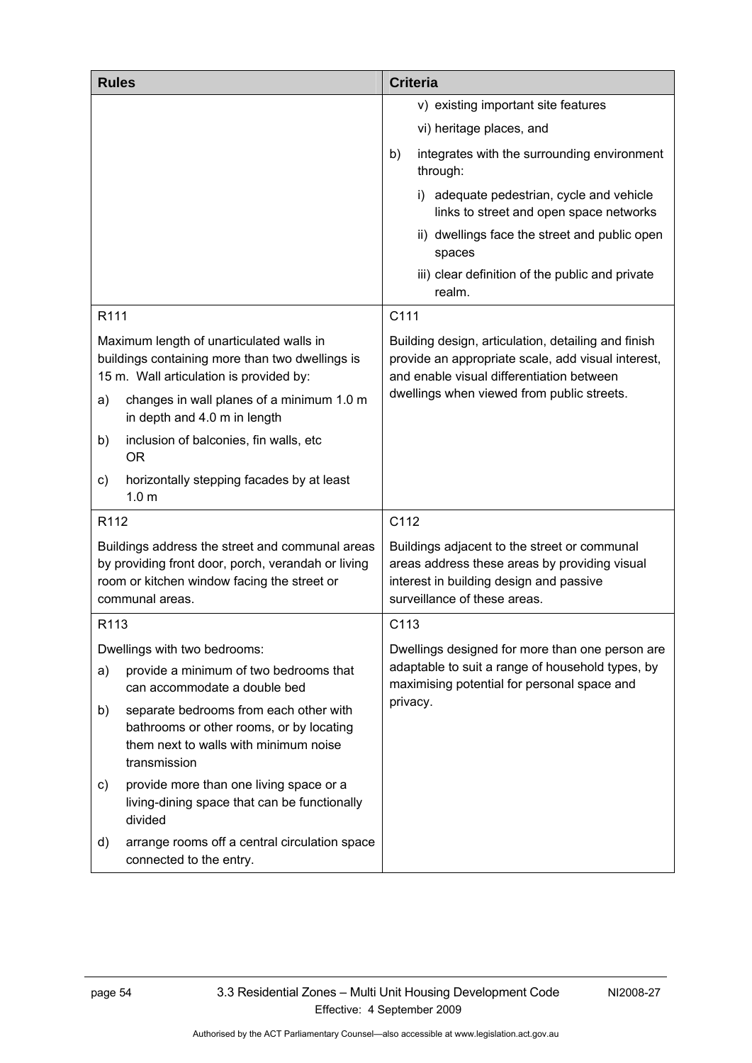| Rules | Criteria |
|---|---|
| | v) existing important site features<br>vi) heritage places, and<br>b) integrates with the surrounding environment through:<br>i) adequate pedestrian, cycle and vehicle links to street and open space networks<br>ii) dwellings face the street and public open spaces<br>iii) clear definition of the public and private realm. |
| R111 | C111 |
| Maximum length of unarticulated walls in buildings containing more than two dwellings is 15 m. Wall articulation is provided by:<br>a) changes in wall planes of a minimum 1.0 m in depth and 4.0 m in length<br>b) inclusion of balconies, fin walls, etc OR<br>c) horizontally stepping facades by at least 1.0 m | Building design, articulation, detailing and finish provide an appropriate scale, add visual interest, and enable visual differentiation between dwellings when viewed from public streets. |
| R112 | C112 |
| Buildings address the street and communal areas by providing front door, porch, verandah or living room or kitchen window facing the street or communal areas. | Buildings adjacent to the street or communal areas address these areas by providing visual interest in building design and passive surveillance of these areas. |
| R113 | C113 |
| Dwellings with two bedrooms:<br>a) provide a minimum of two bedrooms that can accommodate a double bed<br>b) separate bedrooms from each other with bathrooms or other rooms, or by locating them next to walls with minimum noise transmission<br>c) provide more than one living space or a living-dining space that can be functionally divided<br>d) arrange rooms off a central circulation space connected to the entry. | Dwellings designed for more than one person are adaptable to suit a range of household types, by maximising potential for personal space and privacy. |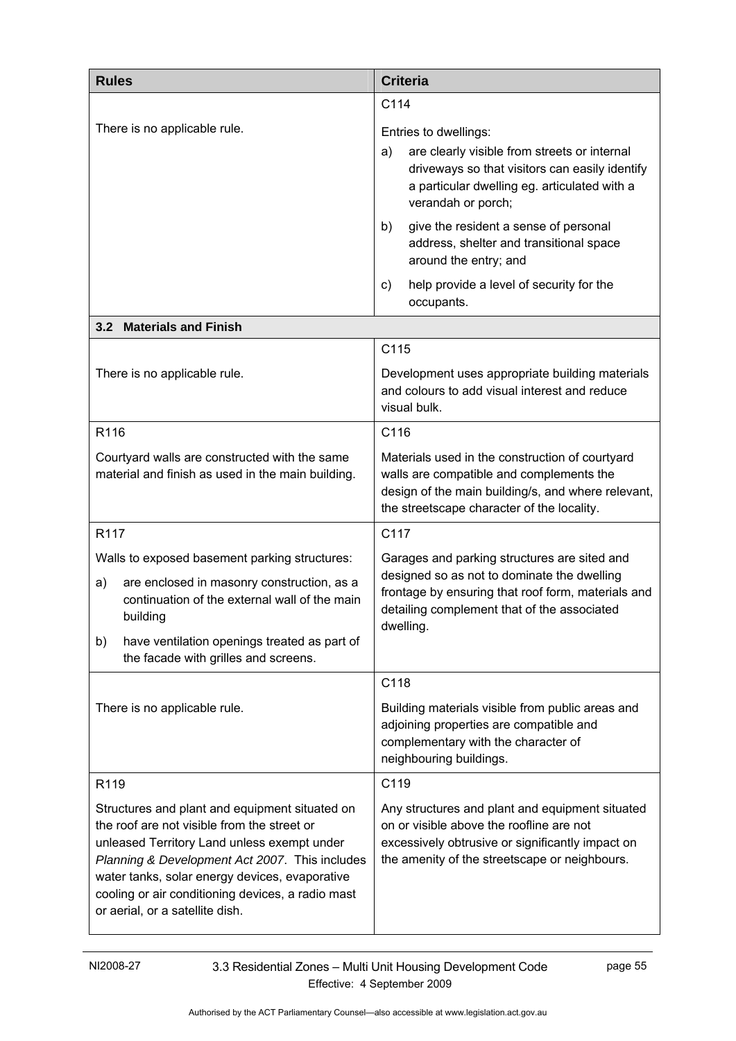| Rules | Criteria |
|---|---|
| There is no applicable rule. | C114<br><br>Entries to dwellings:<br>a) are clearly visible from streets or internal driveways so that visitors can easily identify a particular dwelling eg. articulated with a verandah or porch;<br>b) give the resident a sense of personal address, shelter and transitional space around the entry; and<br>c) help provide a level of security for the occupants. |
| **3.2 Materials and Finish** | |
| There is no applicable rule. | C115<br><br>Development uses appropriate building materials and colours to add visual interest and reduce visual bulk. |
| R116<br><br>Courtyard walls are constructed with the same material and finish as used in the main building. | C116<br><br>Materials used in the construction of courtyard walls are compatible and complements the design of the main building/s, and where relevant, the streetscape character of the locality. |
| R117<br><br>Walls to exposed basement parking structures:<br>a) are enclosed in masonry construction, as a continuation of the external wall of the main building<br>b) have ventilation openings treated as part of the facade with grilles and screens. | C117<br><br>Garages and parking structures are sited and designed so as not to dominate the dwelling frontage by ensuring that roof form, materials and detailing complement that of the associated dwelling. |
| There is no applicable rule. | C118<br><br>Building materials visible from public areas and adjoining properties are compatible and complementary with the character of neighbouring buildings. |
| R119<br><br>Structures and plant and equipment situated on the roof are not visible from the street or unleased Territory Land unless exempt under *Planning & Development Act 2007*. This includes water tanks, solar energy devices, evaporative cooling or air conditioning devices, a radio mast or aerial, or a satellite dish. | C119<br><br>Any structures and plant and equipment situated on or visible above the roofline are not excessively obtrusive or significantly impact on the amenity of the streetscape or neighbours. |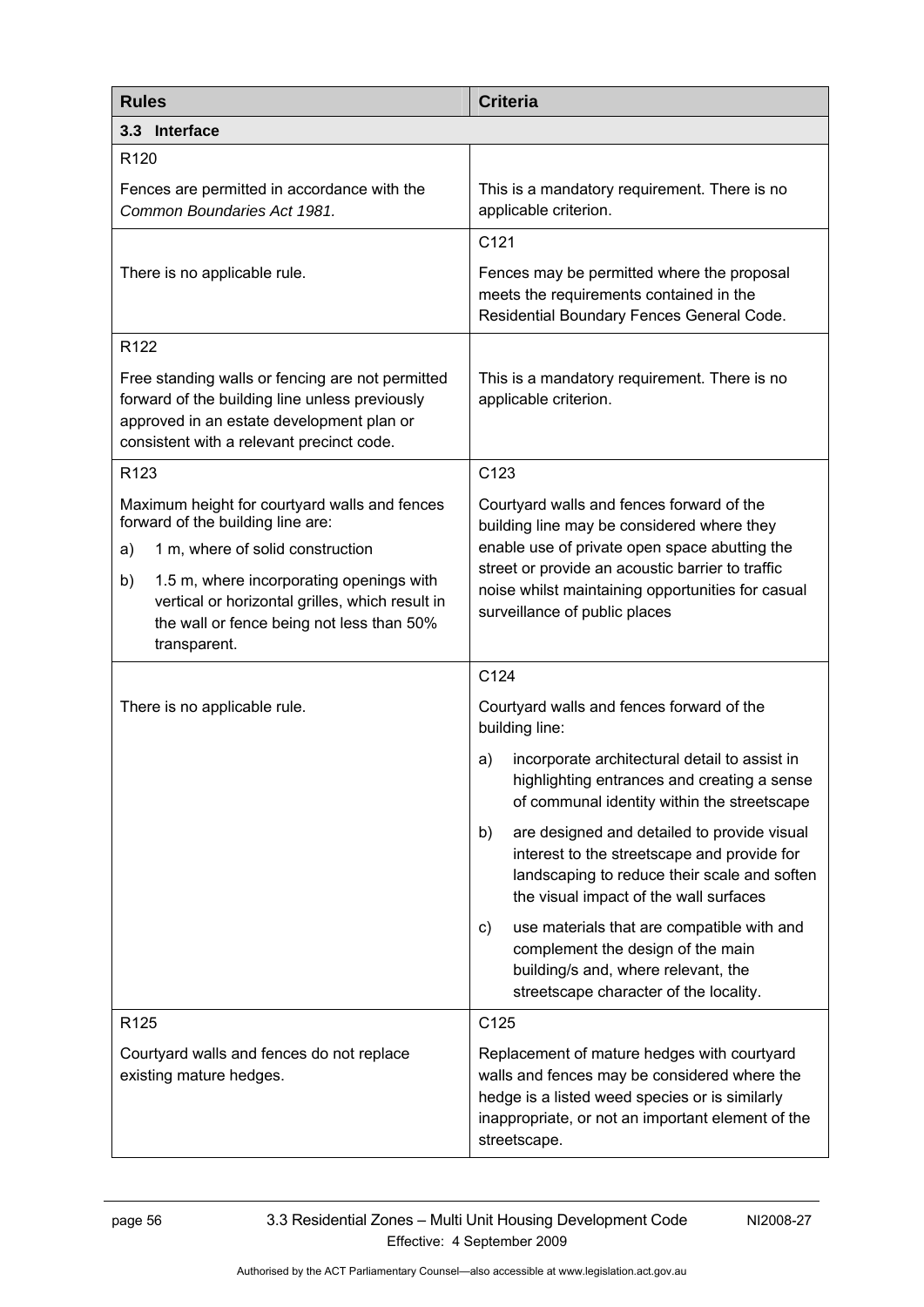| Rules | Criteria |
| --- | --- |
| **3.3 Interface** | |
| R120<br><br>Fences are permitted in accordance with the *Common Boundaries Act 1981.* | This is a mandatory requirement. There is no applicable criterion. |
| There is no applicable rule. | C121<br><br>Fences may be permitted where the proposal meets the requirements contained in the Residential Boundary Fences General Code. |
| R122<br><br>Free standing walls or fencing are not permitted forward of the building line unless previously approved in an estate development plan or consistent with a relevant precinct code. | This is a mandatory requirement. There is no applicable criterion. |
| R123<br><br>Maximum height for courtyard walls and fences forward of the building line are:<br>a) 1 m, where of solid construction<br>b) 1.5 m, where incorporating openings with vertical or horizontal grilles, which result in the wall or fence being not less than 50% transparent. | C123<br><br>Courtyard walls and fences forward of the building line may be considered where they enable use of private open space abutting the street or provide an acoustic barrier to traffic noise whilst maintaining opportunities for casual surveillance of public places |
| There is no applicable rule. | C124<br><br>Courtyard walls and fences forward of the building line:<br>a) incorporate architectural detail to assist in highlighting entrances and creating a sense of communal identity within the streetscape<br>b) are designed and detailed to provide visual interest to the streetscape and provide for landscaping to reduce their scale and soften the visual impact of the wall surfaces<br>c) use materials that are compatible with and complement the design of the main building/s and, where relevant, the streetscape character of the locality. |
| R125<br><br>Courtyard walls and fences do not replace existing mature hedges. | C125<br><br>Replacement of mature hedges with courtyard walls and fences may be considered where the hedge is a listed weed species or is similarly inappropriate, or not an important element of the streetscape. |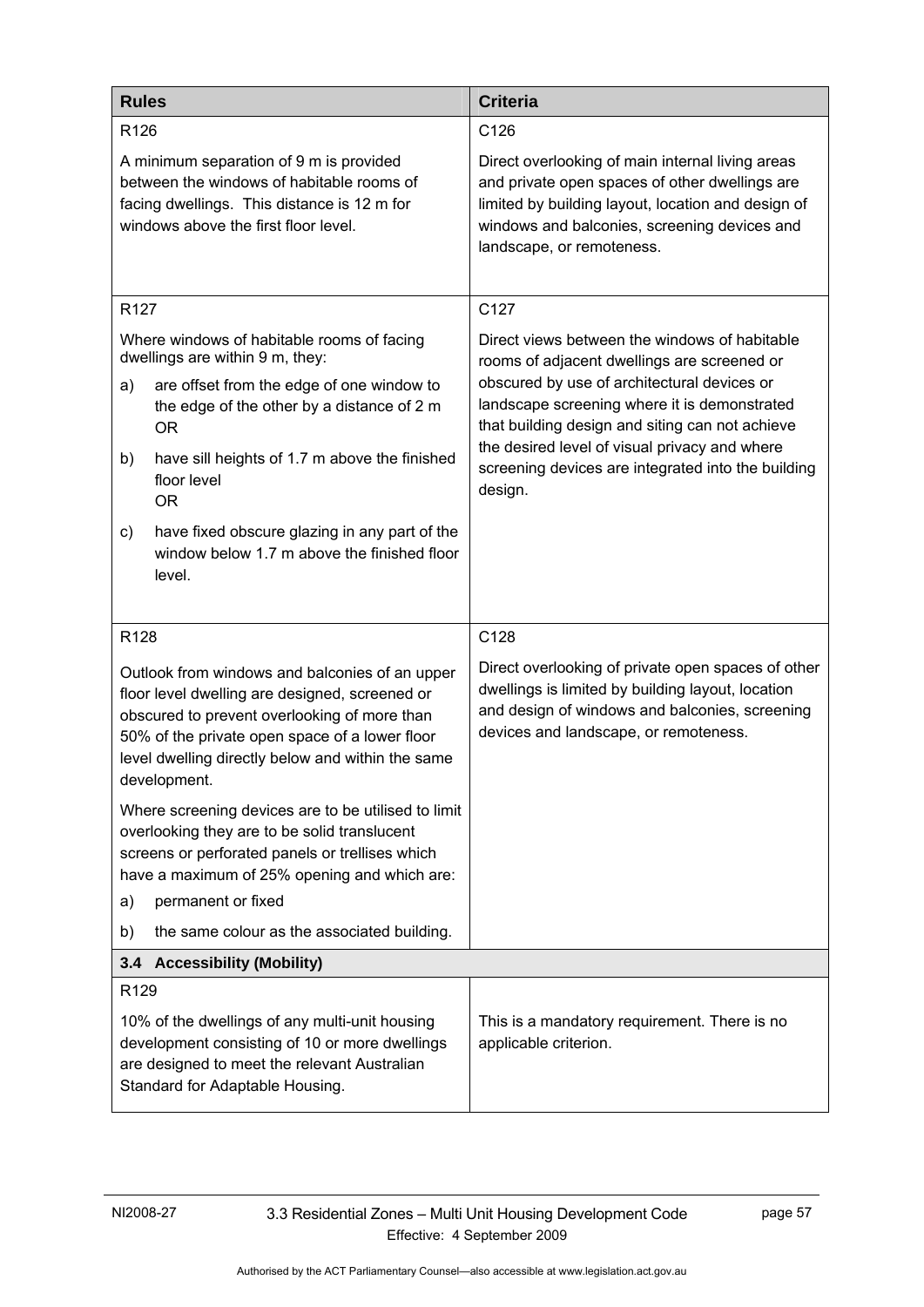| Rules | Criteria |
|---|---|
| R126<br><br>A minimum separation of 9 m is provided between the windows of habitable rooms of facing dwellings. This distance is 12 m for windows above the first floor level. | C126<br><br>Direct overlooking of main internal living areas and private open spaces of other dwellings are limited by building layout, location and design of windows and balconies, screening devices and landscape, or remoteness. |
| R127<br><br>Where windows of habitable rooms of facing dwellings are within 9 m, they:<br><br>a) are offset from the edge of one window to the edge of the other by a distance of 2 m OR<br><br>b) have sill heights of 1.7 m above the finished floor level OR<br><br>c) have fixed obscure glazing in any part of the window below 1.7 m above the finished floor level. | C127<br><br>Direct views between the windows of habitable rooms of adjacent dwellings are screened or obscured by use of architectural devices or landscape screening where it is demonstrated that building design and siting can not achieve the desired level of visual privacy and where screening devices are integrated into the building design. |
| R128<br><br>Outlook from windows and balconies of an upper floor level dwelling are designed, screened or obscured to prevent overlooking of more than 50% of the private open space of a lower floor level dwelling directly below and within the same development.<br><br>Where screening devices are to be utilised to limit overlooking they are to be solid translucent screens or perforated panels or trellises which have a maximum of 25% opening and which are:<br><br>a) permanent or fixed<br><br>b) the same colour as the associated building. | C128<br><br>Direct overlooking of private open spaces of other dwellings is limited by building layout, location and design of windows and balconies, screening devices and landscape, or remoteness. |
| **3.4 Accessibility (Mobility)** | |
| R129<br><br>10% of the dwellings of any multi-unit housing development consisting of 10 or more dwellings are designed to meet the relevant Australian Standard for Adaptable Housing. | This is a mandatory requirement. There is no applicable criterion. |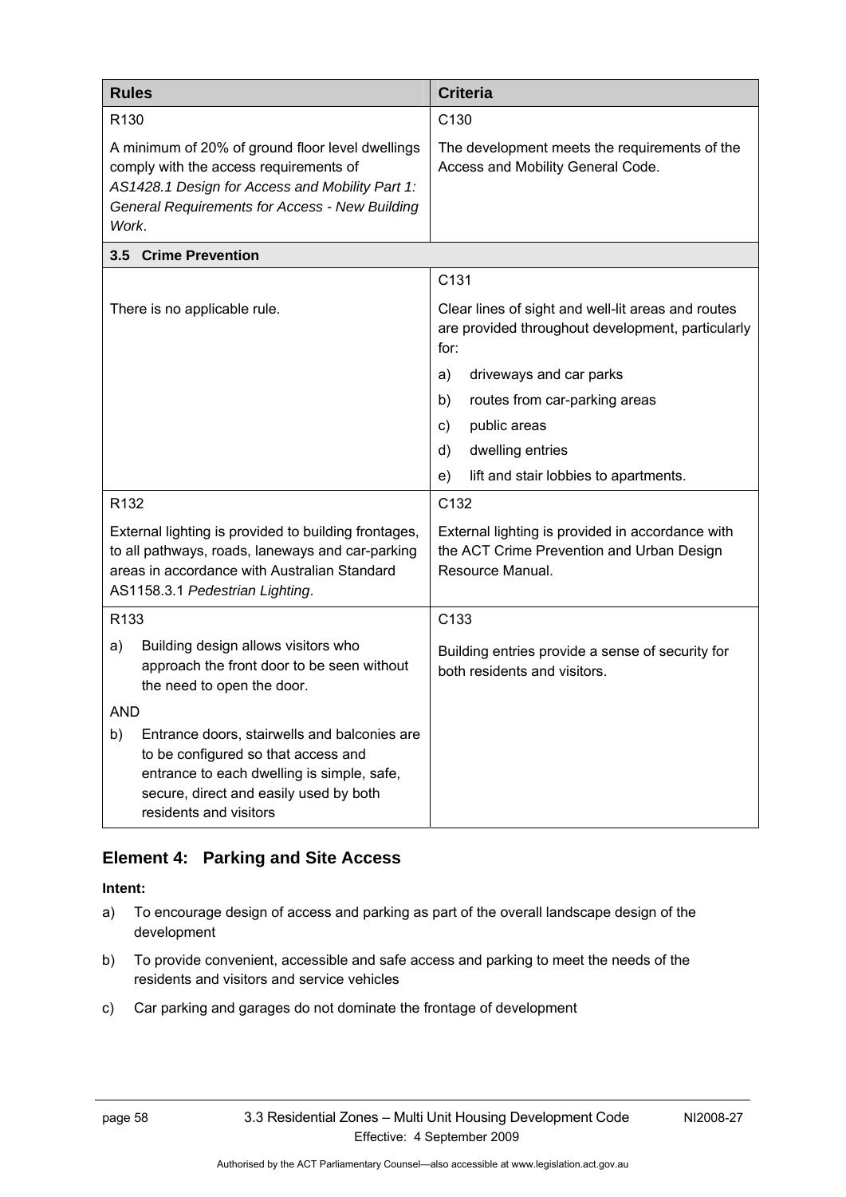| Rules | Criteria |
|---|---|
| R130<br><br>A minimum of 20% of ground floor level dwellings comply with the access requirements of *AS1428.1 Design for Access and Mobility Part 1: General Requirements for Access - New Building Work*. | C130<br><br>The development meets the requirements of the Access and Mobility General Code. |
| **3.5 Crime Prevention** | |
| There is no applicable rule. | C131<br><br>Clear lines of sight and well-lit areas and routes are provided throughout development, particularly for:<br>a) driveways and car parks<br>b) routes from car-parking areas<br>c) public areas<br>d) dwelling entries<br>e) lift and stair lobbies to apartments. |
| R132<br><br>External lighting is provided to building frontages, to all pathways, roads, laneways and car-parking areas in accordance with Australian Standard AS1158.3.1 *Pedestrian Lighting*. | C132<br><br>External lighting is provided in accordance with the ACT Crime Prevention and Urban Design Resource Manual. |
| R133<br><br>a) Building design allows visitors who approach the front door to be seen without the need to open the door.<br><br>AND<br><br>b) Entrance doors, stairwells and balconies are to be configured so that access and entrance to each dwelling is simple, safe, secure, direct and easily used by both residents and visitors | C133<br><br>Building entries provide a sense of security for both residents and visitors. |

## Element 4: Parking and Site Access

**Intent:**

a) To encourage design of access and parking as part of the overall landscape design of the development

b) To provide convenient, accessible and safe access and parking to meet the needs of the residents and visitors and service vehicles

c) Car parking and garages do not dominate the frontage of development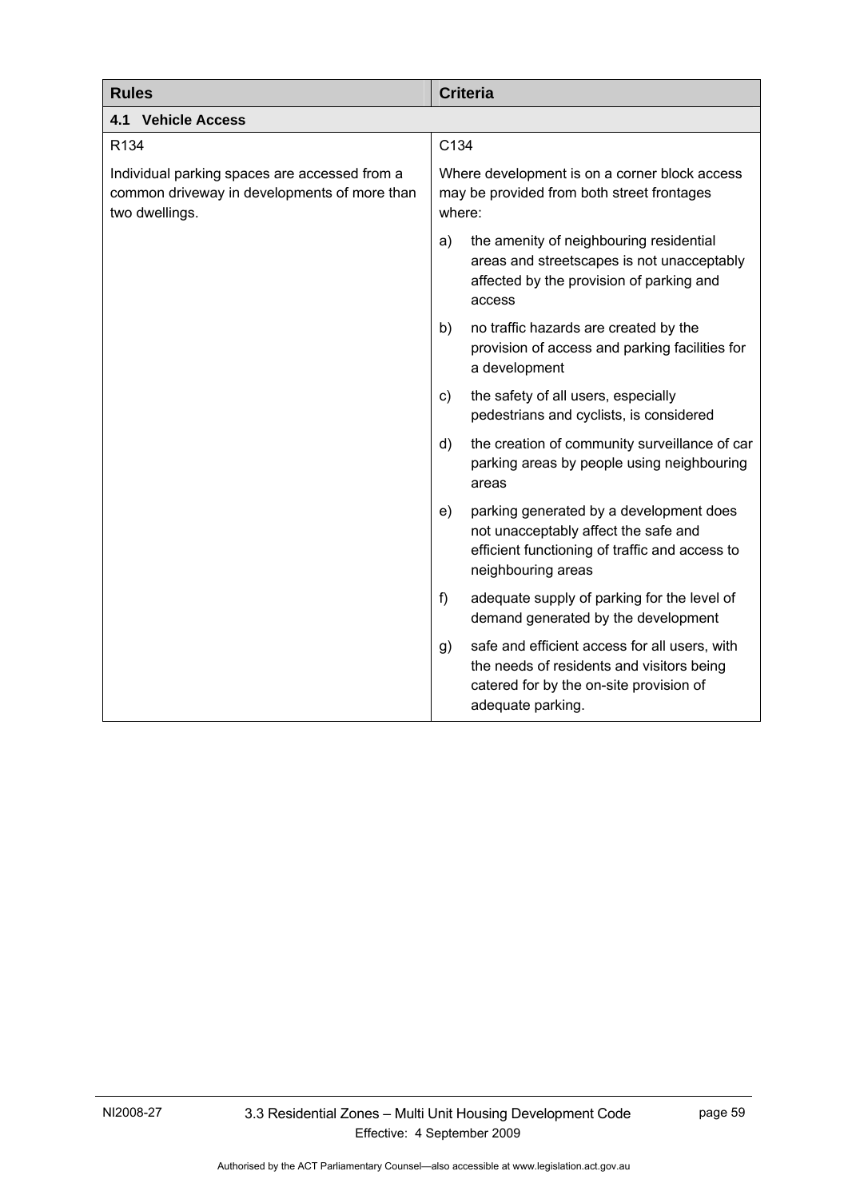| Rules | Criteria |
|---|---|
| **4.1 Vehicle Access** | |
| R134 | C134 |
| Individual parking spaces are accessed from a common driveway in developments of more than two dwellings. | Where development is on a corner block access may be provided from both street frontages where:<br>a) the amenity of neighbouring residential areas and streetscapes is not unacceptably affected by the provision of parking and access<br>b) no traffic hazards are created by the provision of access and parking facilities for a development<br>c) the safety of all users, especially pedestrians and cyclists, is considered<br>d) the creation of community surveillance of car parking areas by people using neighbouring areas<br>e) parking generated by a development does not unacceptably affect the safe and efficient functioning of traffic and access to neighbouring areas<br>f) adequate supply of parking for the level of demand generated by the development<br>g) safe and efficient access for all users, with the needs of residents and visitors being catered for by the on-site provision of adequate parking. |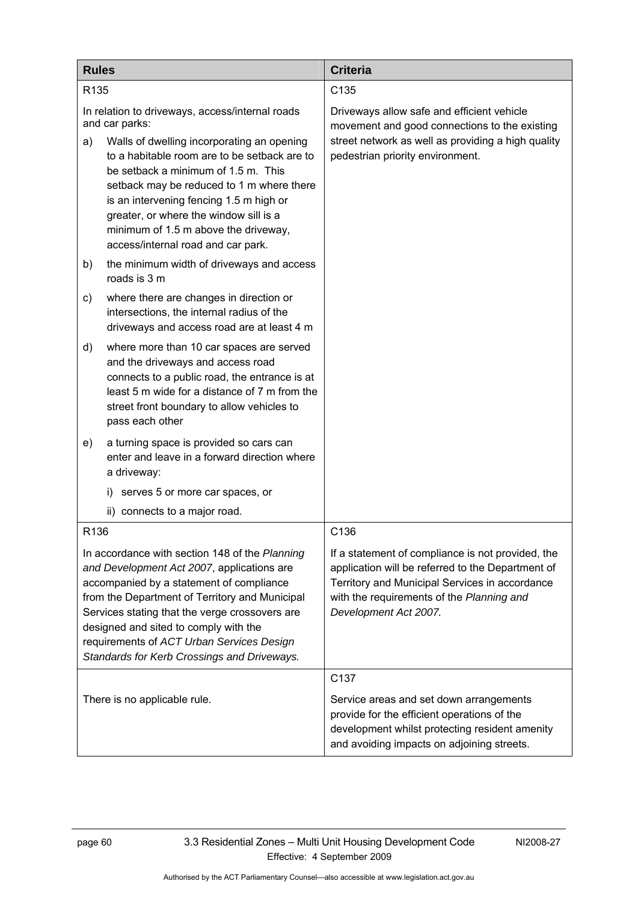| Rules | Criteria |
| --- | --- |
| R135<br><br>In relation to driveways, access/internal roads and car parks:<br><br>a) Walls of dwelling incorporating an opening to a habitable room are to be setback are to be setback a minimum of 1.5 m. This setback may be reduced to 1 m where there is an intervening fencing 1.5 m high or greater, or where the window sill is a minimum of 1.5 m above the driveway, access/internal road and car park.<br><br>b) the minimum width of driveways and access roads is 3 m<br><br>c) where there are changes in direction or intersections, the internal radius of the driveways and access road are at least 4 m<br><br>d) where more than 10 car spaces are served and the driveways and access road connects to a public road, the entrance is at least 5 m wide for a distance of 7 m from the street front boundary to allow vehicles to pass each other<br><br>e) a turning space is provided so cars can enter and leave in a forward direction where a driveway:<br><br>i) serves 5 or more car spaces, or<br><br>ii) connects to a major road. | C135<br><br>Driveways allow safe and efficient vehicle movement and good connections to the existing street network as well as providing a high quality pedestrian priority environment. |
| R136<br><br>In accordance with section 148 of the *Planning and Development Act 2007*, applications are accompanied by a statement of compliance from the Department of Territory and Municipal Services stating that the verge crossovers are designed and sited to comply with the requirements of *ACT Urban Services Design Standards for Kerb Crossings and Driveways.* | C136<br><br>If a statement of compliance is not provided, the application will be referred to the Department of Territory and Municipal Services in accordance with the requirements of the *Planning and Development Act 2007.* |
| There is no applicable rule. | C137<br><br>Service areas and set down arrangements provide for the efficient operations of the development whilst protecting resident amenity and avoiding impacts on adjoining streets. |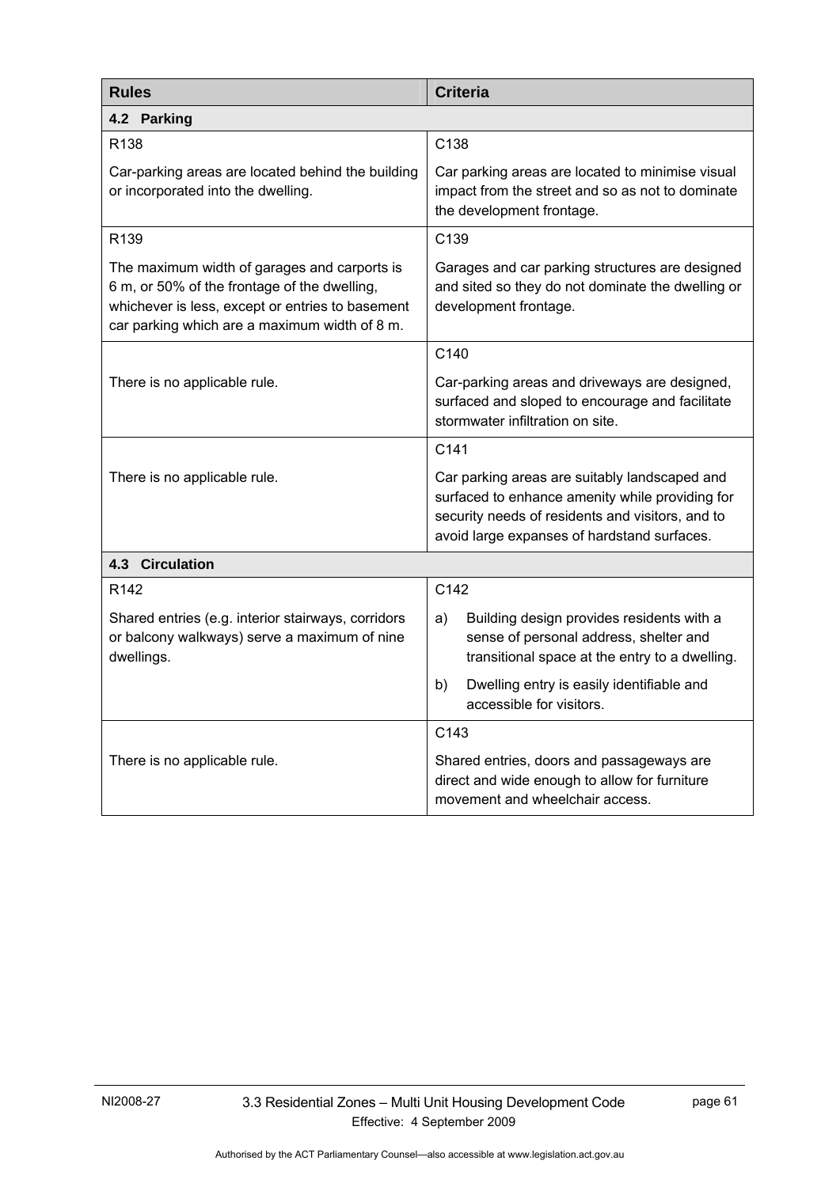| Rules | Criteria |
|---|---|
| **4.2 Parking** | |
| R138<br><br>Car-parking areas are located behind the building or incorporated into the dwelling. | C138<br><br>Car parking areas are located to minimise visual impact from the street and so as not to dominate the development frontage. |
| R139<br><br>The maximum width of garages and carports is 6 m, or 50% of the frontage of the dwelling, whichever is less, except or entries to basement car parking which are a maximum width of 8 m. | C139<br><br>Garages and car parking structures are designed and sited so they do not dominate the dwelling or development frontage. |
| There is no applicable rule. | C140<br><br>Car-parking areas and driveways are designed, surfaced and sloped to encourage and facilitate stormwater infiltration on site. |
| There is no applicable rule. | C141<br><br>Car parking areas are suitably landscaped and surfaced to enhance amenity while providing for security needs of residents and visitors, and to avoid large expanses of hardstand surfaces. |
| **4.3 Circulation** | |
| R142<br><br>Shared entries (e.g. interior stairways, corridors or balcony walkways) serve a maximum of nine dwellings. | C142<br><br>a) Building design provides residents with a sense of personal address, shelter and transitional space at the entry to a dwelling.<br><br>b) Dwelling entry is easily identifiable and accessible for visitors. |
| There is no applicable rule. | C143<br><br>Shared entries, doors and passageways are direct and wide enough to allow for furniture movement and wheelchair access. |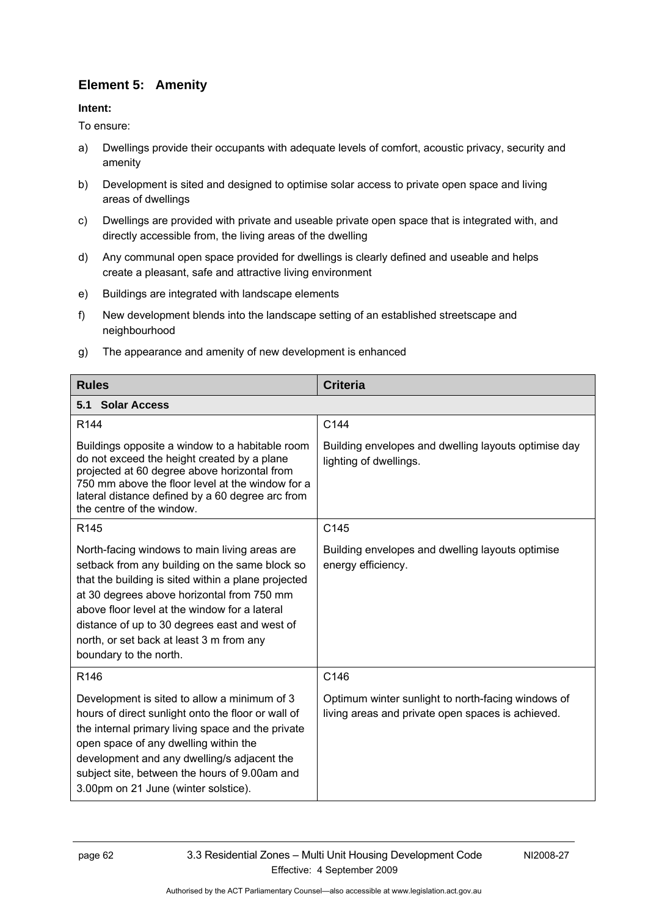## Element 5: Amenity

**Intent:**

To ensure:

a) Dwellings provide their occupants with adequate levels of comfort, acoustic privacy, security and amenity

b) Development is sited and designed to optimise solar access to private open space and living areas of dwellings

c) Dwellings are provided with private and useable private open space that is integrated with, and directly accessible from, the living areas of the dwelling

d) Any communal open space provided for dwellings is clearly defined and useable and helps create a pleasant, safe and attractive living environment

e) Buildings are integrated with landscape elements

f) New development blends into the landscape setting of an established streetscape and neighbourhood

g) The appearance and amenity of new development is enhanced

| Rules | Criteria |
|---|---|
| **5.1 Solar Access** | |
| R144<br><br>Buildings opposite a window to a habitable room do not exceed the height created by a plane projected at 60 degree above horizontal from 750 mm above the floor level at the window for a lateral distance defined by a 60 degree arc from the centre of the window. | C144<br><br>Building envelopes and dwelling layouts optimise day lighting of dwellings. |
| R145<br><br>North-facing windows to main living areas are setback from any building on the same block so that the building is sited within a plane projected at 30 degrees above horizontal from 750 mm above floor level at the window for a lateral distance of up to 30 degrees east and west of north, or set back at least 3 m from any boundary to the north. | C145<br><br>Building envelopes and dwelling layouts optimise energy efficiency. |
| R146<br><br>Development is sited to allow a minimum of 3 hours of direct sunlight onto the floor or wall of the internal primary living space and the private open space of any dwelling within the development and any dwelling/s adjacent the subject site, between the hours of 9.00am and 3.00pm on 21 June (winter solstice). | C146<br><br>Optimum winter sunlight to north-facing windows of living areas and private open spaces is achieved. |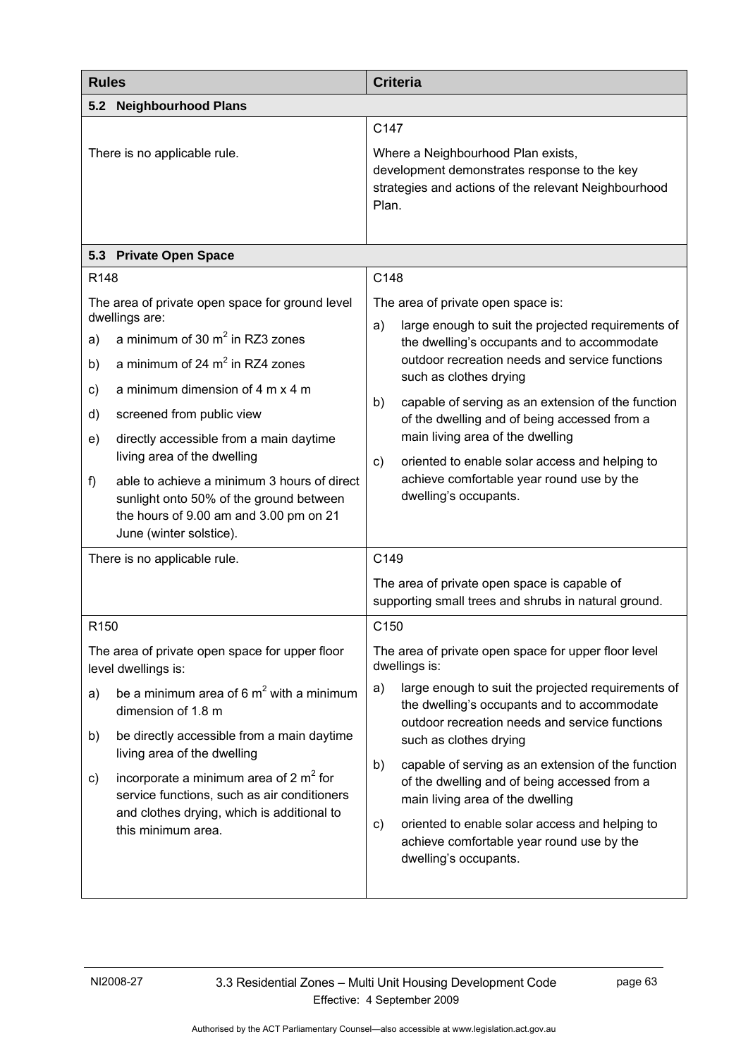| Rules | Criteria |
|---|---|
| **5.2 Neighbourhood Plans** | |
| There is no applicable rule. | C147<br><br>Where a Neighbourhood Plan exists, development demonstrates response to the key strategies and actions of the relevant Neighbourhood Plan. |
| **5.3 Private Open Space** | |
| R148<br><br>The area of private open space for ground level dwellings are:<br>a) a minimum of 30 m$^2$ in RZ3 zones<br>b) a minimum of 24 m$^2$ in RZ4 zones<br>c) a minimum dimension of 4 m x 4 m<br>d) screened from public view<br>e) directly accessible from a main daytime living area of the dwelling<br>f) able to achieve a minimum 3 hours of direct sunlight onto 50% of the ground between the hours of 9.00 am and 3.00 pm on 21 June (winter solstice). | C148<br><br>The area of private open space is:<br>a) large enough to suit the projected requirements of the dwelling's occupants and to accommodate outdoor recreation needs and service functions such as clothes drying<br>b) capable of serving as an extension of the function of the dwelling and of being accessed from a main living area of the dwelling<br>c) oriented to enable solar access and helping to achieve comfortable year round use by the dwelling's occupants. |
| There is no applicable rule. | C149<br><br>The area of private open space is capable of supporting small trees and shrubs in natural ground. |
| R150<br><br>The area of private open space for upper floor level dwellings is:<br>a) be a minimum area of 6 m$^2$ with a minimum dimension of 1.8 m<br>b) be directly accessible from a main daytime living area of the dwelling<br>c) incorporate a minimum area of 2 m$^2$ for service functions, such as air conditioners and clothes drying, which is additional to this minimum area. | C150<br><br>The area of private open space for upper floor level dwellings is:<br>a) large enough to suit the projected requirements of the dwelling's occupants and to accommodate outdoor recreation needs and service functions such as clothes drying<br>b) capable of serving as an extension of the function of the dwelling and of being accessed from a main living area of the dwelling<br>c) oriented to enable solar access and helping to achieve comfortable year round use by the dwelling's occupants. |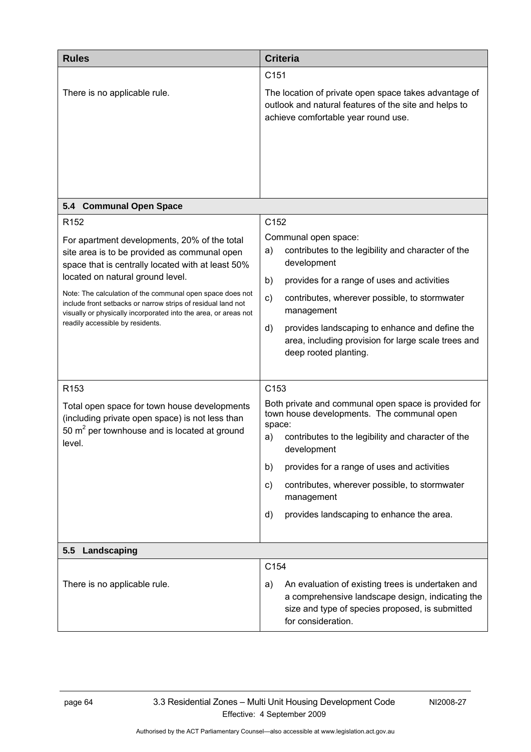| Rules | Criteria |
|---|---|
| There is no applicable rule. | C151<br><br>The location of private open space takes advantage of outlook and natural features of the site and helps to achieve comfortable year round use. |
| **5.4 Communal Open Space** | |
| R152<br><br>For apartment developments, 20% of the total site area is to be provided as communal open space that is centrally located with at least 50% located on natural ground level.<br><br>Note: The calculation of the communal open space does not include front setbacks or narrow strips of residual land not visually or physically incorporated into the area, or areas not readily accessible by residents. | C152<br><br>Communal open space:<br>a) contributes to the legibility and character of the development<br>b) provides for a range of uses and activities<br>c) contributes, wherever possible, to stormwater management<br>d) provides landscaping to enhance and define the area, including provision for large scale trees and deep rooted planting. |
| R153<br><br>Total open space for town house developments (including private open space) is not less than 50 $m^2$ per townhouse and is located at ground level. | C153<br><br>Both private and communal open space is provided for town house developments. The communal open space:<br>a) contributes to the legibility and character of the development<br>b) provides for a range of uses and activities<br>c) contributes, wherever possible, to stormwater management<br>d) provides landscaping to enhance the area. |
| **5.5 Landscaping** | |
| There is no applicable rule. | C154<br><br>a) An evaluation of existing trees is undertaken and a comprehensive landscape design, indicating the size and type of species proposed, is submitted for consideration. |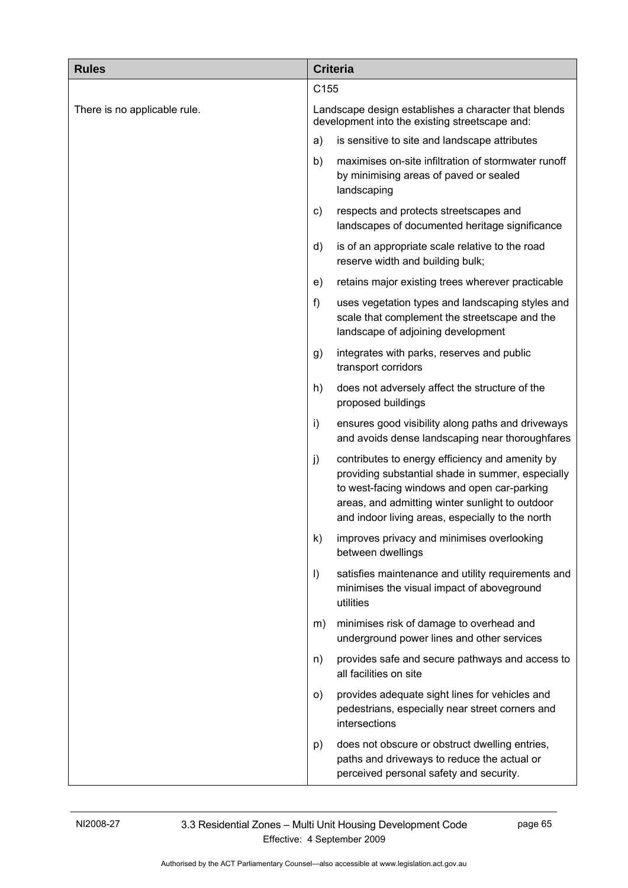| Rules | Criteria |
|---|---|
| | C155 |
| There is no applicable rule. | Landscape design establishes a character that blends development into the existing streetscape and:<br>a) is sensitive to site and landscape attributes<br>b) maximises on-site infiltration of stormwater runoff by minimising areas of paved or sealed landscaping<br>c) respects and protects streetscapes and landscapes of documented heritage significance<br>d) is of an appropriate scale relative to the road reserve width and building bulk;<br>e) retains major existing trees wherever practicable<br>f) uses vegetation types and landscaping styles and scale that complement the streetscape and the landscape of adjoining development<br>g) integrates with parks, reserves and public transport corridors<br>h) does not adversely affect the structure of the proposed buildings<br>i) ensures good visibility along paths and driveways and avoids dense landscaping near thoroughfares<br>j) contributes to energy efficiency and amenity by providing substantial shade in summer, especially to west-facing windows and open car-parking areas, and admitting winter sunlight to outdoor and indoor living areas, especially to the north<br>k) improves privacy and minimises overlooking between dwellings<br>l) satisfies maintenance and utility requirements and minimises the visual impact of aboveground utilities<br>m) minimises risk of damage to overhead and underground power lines and other services<br>n) provides safe and secure pathways and access to all facilities on site<br>o) provides adequate sight lines for vehicles and pedestrians, especially near street corners and intersections<br>p) does not obscure or obstruct dwelling entries, paths and driveways to reduce the actual or perceived personal safety and security. |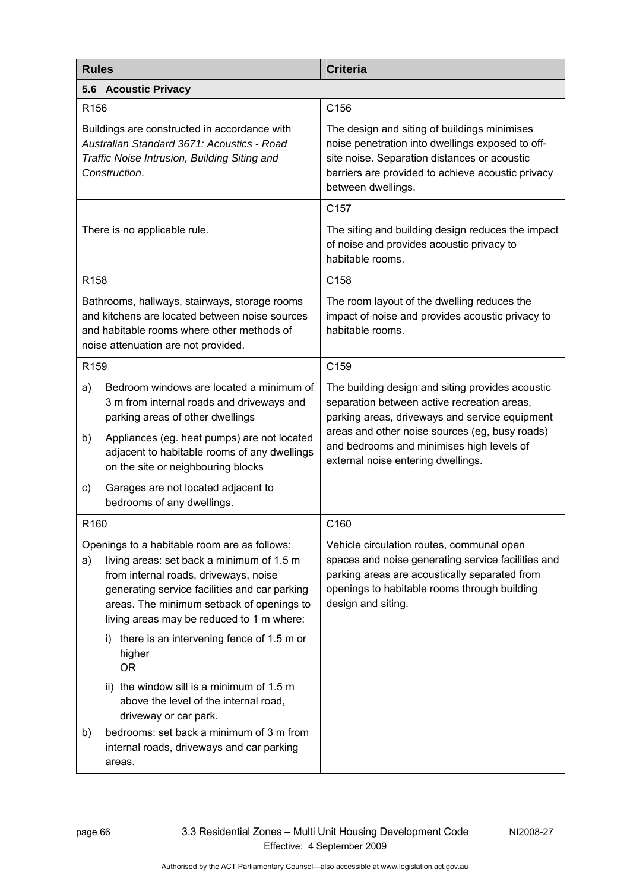| Rules | Criteria |
|---|---|
| **5.6 Acoustic Privacy** | |
| R156<br><br>Buildings are constructed in accordance with *Australian Standard 3671: Acoustics - Road Traffic Noise Intrusion, Building Siting and Construction*. | C156<br><br>The design and siting of buildings minimises noise penetration into dwellings exposed to off-site noise. Separation distances or acoustic barriers are provided to achieve acoustic privacy between dwellings. |
| There is no applicable rule. | C157<br><br>The siting and building design reduces the impact of noise and provides acoustic privacy to habitable rooms. |
| R158<br><br>Bathrooms, hallways, stairways, storage rooms and kitchens are located between noise sources and habitable rooms where other methods of noise attenuation are not provided. | C158<br><br>The room layout of the dwelling reduces the impact of noise and provides acoustic privacy to habitable rooms. |
| R159<br><br>a) Bedroom windows are located a minimum of 3 m from internal roads and driveways and parking areas of other dwellings<br><br>b) Appliances (eg. heat pumps) are not located adjacent to habitable rooms of any dwellings on the site or neighbouring blocks<br><br>c) Garages are not located adjacent to bedrooms of any dwellings. | C159<br><br>The building design and siting provides acoustic separation between active recreation areas, parking areas, driveways and service equipment areas and other noise sources (eg, busy roads) and bedrooms and minimises high levels of external noise entering dwellings. |
| R160<br><br>Openings to a habitable room are as follows:<br>a) living areas: set back a minimum of 1.5 m from internal roads, driveways, noise generating service facilities and car parking areas. The minimum setback of openings to living areas may be reduced to 1 m where:<br><br>i) there is an intervening fence of 1.5 m or higher<br>OR<br><br>ii) the window sill is a minimum of 1.5 m above the level of the internal road, driveway or car park.<br><br>b) bedrooms: set back a minimum of 3 m from internal roads, driveways and car parking areas. | C160<br><br>Vehicle circulation routes, communal open spaces and noise generating service facilities and parking areas are acoustically separated from openings to habitable rooms through building design and siting. |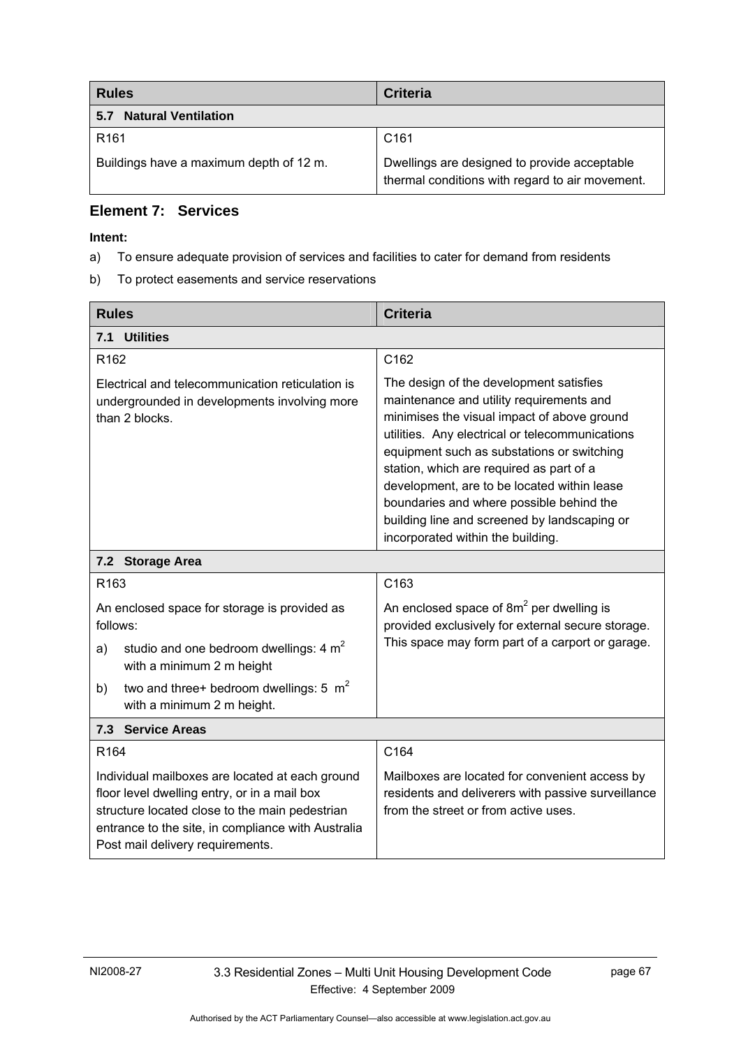| Rules | Criteria |
| --- | --- |
| **5.7 Natural Ventilation** | |
| R161<br><br>Buildings have a maximum depth of 12 m. | C161<br><br>Dwellings are designed to provide acceptable thermal conditions with regard to air movement. |

## Element 7: Services

**Intent:**

a) To ensure adequate provision of services and facilities to cater for demand from residents

b) To protect easements and service reservations

| Rules | Criteria |
| --- | --- |
| **7.1 Utilities** | |
| R162<br><br>Electrical and telecommunication reticulation is undergrounded in developments involving more than 2 blocks. | C162<br><br>The design of the development satisfies maintenance and utility requirements and minimises the visual impact of above ground utilities. Any electrical or telecommunications equipment such as substations or switching station, which are required as part of a development, are to be located within lease boundaries and where possible behind the building line and screened by landscaping or incorporated within the building. |
| **7.2 Storage Area** | |
| R163<br><br>An enclosed space for storage is provided as follows:<br><br>a) studio and one bedroom dwellings: 4 $m^2$ with a minimum 2 m height<br><br>b) two and three+ bedroom dwellings: 5 $m^2$ with a minimum 2 m height. | C163<br><br>An enclosed space of 8$m^2$ per dwelling is provided exclusively for external secure storage. This space may form part of a carport or garage. |
| **7.3 Service Areas** | |
| R164<br><br>Individual mailboxes are located at each ground floor level dwelling entry, or in a mail box structure located close to the main pedestrian entrance to the site, in compliance with Australia Post mail delivery requirements. | C164<br><br>Mailboxes are located for convenient access by residents and deliverers with passive surveillance from the street or from active uses. |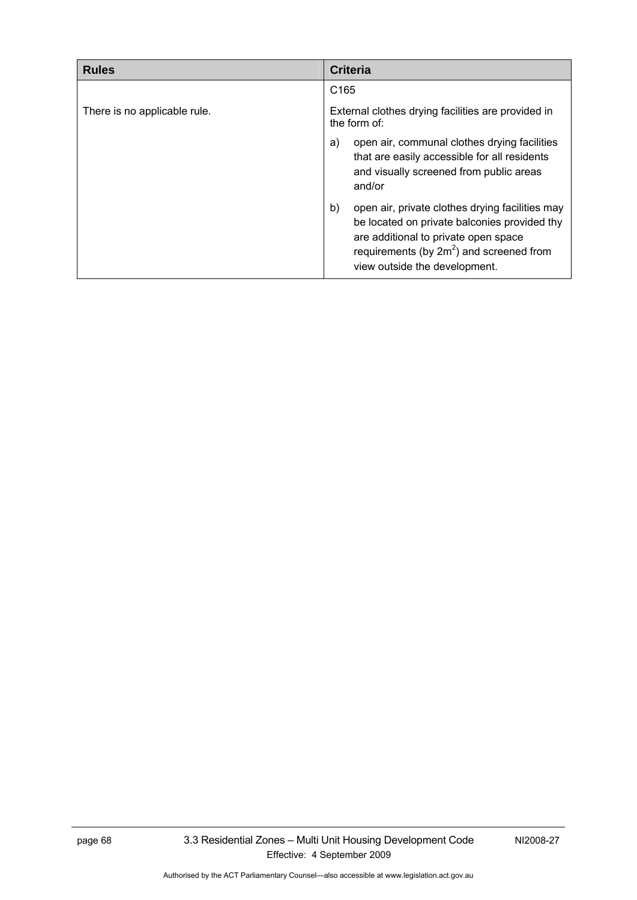| Rules | Criteria |
|---|---|
| There is no applicable rule. | C165<br><br>External clothes drying facilities are provided in the form of:<br><br>a) open air, communal clothes drying facilities that are easily accessible for all residents and visually screened from public areas and/or<br><br>b) open air, private clothes drying facilities may be located on private balconies provided thy are additional to private open space requirements (by $2m^2$) and screened from view outside the development. |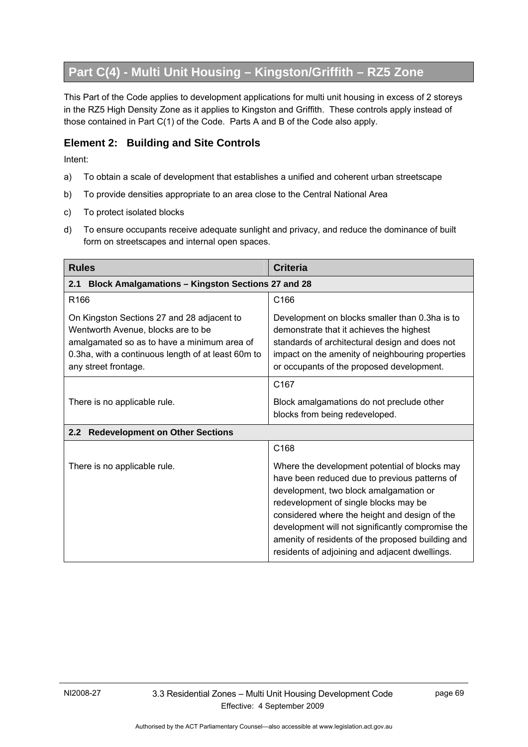## Part C(4) - Multi Unit Housing – Kingston/Griffith – RZ5 Zone

This Part of the Code applies to development applications for multi unit housing in excess of 2 storeys in the RZ5 High Density Zone as it applies to Kingston and Griffith. These controls apply instead of those contained in Part C(1) of the Code. Parts A and B of the Code also apply.

### Element 2: Building and Site Controls

Intent:

a) To obtain a scale of development that establishes a unified and coherent urban streetscape

b) To provide densities appropriate to an area close to the Central National Area

c) To protect isolated blocks

d) To ensure occupants receive adequate sunlight and privacy, and reduce the dominance of built form on streetscapes and internal open spaces.

| Rules | Criteria |
|---|---|
| **2.1 Block Amalgamations – Kingston Sections 27 and 28** | |
| R166<br><br>On Kingston Sections 27 and 28 adjacent to Wentworth Avenue, blocks are to be amalgamated so as to have a minimum area of 0.3ha, with a continuous length of at least 60m to any street frontage. | C166<br><br>Development on blocks smaller than 0.3ha is to demonstrate that it achieves the highest standards of architectural design and does not impact on the amenity of neighbouring properties or occupants of the proposed development. |
| There is no applicable rule. | C167<br><br>Block amalgamations do not preclude other blocks from being redeveloped. |
| **2.2 Redevelopment on Other Sections** | |
| There is no applicable rule. | C168<br><br>Where the development potential of blocks may have been reduced due to previous patterns of development, two block amalgamation or redevelopment of single blocks may be considered where the height and design of the development will not significantly compromise the amenity of residents of the proposed building and residents of adjoining and adjacent dwellings. |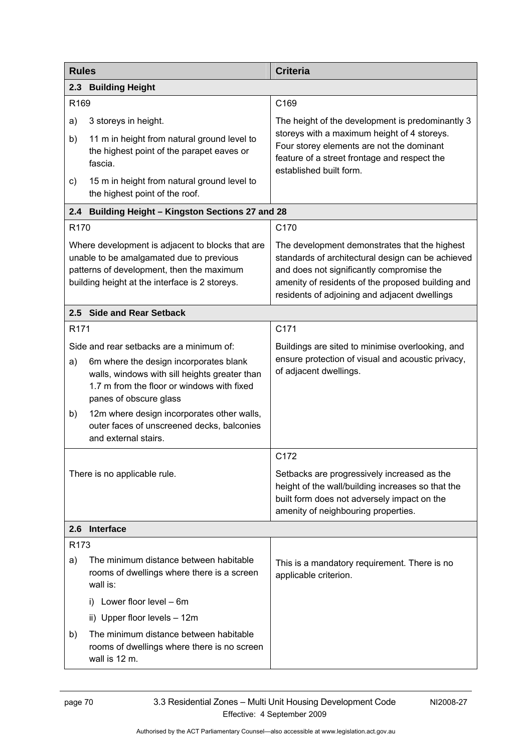| Rules | Criteria |
|---|---|
| **2.3 Building Height** | |
| R169<br>a) 3 storeys in height.<br>b) 11 m in height from natural ground level to the highest point of the parapet eaves or fascia.<br>c) 15 m in height from natural ground level to the highest point of the roof. | C169<br>The height of the development is predominantly 3 storeys with a maximum height of 4 storeys. Four storey elements are not the dominant feature of a street frontage and respect the established built form. |
| **2.4 Building Height – Kingston Sections 27 and 28** | |
| R170<br>Where development is adjacent to blocks that are unable to be amalgamated due to previous patterns of development, then the maximum building height at the interface is 2 storeys. | C170<br>The development demonstrates that the highest standards of architectural design can be achieved and does not significantly compromise the amenity of residents of the proposed building and residents of adjoining and adjacent dwellings |
| **2.5 Side and Rear Setback** | |
| R171<br>Side and rear setbacks are a minimum of:<br>a) 6m where the design incorporates blank walls, windows with sill heights greater than 1.7 m from the floor or windows with fixed panes of obscure glass<br>b) 12m where design incorporates other walls, outer faces of unscreened decks, balconies and external stairs. | C171<br>Buildings are sited to minimise overlooking, and ensure protection of visual and acoustic privacy, of adjacent dwellings. |
| There is no applicable rule. | C172<br>Setbacks are progressively increased as the height of the wall/building increases so that the built form does not adversely impact on the amenity of neighbouring properties. |
| **2.6 Interface** | |
| R173<br>a) The minimum distance between habitable rooms of dwellings where there is a screen wall is:<br>i) Lower floor level – 6m<br>ii) Upper floor levels – 12m<br>b) The minimum distance between habitable rooms of dwellings where there is no screen wall is 12 m. | This is a mandatory requirement. There is no applicable criterion. |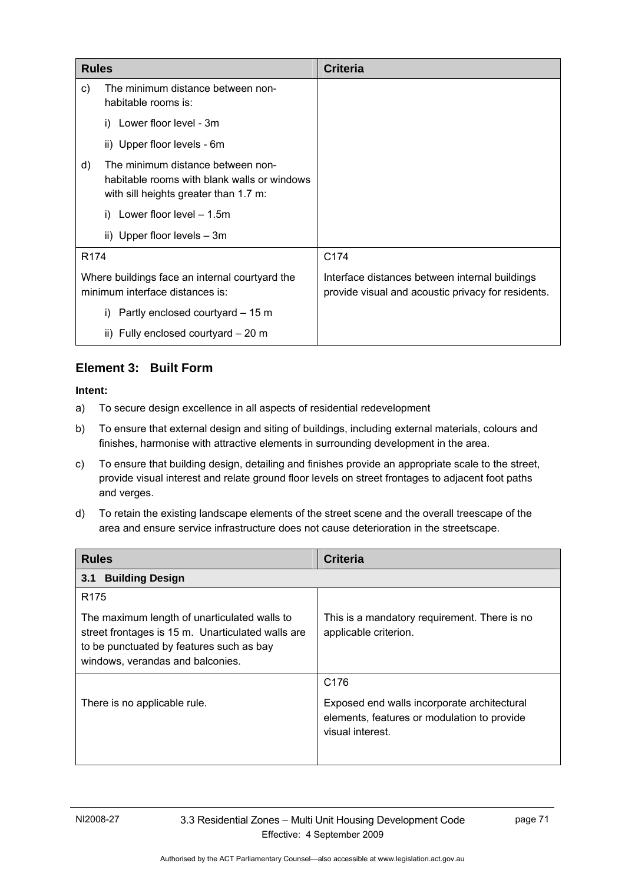| Rules | Criteria |
|---|---|
| c) The minimum distance between non-habitable rooms is:<br>i) Lower floor level - 3m<br>ii) Upper floor levels - 6m | |
| d) The minimum distance between non-habitable rooms with blank walls or windows with sill heights greater than 1.7 m:<br>i) Lower floor level – 1.5m<br>ii) Upper floor levels – 3m | |
| R174<br><br>Where buildings face an internal courtyard the minimum interface distances is:<br>i) Partly enclosed courtyard – 15 m<br>ii) Fully enclosed courtyard – 20 m | C174<br><br>Interface distances between internal buildings provide visual and acoustic privacy for residents. |

## Element 3: Built Form

**Intent:**

a) To secure design excellence in all aspects of residential redevelopment

b) To ensure that external design and siting of buildings, including external materials, colours and finishes, harmonise with attractive elements in surrounding development in the area.

c) To ensure that building design, detailing and finishes provide an appropriate scale to the street, provide visual interest and relate ground floor levels on street frontages to adjacent foot paths and verges.

d) To retain the existing landscape elements of the street scene and the overall treescape of the area and ensure service infrastructure does not cause deterioration in the streetscape.

| Rules | Criteria |
|---|---|
| **3.1 Building Design** | |
| R175<br><br>The maximum length of unarticulated walls to street frontages is 15 m. Unarticulated walls are to be punctuated by features such as bay windows, verandas and balconies. | This is a mandatory requirement. There is no applicable criterion. |
| There is no applicable rule. | C176<br><br>Exposed end walls incorporate architectural elements, features or modulation to provide visual interest. |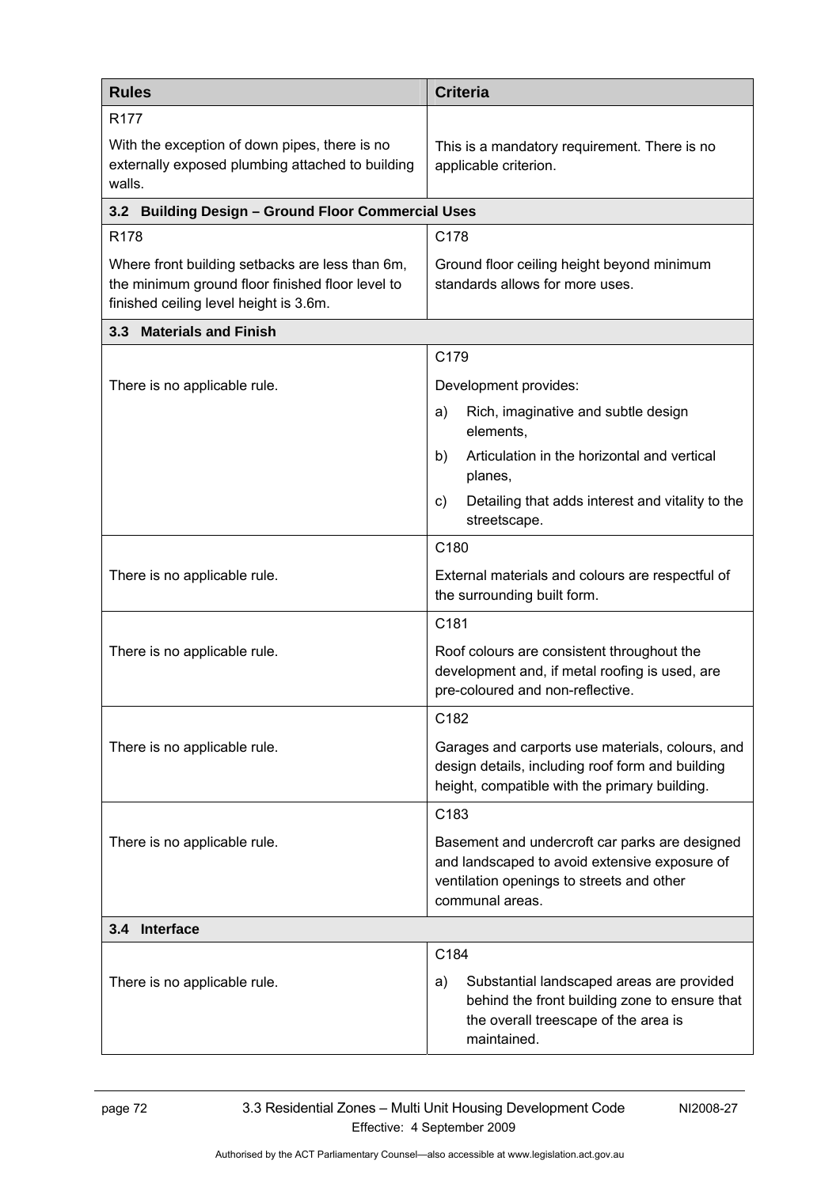| Rules | Criteria |
|---|---|
| R177<br><br>With the exception of down pipes, there is no externally exposed plumbing attached to building walls. | This is a mandatory requirement. There is no applicable criterion. |
| **3.2 Building Design – Ground Floor Commercial Uses** | |
| R178<br><br>Where front building setbacks are less than 6m, the minimum ground floor finished floor level to finished ceiling level height is 3.6m. | C178<br><br>Ground floor ceiling height beyond minimum standards allows for more uses. |
| **3.3 Materials and Finish** | |
| There is no applicable rule. | C179<br><br>Development provides:<br>a) Rich, imaginative and subtle design elements,<br>b) Articulation in the horizontal and vertical planes,<br>c) Detailing that adds interest and vitality to the streetscape. |
| There is no applicable rule. | C180<br><br>External materials and colours are respectful of the surrounding built form. |
| There is no applicable rule. | C181<br><br>Roof colours are consistent throughout the development and, if metal roofing is used, are pre-coloured and non-reflective. |
| There is no applicable rule. | C182<br><br>Garages and carports use materials, colours, and design details, including roof form and building height, compatible with the primary building. |
| There is no applicable rule. | C183<br><br>Basement and undercroft car parks are designed and landscaped to avoid extensive exposure of ventilation openings to streets and other communal areas. |
| **3.4 Interface** | |
| There is no applicable rule. | C184<br><br>a) Substantial landscaped areas are provided behind the front building zone to ensure that the overall treescape of the area is maintained. |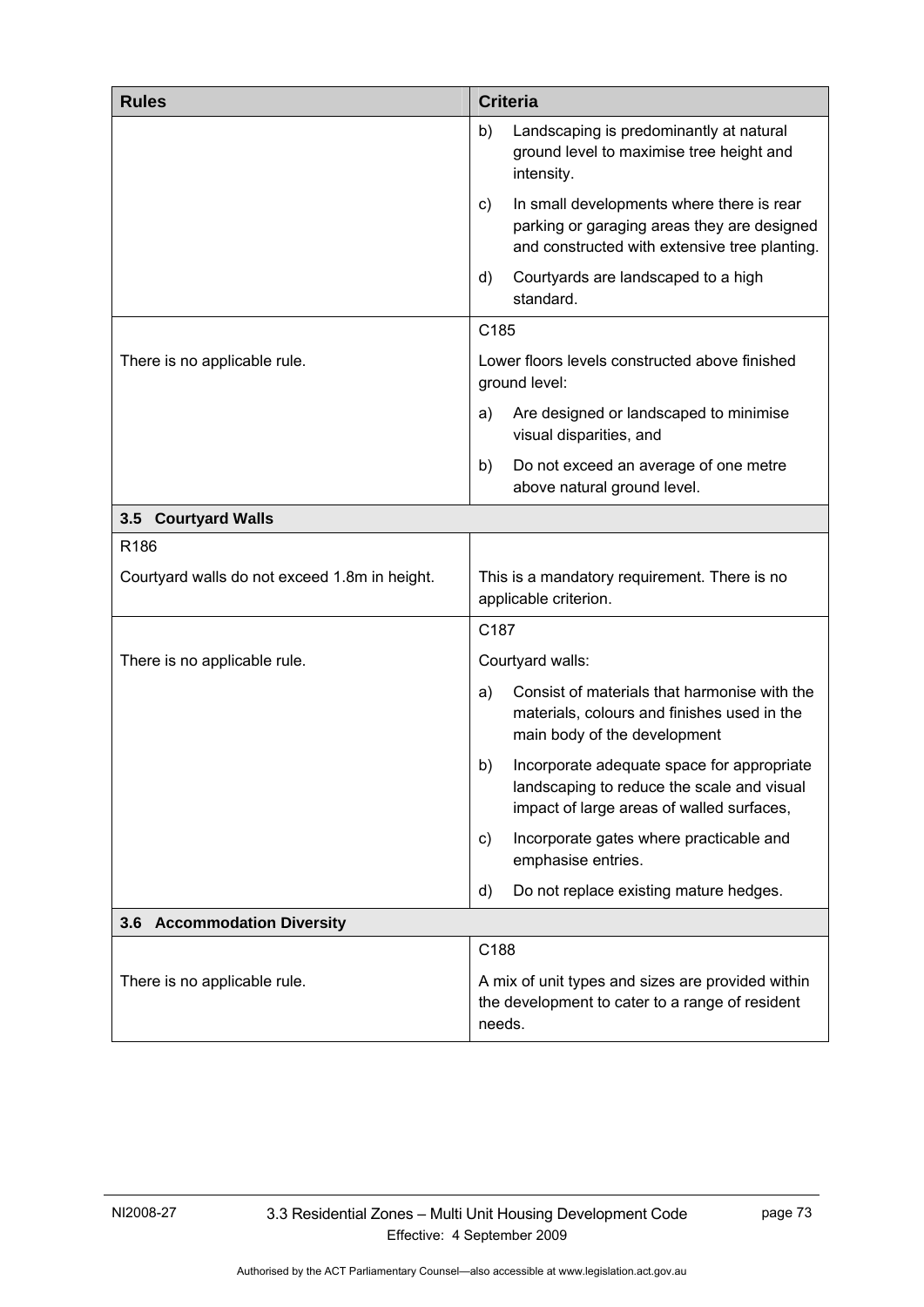| Rules | Criteria |
|---|---|
| | b) Landscaping is predominantly at natural ground level to maximise tree height and intensity.<br>c) In small developments where there is rear parking or garaging areas they are designed and constructed with extensive tree planting.<br>d) Courtyards are landscaped to a high standard. |
| There is no applicable rule. | C185<br>Lower floors levels constructed above finished ground level:<br>a) Are designed or landscaped to minimise visual disparities, and<br>b) Do not exceed an average of one metre above natural ground level. |
| **3.5 Courtyard Walls** | |
| R186<br>Courtyard walls do not exceed 1.8m in height. | This is a mandatory requirement. There is no applicable criterion. |
| There is no applicable rule. | C187<br>Courtyard walls:<br>a) Consist of materials that harmonise with the materials, colours and finishes used in the main body of the development<br>b) Incorporate adequate space for appropriate landscaping to reduce the scale and visual impact of large areas of walled surfaces,<br>c) Incorporate gates where practicable and emphasise entries.<br>d) Do not replace existing mature hedges. |
| **3.6 Accommodation Diversity** | |
| There is no applicable rule. | C188<br>A mix of unit types and sizes are provided within the development to cater to a range of resident needs. |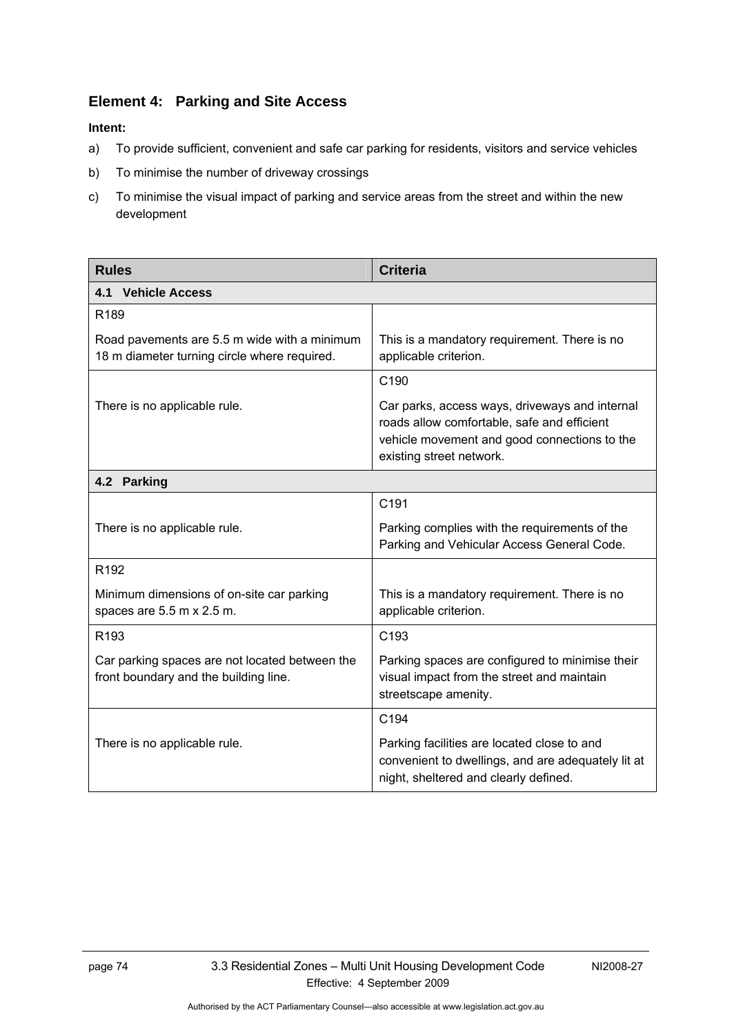## Element 4: Parking and Site Access

**Intent:**

a) To provide sufficient, convenient and safe car parking for residents, visitors and service vehicles

b) To minimise the number of driveway crossings

c) To minimise the visual impact of parking and service areas from the street and within the new development

| Rules | Criteria |
|---|---|
| **4.1 Vehicle Access** | |
| R189<br><br>Road pavements are 5.5 m wide with a minimum 18 m diameter turning circle where required. | This is a mandatory requirement. There is no applicable criterion. |
| There is no applicable rule. | C190<br><br>Car parks, access ways, driveways and internal roads allow comfortable, safe and efficient vehicle movement and good connections to the existing street network. |
| **4.2 Parking** | |
| There is no applicable rule. | C191<br><br>Parking complies with the requirements of the Parking and Vehicular Access General Code. |
| R192<br><br>Minimum dimensions of on-site car parking spaces are 5.5 m x 2.5 m. | This is a mandatory requirement. There is no applicable criterion. |
| R193<br><br>Car parking spaces are not located between the front boundary and the building line. | C193<br><br>Parking spaces are configured to minimise their visual impact from the street and maintain streetscape amenity. |
| There is no applicable rule. | C194<br><br>Parking facilities are located close to and convenient to dwellings, and are adequately lit at night, sheltered and clearly defined. |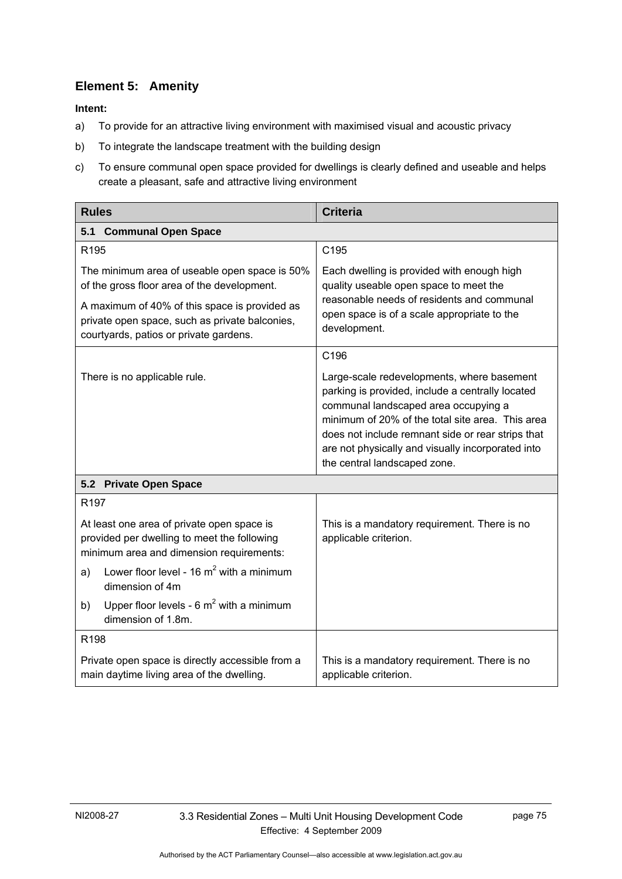## Element 5: Amenity

**Intent:**

a) To provide for an attractive living environment with maximised visual and acoustic privacy

b) To integrate the landscape treatment with the building design

c) To ensure communal open space provided for dwellings is clearly defined and useable and helps create a pleasant, safe and attractive living environment

| Rules | Criteria |
|---|---|
| **5.1 Communal Open Space** | |
| R195<br><br>The minimum area of useable open space is 50% of the gross floor area of the development.<br><br>A maximum of 40% of this space is provided as private open space, such as private balconies, courtyards, patios or private gardens. | C195<br><br>Each dwelling is provided with enough high quality useable open space to meet the reasonable needs of residents and communal open space is of a scale appropriate to the development. |
| There is no applicable rule. | C196<br><br>Large-scale redevelopments, where basement parking is provided, include a centrally located communal landscaped area occupying a minimum of 20% of the total site area. This area does not include remnant side or rear strips that are not physically and visually incorporated into the central landscaped zone. |
| **5.2 Private Open Space** | |
| R197<br><br>At least one area of private open space is provided per dwelling to meet the following minimum area and dimension requirements:<br><br>a) Lower floor level - 16 $m^2$ with a minimum dimension of 4m<br><br>b) Upper floor levels - 6 $m^2$ with a minimum dimension of 1.8m. | This is a mandatory requirement. There is no applicable criterion. |
| R198<br><br>Private open space is directly accessible from a main daytime living area of the dwelling. | This is a mandatory requirement. There is no applicable criterion. |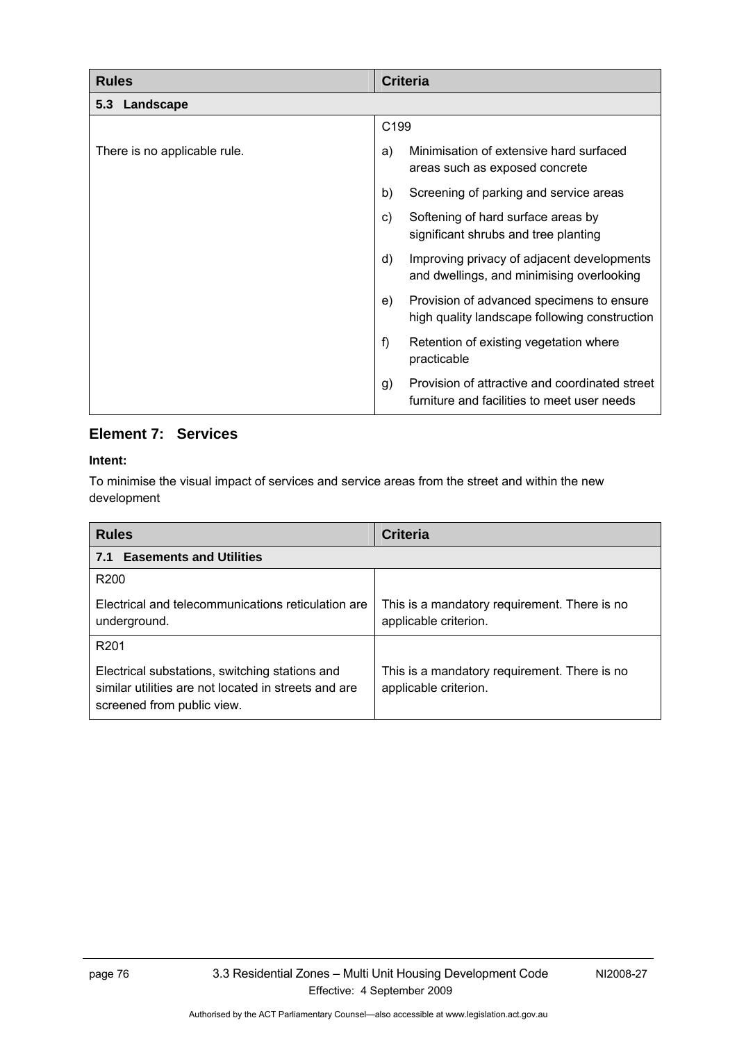| Rules | Criteria |
|---|---|
| **5.3 Landscape** | |
| There is no applicable rule. | C199<br>a) Minimisation of extensive hard surfaced areas such as exposed concrete<br>b) Screening of parking and service areas<br>c) Softening of hard surface areas by significant shrubs and tree planting<br>d) Improving privacy of adjacent developments and dwellings, and minimising overlooking<br>e) Provision of advanced specimens to ensure high quality landscape following construction<br>f) Retention of existing vegetation where practicable<br>g) Provision of attractive and coordinated street furniture and facilities to meet user needs |

## Element 7: Services

**Intent:**

To minimise the visual impact of services and service areas from the street and within the new development

| Rules | Criteria |
|---|---|
| **7.1 Easements and Utilities** | |
| R200<br>Electrical and telecommunications reticulation are underground. | This is a mandatory requirement. There is no applicable criterion. |
| R201<br>Electrical substations, switching stations and similar utilities are not located in streets and are screened from public view. | This is a mandatory requirement. There is no applicable criterion. |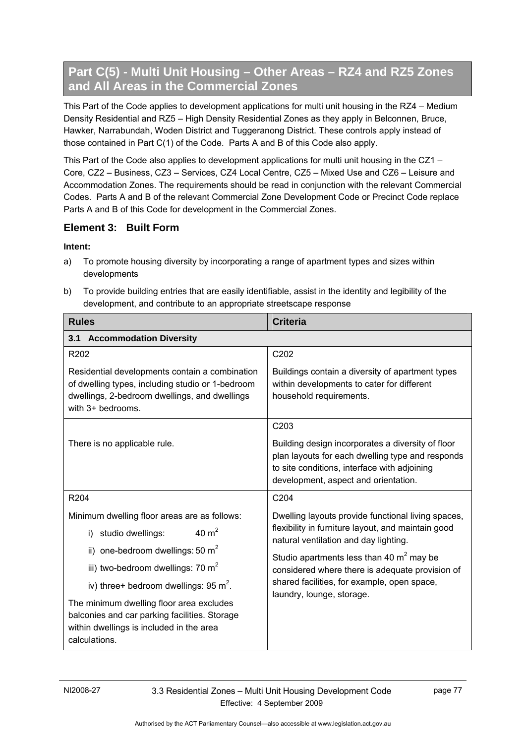## Part C(5) - Multi Unit Housing – Other Areas – RZ4 and RZ5 Zones and All Areas in the Commercial Zones

This Part of the Code applies to development applications for multi unit housing in the RZ4 – Medium Density Residential and RZ5 – High Density Residential Zones as they apply in Belconnen, Bruce, Hawker, Narrabundah, Woden District and Tuggeranong District. These controls apply instead of those contained in Part C(1) of the Code. Parts A and B of this Code also apply.

This Part of the Code also applies to development applications for multi unit housing in the CZ1 – Core, CZ2 – Business, CZ3 – Services, CZ4 Local Centre, CZ5 – Mixed Use and CZ6 – Leisure and Accommodation Zones. The requirements should be read in conjunction with the relevant Commercial Codes. Parts A and B of the relevant Commercial Zone Development Code or Precinct Code replace Parts A and B of this Code for development in the Commercial Zones.

### Element 3: Built Form

**Intent:**

a) To promote housing diversity by incorporating a range of apartment types and sizes within developments

b) To provide building entries that are easily identifiable, assist in the identity and legibility of the development, and contribute to an appropriate streetscape response

| Rules | Criteria |
|---|---|
| **3.1 Accommodation Diversity** | |
| R202<br><br>Residential developments contain a combination of dwelling types, including studio or 1-bedroom dwellings, 2-bedroom dwellings, and dwellings with 3+ bedrooms. | C202<br><br>Buildings contain a diversity of apartment types within developments to cater for different household requirements. |
| There is no applicable rule. | C203<br><br>Building design incorporates a diversity of floor plan layouts for each dwelling type and responds to site conditions, interface with adjoining development, aspect and orientation. |
| R204<br><br>Minimum dwelling floor areas are as follows:<br>i) studio dwellings: 40 $m^2$<br>ii) one-bedroom dwellings: 50 $m^2$<br>iii) two-bedroom dwellings: 70 $m^2$<br>iv) three+ bedroom dwellings: 95 $m^2$.<br><br>The minimum dwelling floor area excludes balconies and car parking facilities. Storage within dwellings is included in the area calculations. | C204<br><br>Dwelling layouts provide functional living spaces, flexibility in furniture layout, and maintain good natural ventilation and day lighting.<br><br>Studio apartments less than 40 $m^2$ may be considered where there is adequate provision of shared facilities, for example, open space, laundry, lounge, storage. |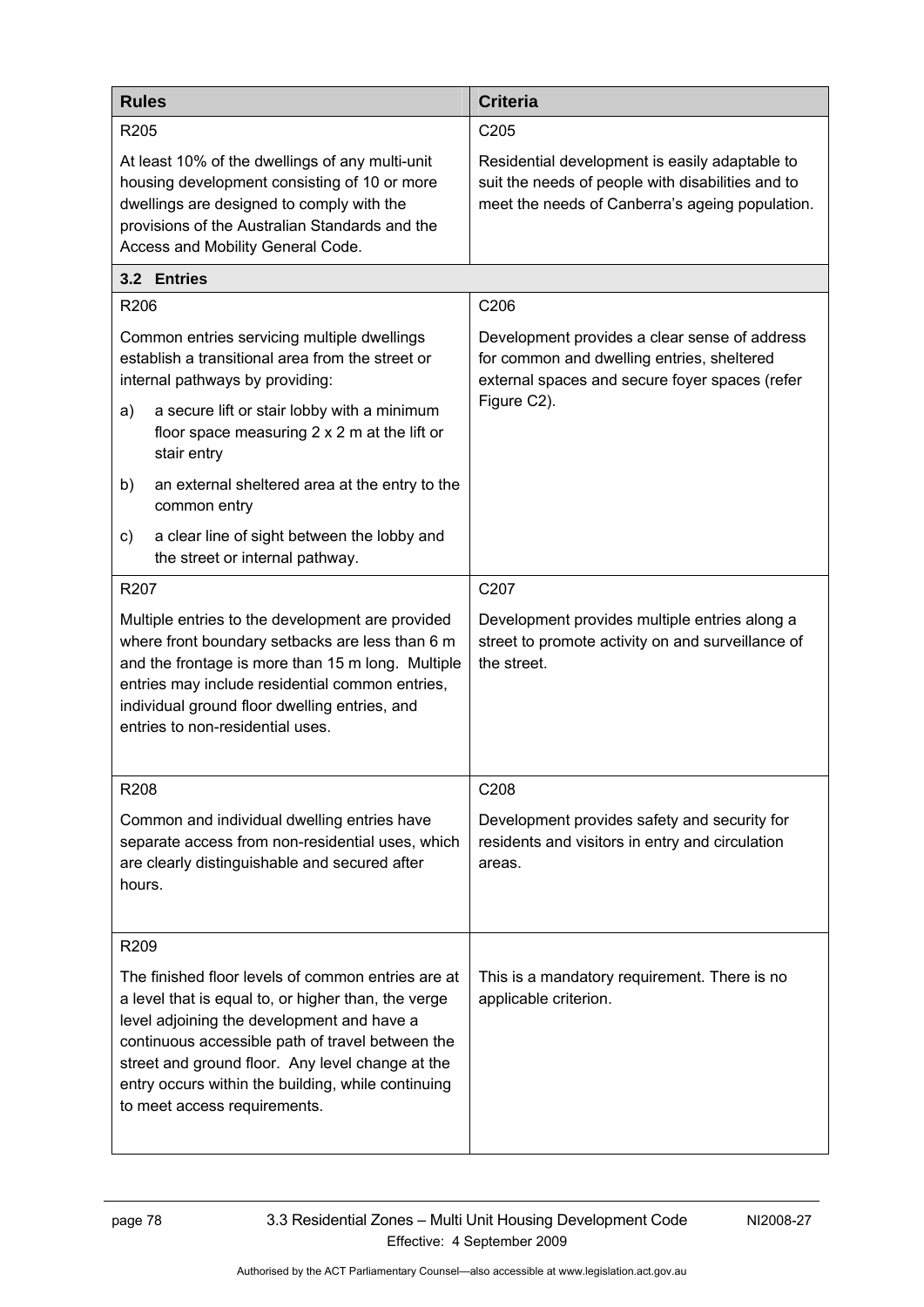| Rules | Criteria |
|---|---|
| R205<br><br>At least 10% of the dwellings of any multi-unit housing development consisting of 10 or more dwellings are designed to comply with the provisions of the Australian Standards and the Access and Mobility General Code. | C205<br><br>Residential development is easily adaptable to suit the needs of people with disabilities and to meet the needs of Canberra's ageing population. |
| **3.2 Entries** | |
| R206<br><br>Common entries servicing multiple dwellings establish a transitional area from the street or internal pathways by providing:<br><br>a) a secure lift or stair lobby with a minimum floor space measuring 2 x 2 m at the lift or stair entry<br><br>b) an external sheltered area at the entry to the common entry<br><br>c) a clear line of sight between the lobby and the street or internal pathway. | C206<br><br>Development provides a clear sense of address for common and dwelling entries, sheltered external spaces and secure foyer spaces (refer Figure C2). |
| R207<br><br>Multiple entries to the development are provided where front boundary setbacks are less than 6 m and the frontage is more than 15 m long. Multiple entries may include residential common entries, individual ground floor dwelling entries, and entries to non-residential uses. | C207<br><br>Development provides multiple entries along a street to promote activity on and surveillance of the street. |
| R208<br><br>Common and individual dwelling entries have separate access from non-residential uses, which are clearly distinguishable and secured after hours. | C208<br><br>Development provides safety and security for residents and visitors in entry and circulation areas. |
| R209<br><br>The finished floor levels of common entries are at a level that is equal to, or higher than, the verge level adjoining the development and have a continuous accessible path of travel between the street and ground floor. Any level change at the entry occurs within the building, while continuing to meet access requirements. | This is a mandatory requirement. There is no applicable criterion. |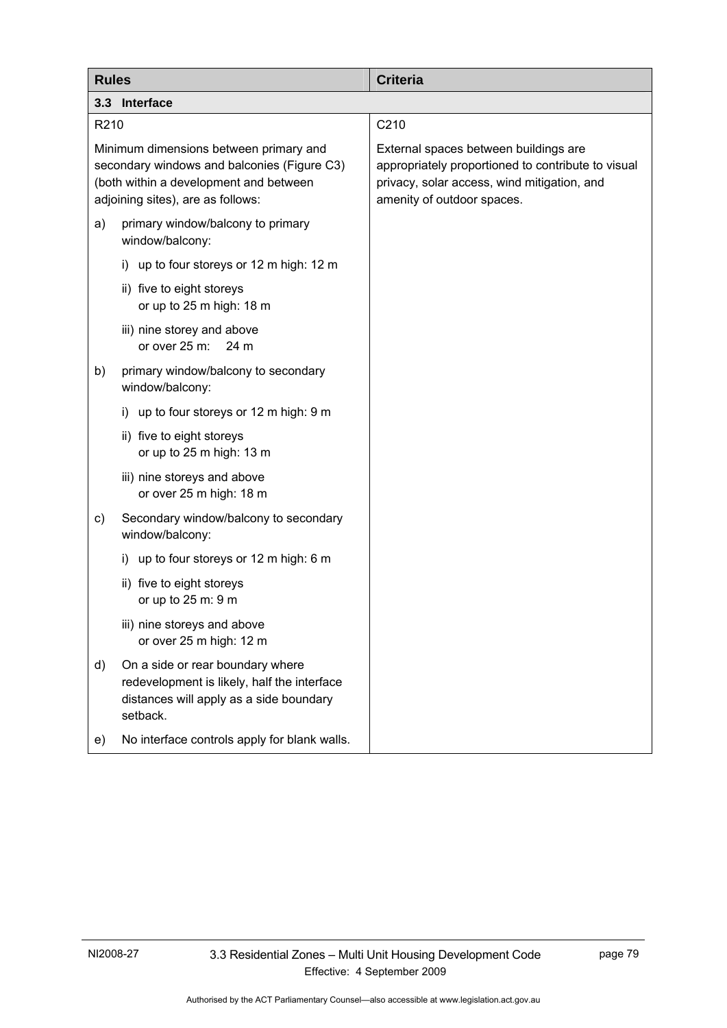| Rules | Criteria |
|---|---|
| **3.3 Interface** | |
| R210 | C210 |
| Minimum dimensions between primary and secondary windows and balconies (Figure C3) (both within a development and between adjoining sites), are as follows:<br><br>a) primary window/balcony to primary window/balcony:<br>i) up to four storeys or 12 m high: 12 m<br>ii) five to eight storeys or up to 25 m high: 18 m<br>iii) nine storey and above or over 25 m: 24 m<br><br>b) primary window/balcony to secondary window/balcony:<br>i) up to four storeys or 12 m high: 9 m<br>ii) five to eight storeys or up to 25 m high: 13 m<br>iii) nine storeys and above or over 25 m high: 18 m<br><br>c) Secondary window/balcony to secondary window/balcony:<br>i) up to four storeys or 12 m high: 6 m<br>ii) five to eight storeys or up to 25 m: 9 m<br>iii) nine storeys and above or over 25 m high: 12 m<br><br>d) On a side or rear boundary where redevelopment is likely, half the interface distances will apply as a side boundary setback.<br><br>e) No interface controls apply for blank walls. | External spaces between buildings are appropriately proportioned to contribute to visual privacy, solar access, wind mitigation, and amenity of outdoor spaces. |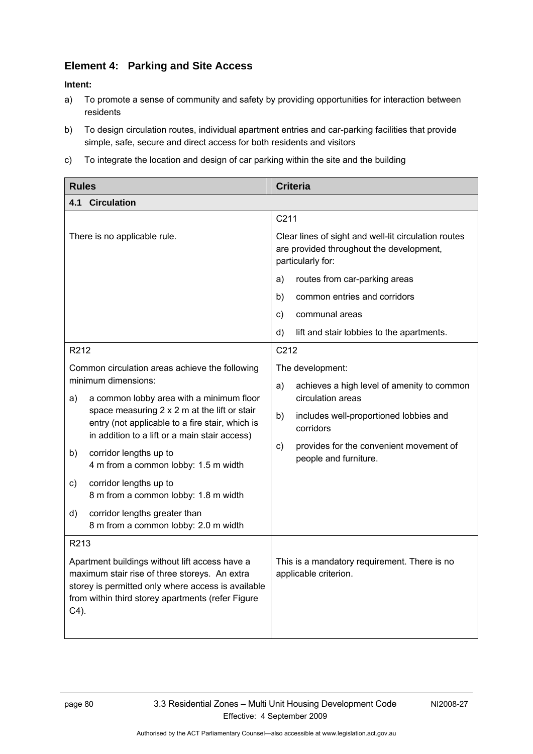## Element 4: Parking and Site Access

**Intent:**

a) To promote a sense of community and safety by providing opportunities for interaction between residents

b) To design circulation routes, individual apartment entries and car-parking facilities that provide simple, safe, secure and direct access for both residents and visitors

c) To integrate the location and design of car parking within the site and the building

| Rules | Criteria |
|---|---|
| **4.1 Circulation** | |
| There is no applicable rule. | C211<br><br>Clear lines of sight and well-lit circulation routes are provided throughout the development, particularly for:<br>a) routes from car-parking areas<br>b) common entries and corridors<br>c) communal areas<br>d) lift and stair lobbies to the apartments. |
| R212<br><br>Common circulation areas achieve the following minimum dimensions:<br>a) a common lobby area with a minimum floor space measuring 2 x 2 m at the lift or stair entry (not applicable to a fire stair, which is in addition to a lift or a main stair access)<br>b) corridor lengths up to 4 m from a common lobby: 1.5 m width<br>c) corridor lengths up to 8 m from a common lobby: 1.8 m width<br>d) corridor lengths greater than 8 m from a common lobby: 2.0 m width | C212<br><br>The development:<br>a) achieves a high level of amenity to common circulation areas<br>b) includes well-proportioned lobbies and corridors<br>c) provides for the convenient movement of people and furniture. |
| R213<br><br>Apartment buildings without lift access have a maximum stair rise of three storeys. An extra storey is permitted only where access is available from within third storey apartments (refer Figure C4). | This is a mandatory requirement. There is no applicable criterion. |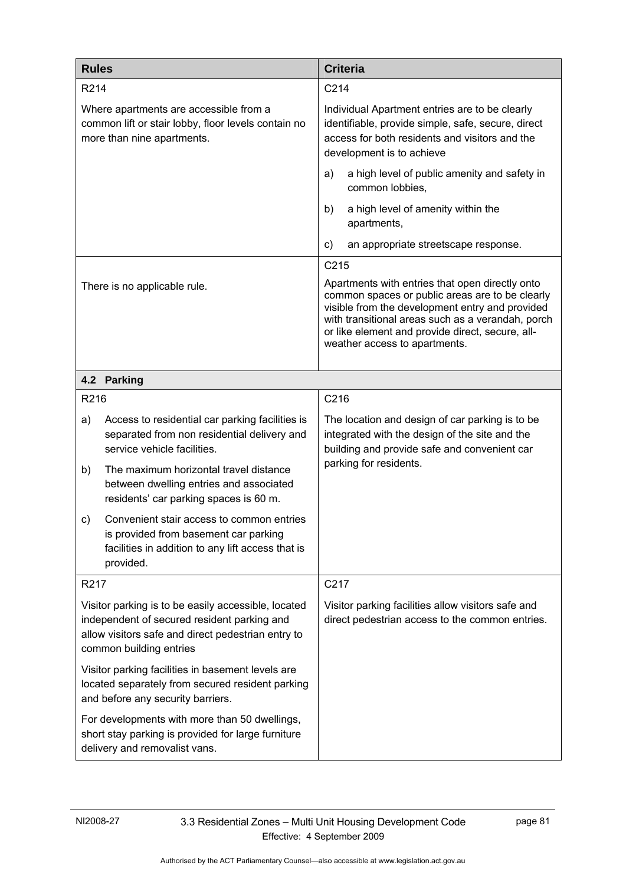| Rules | Criteria |
|---|---|
| R214<br><br>Where apartments are accessible from a common lift or stair lobby, floor levels contain no more than nine apartments. | C214<br><br>Individual Apartment entries are to be clearly identifiable, provide simple, safe, secure, direct access for both residents and visitors and the development is to achieve<br><br>a) a high level of public amenity and safety in common lobbies,<br><br>b) a high level of amenity within the apartments,<br><br>c) an appropriate streetscape response. |
| There is no applicable rule. | C215<br><br>Apartments with entries that open directly onto common spaces or public areas are to be clearly visible from the development entry and provided with transitional areas such as a verandah, porch or like element and provide direct, secure, all-weather access to apartments. |
| **4.2 Parking** | |
| R216<br><br>a) Access to residential car parking facilities is separated from non residential delivery and service vehicle facilities.<br><br>b) The maximum horizontal travel distance between dwelling entries and associated residents' car parking spaces is 60 m.<br><br>c) Convenient stair access to common entries is provided from basement car parking facilities in addition to any lift access that is provided. | C216<br><br>The location and design of car parking is to be integrated with the design of the site and the building and provide safe and convenient car parking for residents. |
| R217<br><br>Visitor parking is to be easily accessible, located independent of secured resident parking and allow visitors safe and direct pedestrian entry to common building entries<br><br>Visitor parking facilities in basement levels are located separately from secured resident parking and before any security barriers.<br><br>For developments with more than 50 dwellings, short stay parking is provided for large furniture delivery and removalist vans. | C217<br><br>Visitor parking facilities allow visitors safe and direct pedestrian access to the common entries. |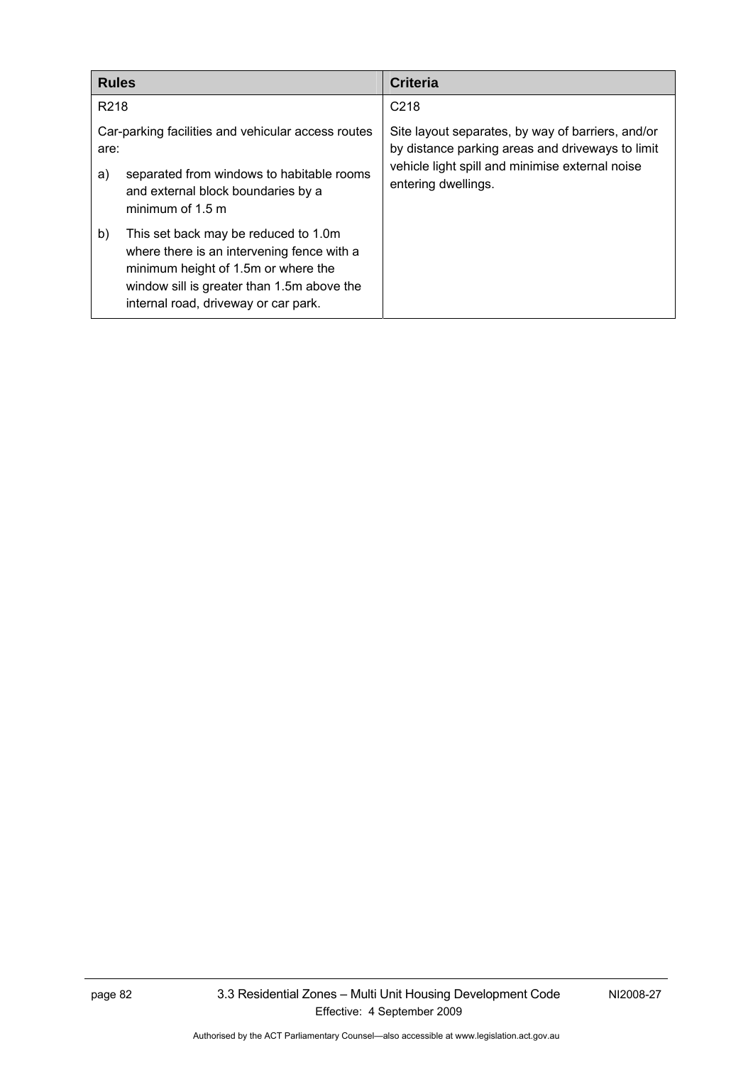| Rules | Criteria |
| --- | --- |
| R218<br><br>Car-parking facilities and vehicular access routes are:<br><br>a) separated from windows to habitable rooms and external block boundaries by a minimum of 1.5 m<br><br>b) This set back may be reduced to 1.0m where there is an intervening fence with a minimum height of 1.5m or where the window sill is greater than 1.5m above the internal road, driveway or car park. | C218<br><br>Site layout separates, by way of barriers, and/or by distance parking areas and driveways to limit vehicle light spill and minimise external noise entering dwellings. |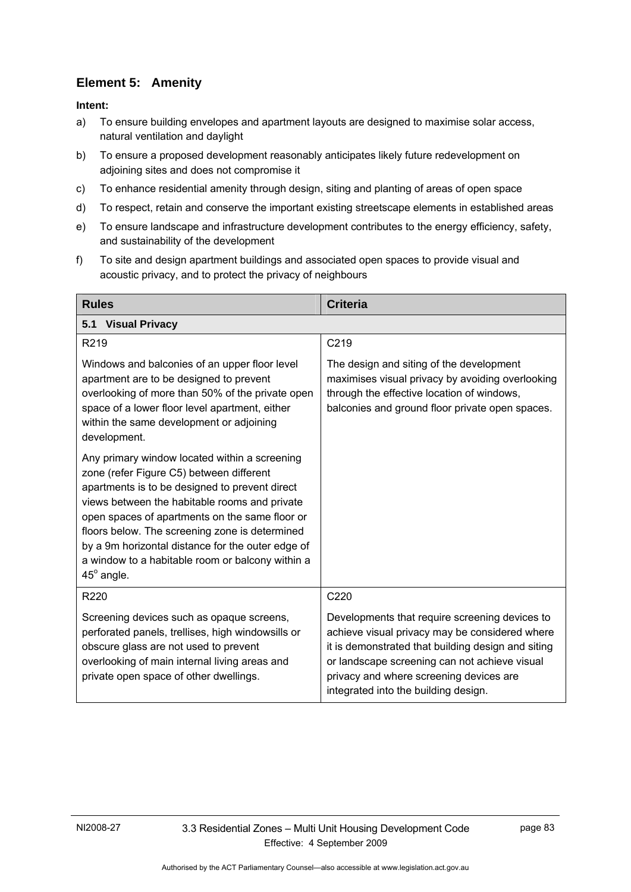## Element 5: Amenity

**Intent:**

a) To ensure building envelopes and apartment layouts are designed to maximise solar access, natural ventilation and daylight

b) To ensure a proposed development reasonably anticipates likely future redevelopment on adjoining sites and does not compromise it

c) To enhance residential amenity through design, siting and planting of areas of open space

d) To respect, retain and conserve the important existing streetscape elements in established areas

e) To ensure landscape and infrastructure development contributes to the energy efficiency, safety, and sustainability of the development

f) To site and design apartment buildings and associated open spaces to provide visual and acoustic privacy, and to protect the privacy of neighbours

| Rules | Criteria |
|---|---|
| **5.1 Visual Privacy** | |
| R219<br><br>Windows and balconies of an upper floor level apartment are to be designed to prevent overlooking of more than 50% of the private open space of a lower floor level apartment, either within the same development or adjoining development.<br><br>Any primary window located within a screening zone (refer Figure C5) between different apartments is to be designed to prevent direct views between the habitable rooms and private open spaces of apartments on the same floor or floors below. The screening zone is determined by a 9m horizontal distance for the outer edge of a window to a habitable room or balcony within a 45° angle. | C219<br><br>The design and siting of the development maximises visual privacy by avoiding overlooking through the effective location of windows, balconies and ground floor private open spaces. |
| R220<br><br>Screening devices such as opaque screens, perforated panels, trellises, high windowsills or obscure glass are not used to prevent overlooking of main internal living areas and private open space of other dwellings. | C220<br><br>Developments that require screening devices to achieve visual privacy may be considered where it is demonstrated that building design and siting or landscape screening can not achieve visual privacy and where screening devices are integrated into the building design. |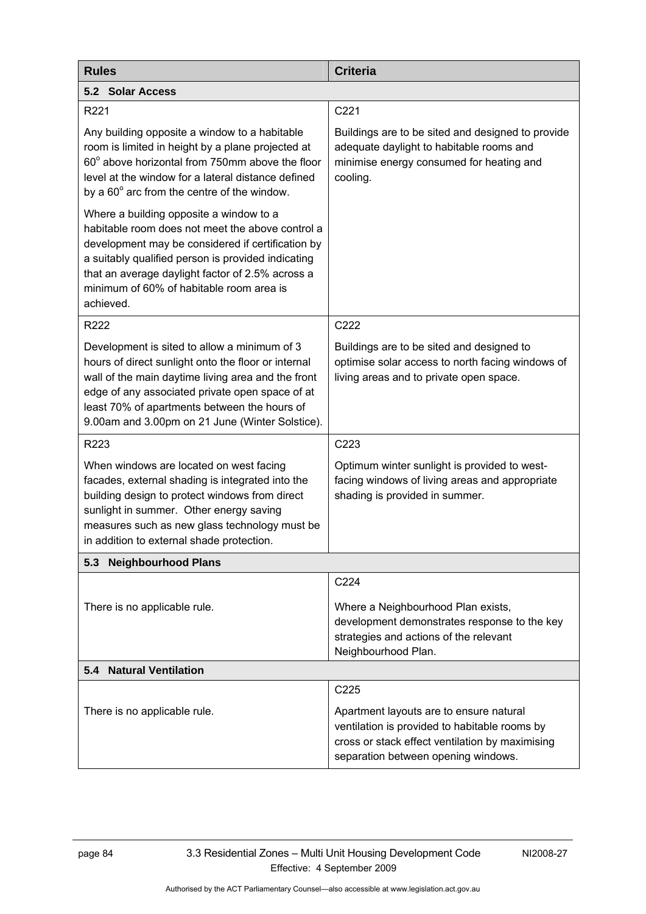| Rules | Criteria |
|---|---|
| **5.2 Solar Access** | |
| R221<br><br>Any building opposite a window to a habitable room is limited in height by a plane projected at 60° above horizontal from 750mm above the floor level at the window for a lateral distance defined by a 60° arc from the centre of the window.<br><br>Where a building opposite a window to a habitable room does not meet the above control a development may be considered if certification by a suitably qualified person is provided indicating that an average daylight factor of 2.5% across a minimum of 60% of habitable room area is achieved. | C221<br><br>Buildings are to be sited and designed to provide adequate daylight to habitable rooms and minimise energy consumed for heating and cooling. |
| R222<br><br>Development is sited to allow a minimum of 3 hours of direct sunlight onto the floor or internal wall of the main daytime living area and the front edge of any associated private open space of at least 70% of apartments between the hours of 9.00am and 3.00pm on 21 June (Winter Solstice). | C222<br><br>Buildings are to be sited and designed to optimise solar access to north facing windows of living areas and to private open space. |
| R223<br><br>When windows are located on west facing facades, external shading is integrated into the building design to protect windows from direct sunlight in summer. Other energy saving measures such as new glass technology must be in addition to external shade protection. | C223<br><br>Optimum winter sunlight is provided to west-facing windows of living areas and appropriate shading is provided in summer. |
| **5.3 Neighbourhood Plans** | |
| There is no applicable rule. | C224<br><br>Where a Neighbourhood Plan exists, development demonstrates response to the key strategies and actions of the relevant Neighbourhood Plan. |
| **5.4 Natural Ventilation** | |
| There is no applicable rule. | C225<br><br>Apartment layouts are to ensure natural ventilation is provided to habitable rooms by cross or stack effect ventilation by maximising separation between opening windows. |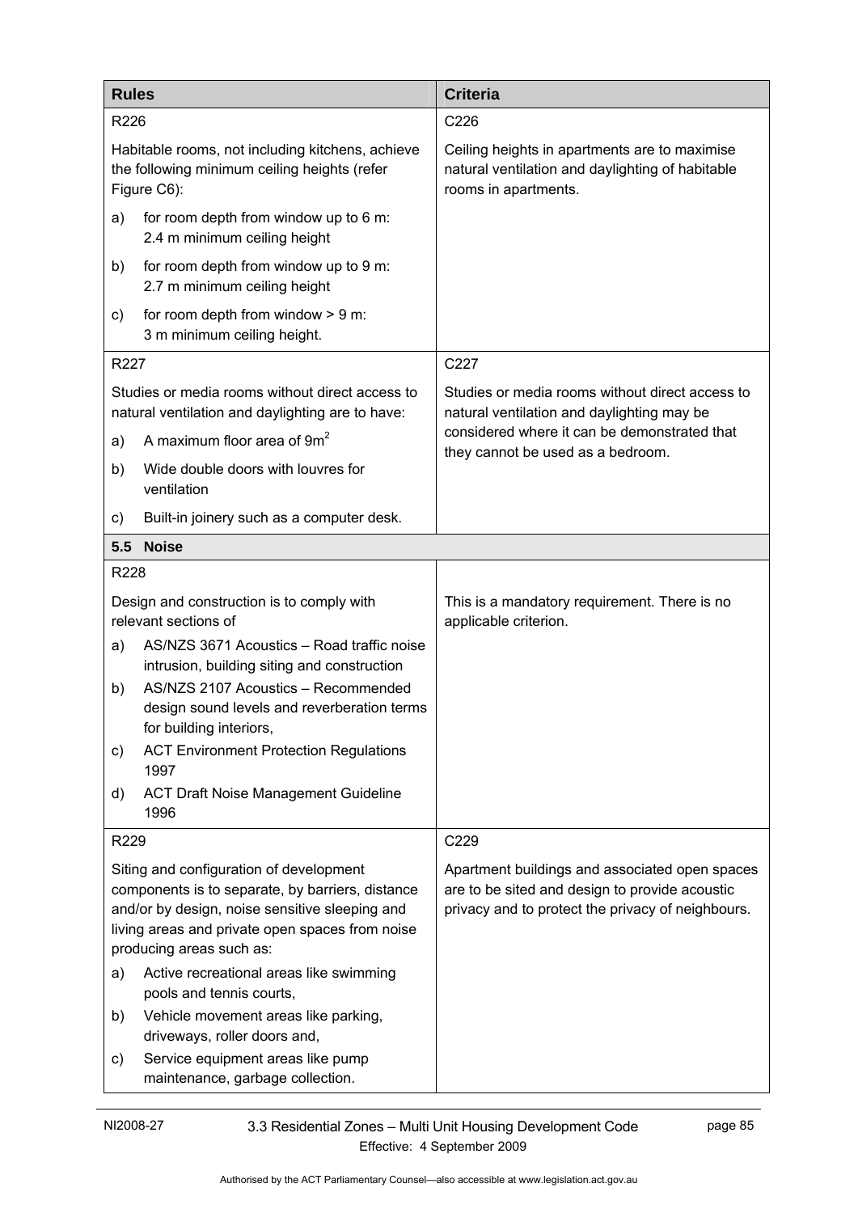| Rules | Criteria |
| --- | --- |
| R226<br><br>Habitable rooms, not including kitchens, achieve the following minimum ceiling heights (refer Figure C6):<br><br>a) for room depth from window up to 6 m: 2.4 m minimum ceiling height<br><br>b) for room depth from window up to 9 m: 2.7 m minimum ceiling height<br><br>c) for room depth from window > 9 m: 3 m minimum ceiling height. | C226<br><br>Ceiling heights in apartments are to maximise natural ventilation and daylighting of habitable rooms in apartments. |
| R227<br><br>Studies or media rooms without direct access to natural ventilation and daylighting are to have:<br><br>a) A maximum floor area of $9m^2$<br><br>b) Wide double doors with louvres for ventilation<br><br>c) Built-in joinery such as a computer desk. | C227<br><br>Studies or media rooms without direct access to natural ventilation and daylighting may be considered where it can be demonstrated that they cannot be used as a bedroom. |
| **5.5 Noise** | |
| R228<br><br>Design and construction is to comply with relevant sections of<br><br>a) AS/NZS 3671 Acoustics – Road traffic noise intrusion, building siting and construction<br><br>b) AS/NZS 2107 Acoustics – Recommended design sound levels and reverberation terms for building interiors,<br><br>c) ACT Environment Protection Regulations 1997<br><br>d) ACT Draft Noise Management Guideline 1996 | This is a mandatory requirement. There is no applicable criterion. |
| R229<br><br>Siting and configuration of development components is to separate, by barriers, distance and/or by design, noise sensitive sleeping and living areas and private open spaces from noise producing areas such as:<br><br>a) Active recreational areas like swimming pools and tennis courts,<br><br>b) Vehicle movement areas like parking, driveways, roller doors and,<br><br>c) Service equipment areas like pump maintenance, garbage collection. | C229<br><br>Apartment buildings and associated open spaces are to be sited and design to provide acoustic privacy and to protect the privacy of neighbours. |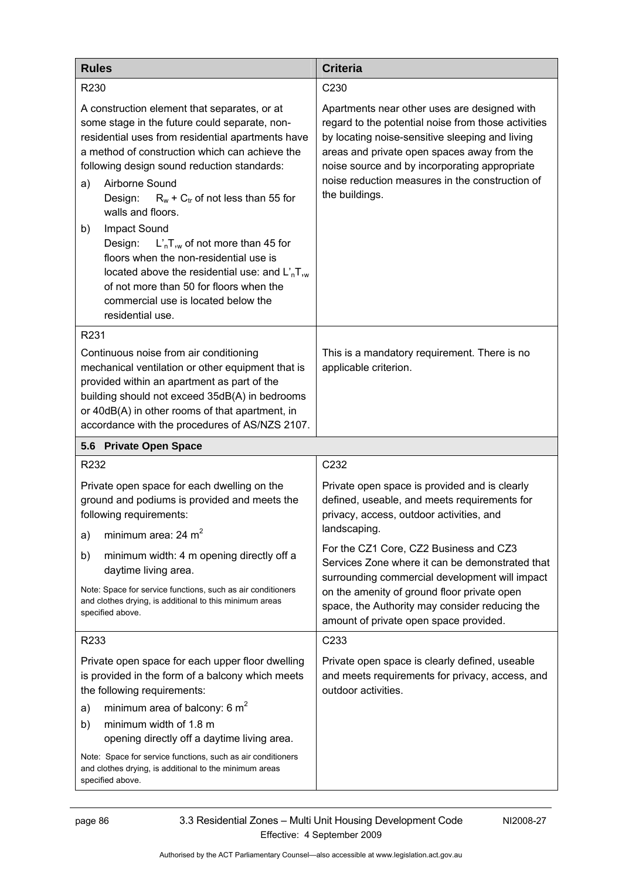| Rules | Criteria |
| --- | --- |
| R230<br><br>A construction element that separates, or at some stage in the future could separate, non-residential uses from residential apartments have a method of construction which can achieve the following design sound reduction standards:<br><br>a) Airborne Sound<br>Design: $R_w + C_{tr}$ of not less than 55 for walls and floors.<br><br>b) Impact Sound<br>Design: $L'_nT_{,w}$ of not more than 45 for floors when the non-residential use is located above the residential use: and $L'_nT_{,w}$ of not more than 50 for floors when the commercial use is located below the residential use. | C230<br><br>Apartments near other uses are designed with regard to the potential noise from those activities by locating noise-sensitive sleeping and living areas and private open spaces away from the noise source and by incorporating appropriate noise reduction measures in the construction of the buildings. |
| R231<br><br>Continuous noise from air conditioning mechanical ventilation or other equipment that is provided within an apartment as part of the building should not exceed 35dB(A) in bedrooms or 40dB(A) in other rooms of that apartment, in accordance with the procedures of AS/NZS 2107. | This is a mandatory requirement. There is no applicable criterion. |
| **5.6 Private Open Space** | |
| R232<br><br>Private open space for each dwelling on the ground and podiums is provided and meets the following requirements:<br><br>a) minimum area: 24 $m^2$<br><br>b) minimum width: 4 m opening directly off a daytime living area.<br><br>Note: Space for service functions, such as air conditioners and clothes drying, is additional to this minimum areas specified above. | C232<br><br>Private open space is provided and is clearly defined, useable, and meets requirements for privacy, access, outdoor activities, and landscaping.<br><br>For the CZ1 Core, CZ2 Business and CZ3 Services Zone where it can be demonstrated that surrounding commercial development will impact on the amenity of ground floor private open space, the Authority may consider reducing the amount of private open space provided. |
| R233<br><br>Private open space for each upper floor dwelling is provided in the form of a balcony which meets the following requirements:<br><br>a) minimum area of balcony: 6 $m^2$<br><br>b) minimum width of 1.8 m<br>opening directly off a daytime living area.<br><br>Note: Space for service functions, such as air conditioners and clothes drying, is additional to the minimum areas specified above. | C233<br><br>Private open space is clearly defined, useable and meets requirements for privacy, access, and outdoor activities. |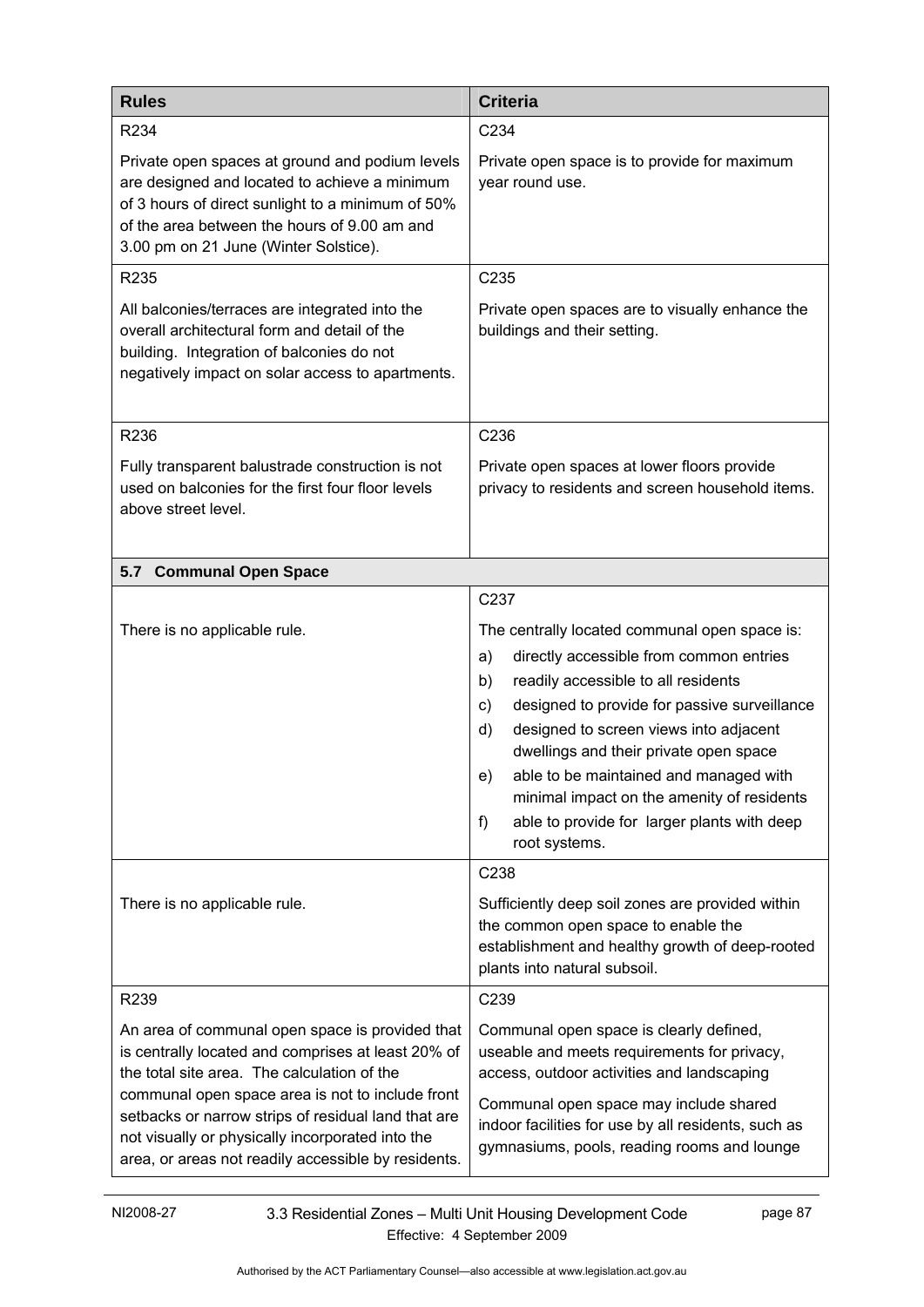| Rules | Criteria |
|---|---|
| R234<br><br>Private open spaces at ground and podium levels are designed and located to achieve a minimum of 3 hours of direct sunlight to a minimum of 50% of the area between the hours of 9.00 am and 3.00 pm on 21 June (Winter Solstice). | C234<br><br>Private open space is to provide for maximum year round use. |
| R235<br><br>All balconies/terraces are integrated into the overall architectural form and detail of the building. Integration of balconies do not negatively impact on solar access to apartments. | C235<br><br>Private open spaces are to visually enhance the buildings and their setting. |
| R236<br><br>Fully transparent balustrade construction is not used on balconies for the first four floor levels above street level. | C236<br><br>Private open spaces at lower floors provide privacy to residents and screen household items. |
| **5.7 Communal Open Space** | |
| There is no applicable rule. | C237<br><br>The centrally located communal open space is:<br>a) directly accessible from common entries<br>b) readily accessible to all residents<br>c) designed to provide for passive surveillance<br>d) designed to screen views into adjacent dwellings and their private open space<br>e) able to be maintained and managed with minimal impact on the amenity of residents<br>f) able to provide for larger plants with deep root systems. |
| There is no applicable rule. | C238<br><br>Sufficiently deep soil zones are provided within the common open space to enable the establishment and healthy growth of deep-rooted plants into natural subsoil. |
| R239<br><br>An area of communal open space is provided that is centrally located and comprises at least 20% of the total site area. The calculation of the communal open space area is not to include front setbacks or narrow strips of residual land that are not visually or physically incorporated into the area, or areas not readily accessible by residents. | C239<br><br>Communal open space is clearly defined, useable and meets requirements for privacy, access, outdoor activities and landscaping<br><br>Communal open space may include shared indoor facilities for use by all residents, such as gymnasiums, pools, reading rooms and lounge |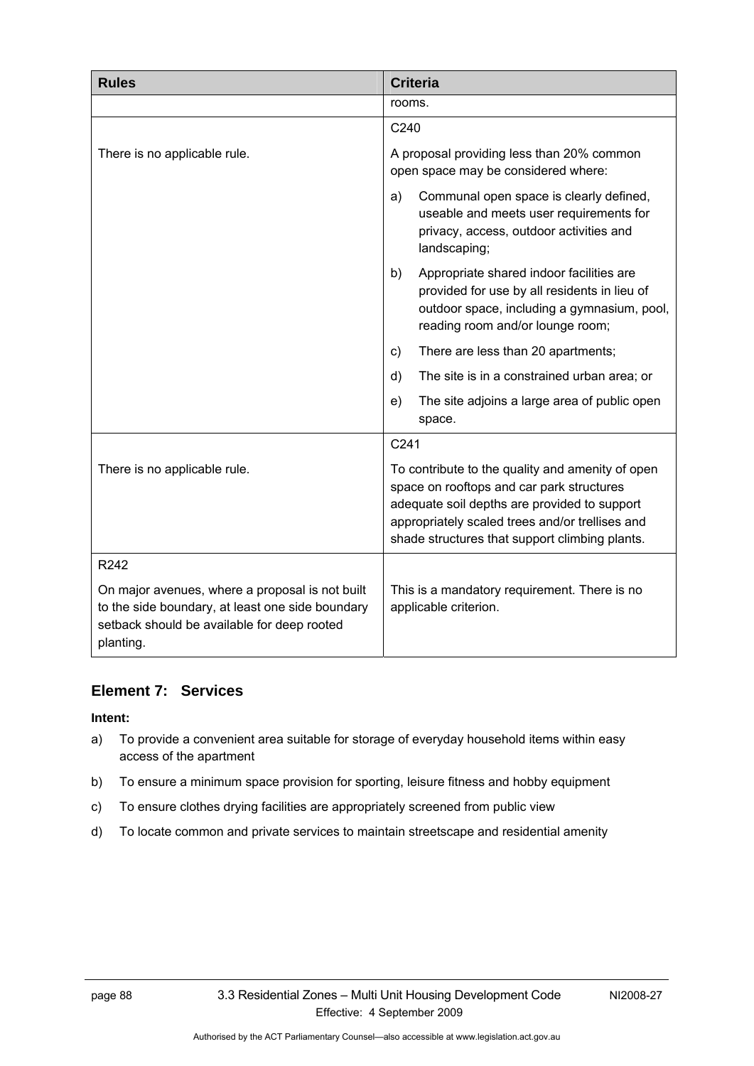| Rules | Criteria |
|---|---|
| | rooms. |
| There is no applicable rule. | C240<br><br>A proposal providing less than 20% common open space may be considered where:<br><br>a) Communal open space is clearly defined, useable and meets user requirements for privacy, access, outdoor activities and landscaping;<br><br>b) Appropriate shared indoor facilities are provided for use by all residents in lieu of outdoor space, including a gymnasium, pool, reading room and/or lounge room;<br><br>c) There are less than 20 apartments;<br><br>d) The site is in a constrained urban area; or<br><br>e) The site adjoins a large area of public open space. |
| There is no applicable rule. | C241<br><br>To contribute to the quality and amenity of open space on rooftops and car park structures adequate soil depths are provided to support appropriately scaled trees and/or trellises and shade structures that support climbing plants. |
| R242<br><br>On major avenues, where a proposal is not built to the side boundary, at least one side boundary setback should be available for deep rooted planting. | This is a mandatory requirement. There is no applicable criterion. |

## Element 7: Services

**Intent:**

a) To provide a convenient area suitable for storage of everyday household items within easy access of the apartment

b) To ensure a minimum space provision for sporting, leisure fitness and hobby equipment

c) To ensure clothes drying facilities are appropriately screened from public view

d) To locate common and private services to maintain streetscape and residential amenity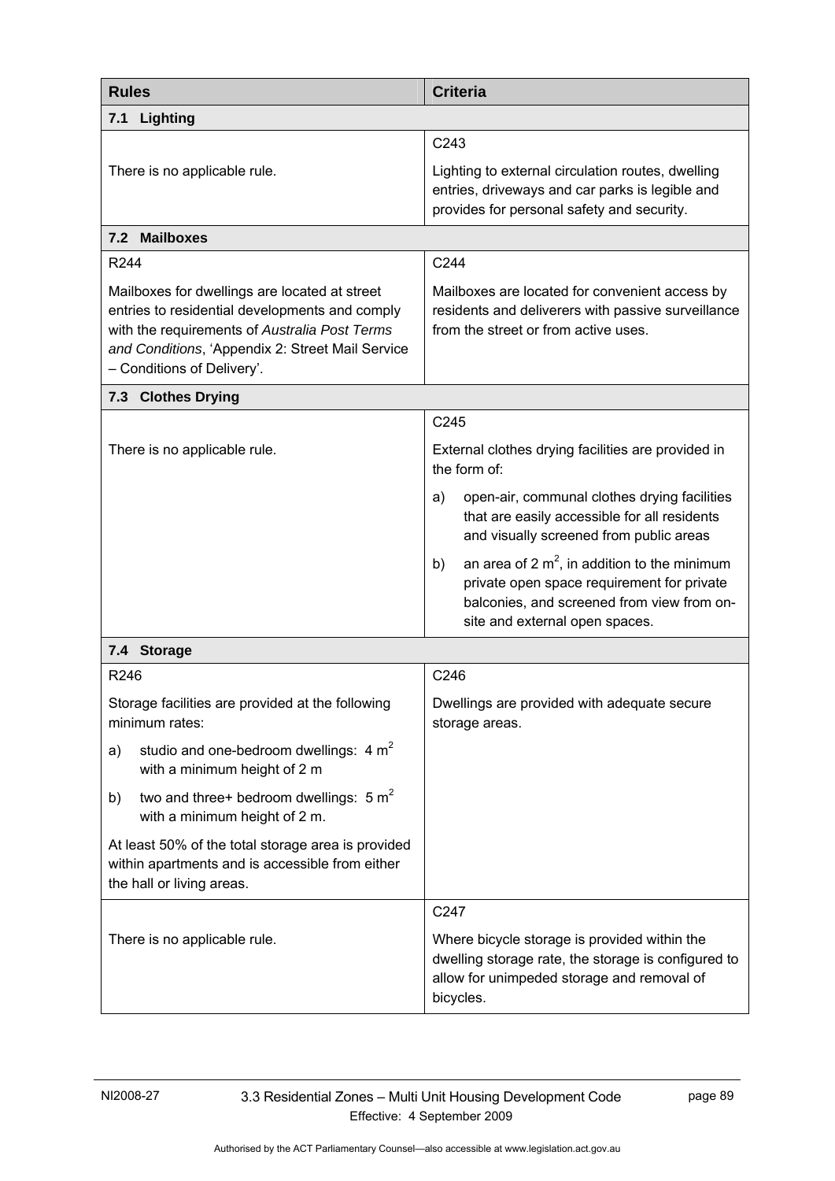| Rules | Criteria |
|---|---|
| **7.1 Lighting** | |
| There is no applicable rule. | C243<br><br>Lighting to external circulation routes, dwelling entries, driveways and car parks is legible and provides for personal safety and security. |
| **7.2 Mailboxes** | |
| R244<br><br>Mailboxes for dwellings are located at street entries to residential developments and comply with the requirements of *Australia Post Terms and Conditions*, 'Appendix 2: Street Mail Service – Conditions of Delivery'. | C244<br><br>Mailboxes are located for convenient access by residents and deliverers with passive surveillance from the street or from active uses. |
| **7.3 Clothes Drying** | |
| There is no applicable rule. | C245<br><br>External clothes drying facilities are provided in the form of:<br><br>a) open-air, communal clothes drying facilities that are easily accessible for all residents and visually screened from public areas<br><br>b) an area of 2 $m^2$, in addition to the minimum private open space requirement for private balconies, and screened from view from on-site and external open spaces. |
| **7.4 Storage** | |
| R246<br><br>Storage facilities are provided at the following minimum rates:<br><br>a) studio and one-bedroom dwellings: 4 $m^2$ with a minimum height of 2 m<br><br>b) two and three+ bedroom dwellings: 5 $m^2$ with a minimum height of 2 m.<br><br>At least 50% of the total storage area is provided within apartments and is accessible from either the hall or living areas. | C246<br><br>Dwellings are provided with adequate secure storage areas. |
| There is no applicable rule. | C247<br><br>Where bicycle storage is provided within the dwelling storage rate, the storage is configured to allow for unimpeded storage and removal of bicycles. |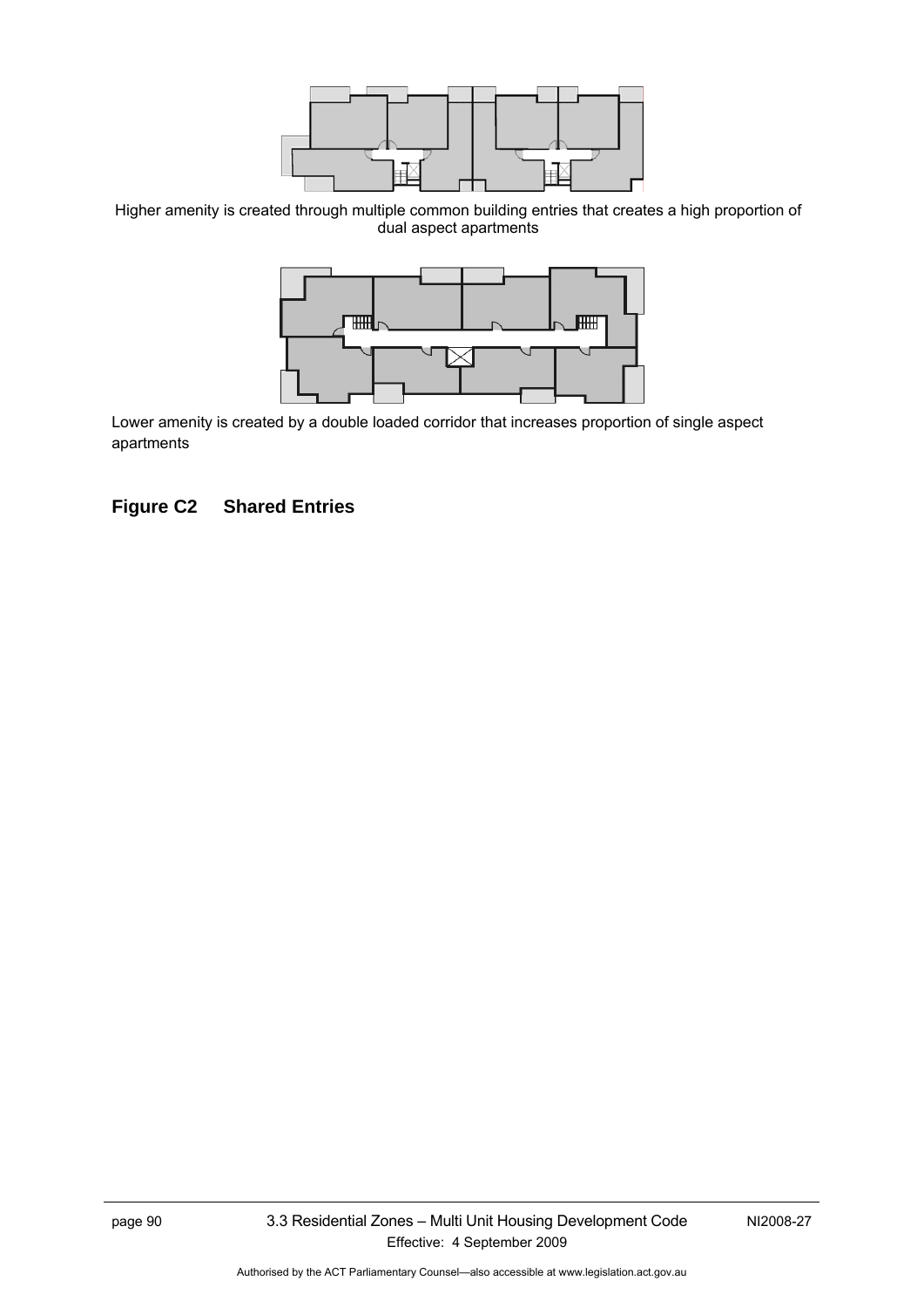Higher amenity is created through multiple common building entries that creates a high proportion of dual aspect apartments

Lower amenity is created by a double loaded corridor that increases proportion of single aspect apartments

**Figure C2 Shared Entries**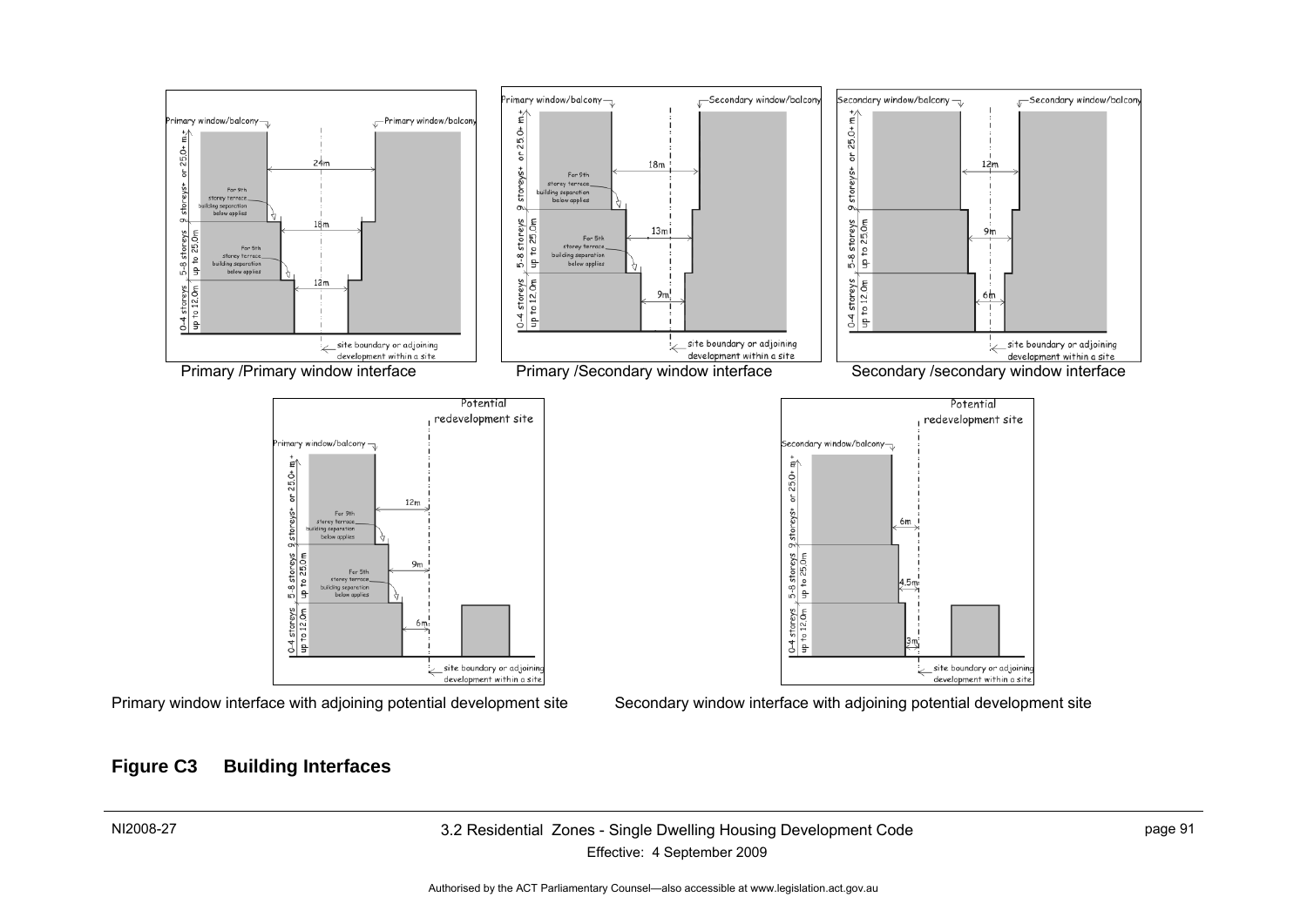Primary /Primary window interface

Primary /Secondary window interface

Secondary /secondary window interface

Primary window interface with adjoining potential development site

Secondary window interface with adjoining potential development site

## Figure C3 Building Interfaces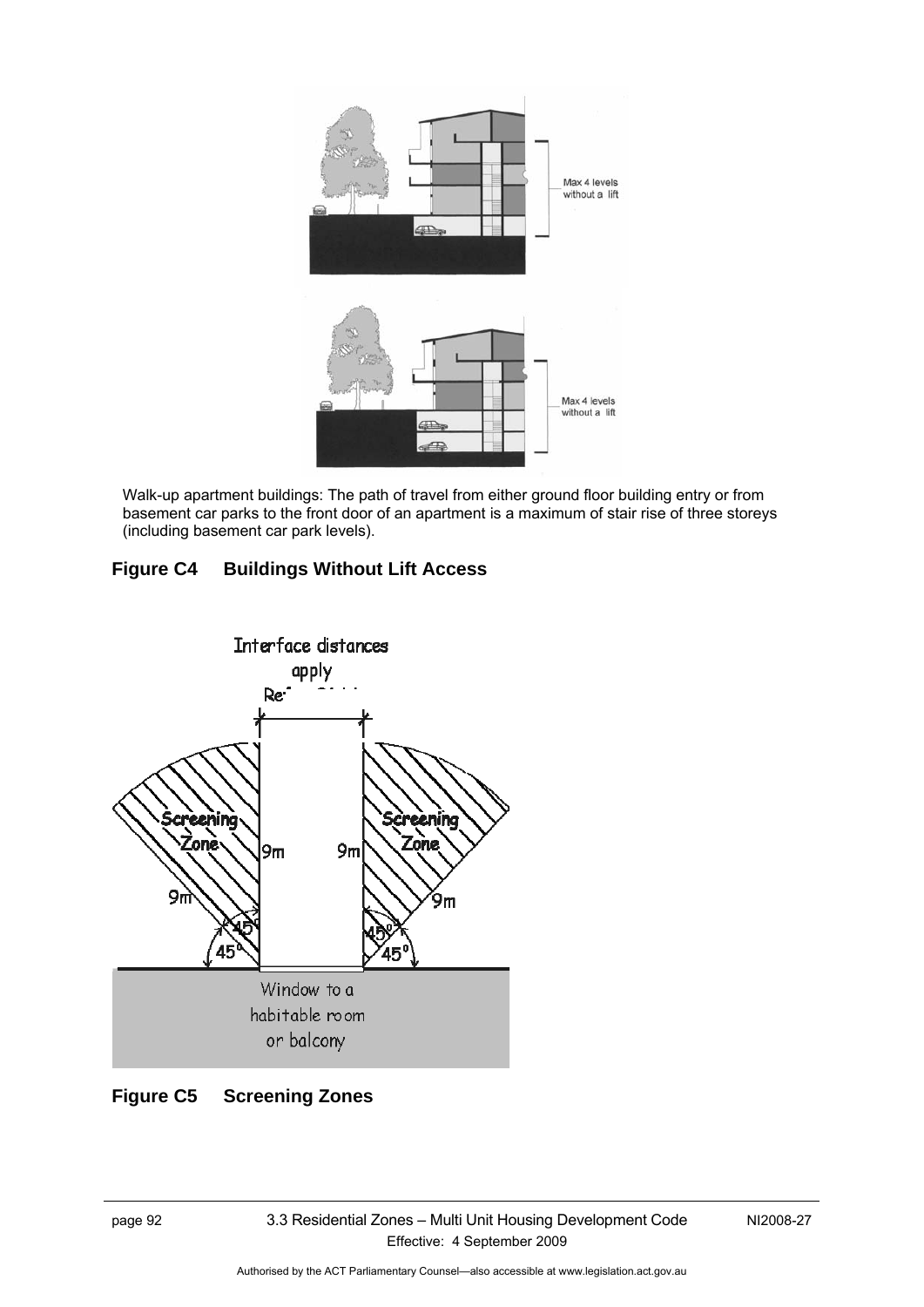Walk-up apartment buildings: The path of travel from either ground floor building entry or from basement car parks to the front door of an apartment is a maximum of stair rise of three storeys (including basement car park levels).

**Figure C4 Buildings Without Lift Access**

**Figure C5 Screening Zones**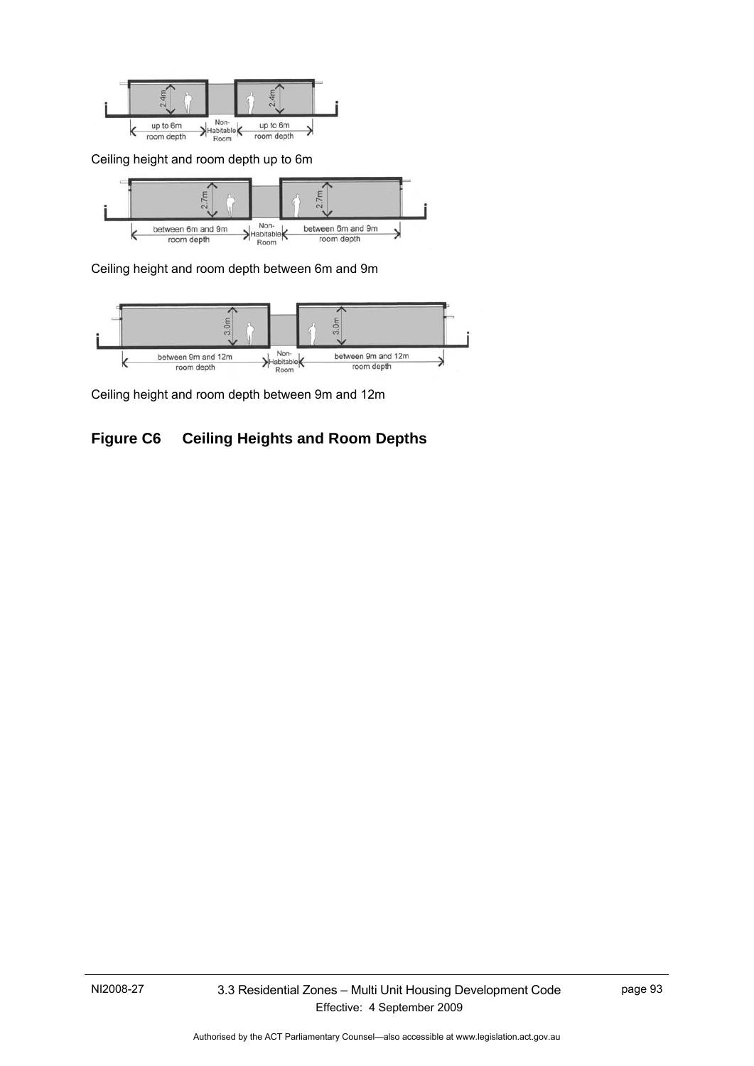Ceiling height and room depth up to 6m

Ceiling height and room depth between 6m and 9m

Ceiling height and room depth between 9m and 12m

**Figure C6 Ceiling Heights and Room Depths**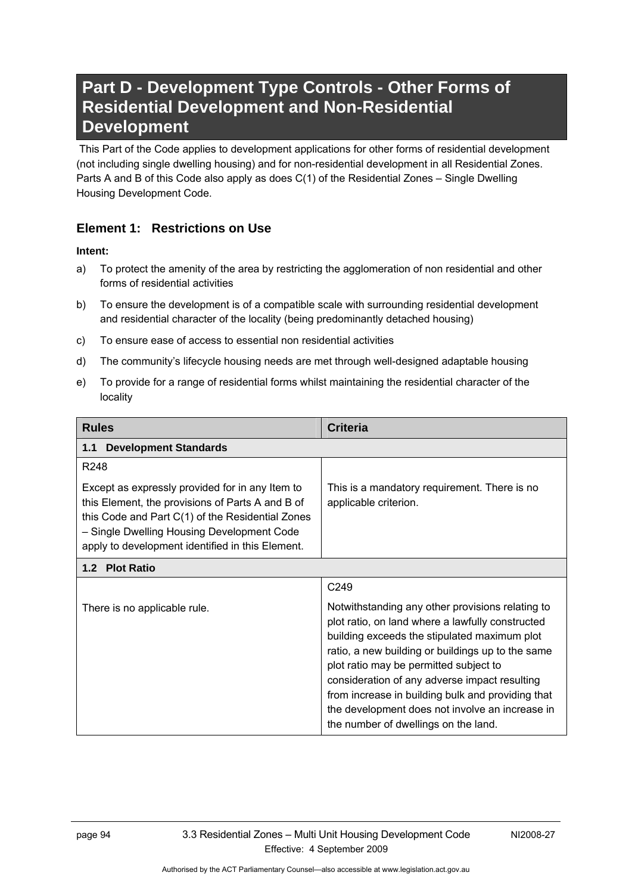# Part D - Development Type Controls - Other Forms of Residential Development and Non-Residential Development

This Part of the Code applies to development applications for other forms of residential development (not including single dwelling housing) and for non-residential development in all Residential Zones. Parts A and B of this Code also apply as does C(1) of the Residential Zones – Single Dwelling Housing Development Code.

## Element 1: Restrictions on Use

**Intent:**

a) To protect the amenity of the area by restricting the agglomeration of non residential and other forms of residential activities

b) To ensure the development is of a compatible scale with surrounding residential development and residential character of the locality (being predominantly detached housing)

c) To ensure ease of access to essential non residential activities

d) The community's lifecycle housing needs are met through well-designed adaptable housing

e) To provide for a range of residential forms whilst maintaining the residential character of the locality

| Rules | Criteria |
|---|---|
| **1.1 Development Standards** | |
| R248<br><br>Except as expressly provided for in any Item to this Element, the provisions of Parts A and B of this Code and Part C(1) of the Residential Zones – Single Dwelling Housing Development Code apply to development identified in this Element. | This is a mandatory requirement. There is no applicable criterion. |
| **1.2 Plot Ratio** | |
| There is no applicable rule. | C249<br><br>Notwithstanding any other provisions relating to plot ratio, on land where a lawfully constructed building exceeds the stipulated maximum plot ratio, a new building or buildings up to the same plot ratio may be permitted subject to consideration of any adverse impact resulting from increase in building bulk and providing that the development does not involve an increase in the number of dwellings on the land. |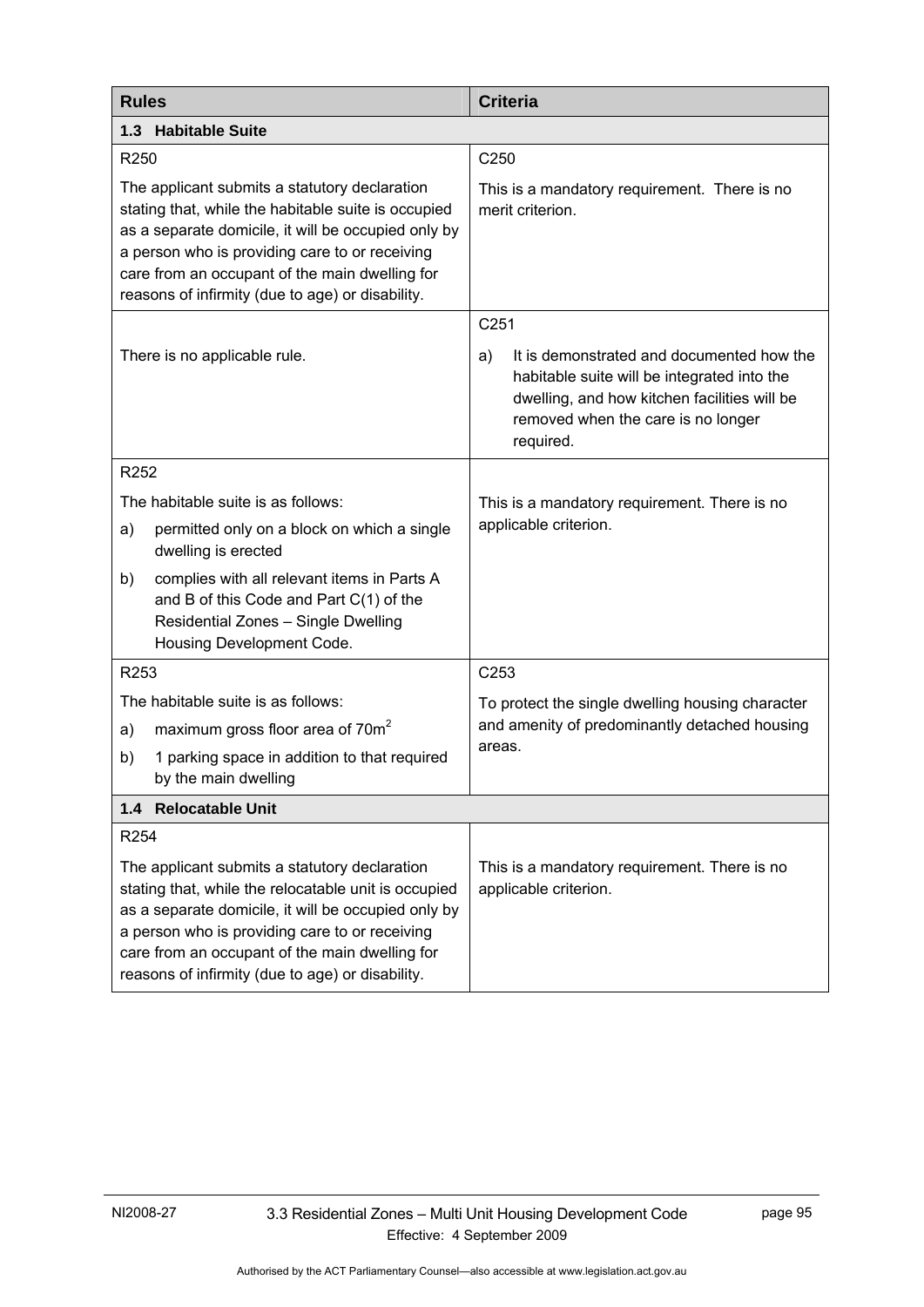| Rules | Criteria |
|---|---|
| **1.3 Habitable Suite** | |
| R250<br><br>The applicant submits a statutory declaration stating that, while the habitable suite is occupied as a separate domicile, it will be occupied only by a person who is providing care to or receiving care from an occupant of the main dwelling for reasons of infirmity (due to age) or disability. | C250<br><br>This is a mandatory requirement. There is no merit criterion. |
| There is no applicable rule. | C251<br><br>a) It is demonstrated and documented how the habitable suite will be integrated into the dwelling, and how kitchen facilities will be removed when the care is no longer required. |
| R252<br><br>The habitable suite is as follows:<br>a) permitted only on a block on which a single dwelling is erected<br>b) complies with all relevant items in Parts A and B of this Code and Part C(1) of the Residential Zones – Single Dwelling Housing Development Code. | This is a mandatory requirement. There is no applicable criterion. |
| R253<br><br>The habitable suite is as follows:<br>a) maximum gross floor area of $70m^2$<br>b) 1 parking space in addition to that required by the main dwelling | C253<br><br>To protect the single dwelling housing character and amenity of predominantly detached housing areas. |
| **1.4 Relocatable Unit** | |
| R254<br><br>The applicant submits a statutory declaration stating that, while the relocatable unit is occupied as a separate domicile, it will be occupied only by a person who is providing care to or receiving care from an occupant of the main dwelling for reasons of infirmity (due to age) or disability. | This is a mandatory requirement. There is no applicable criterion. |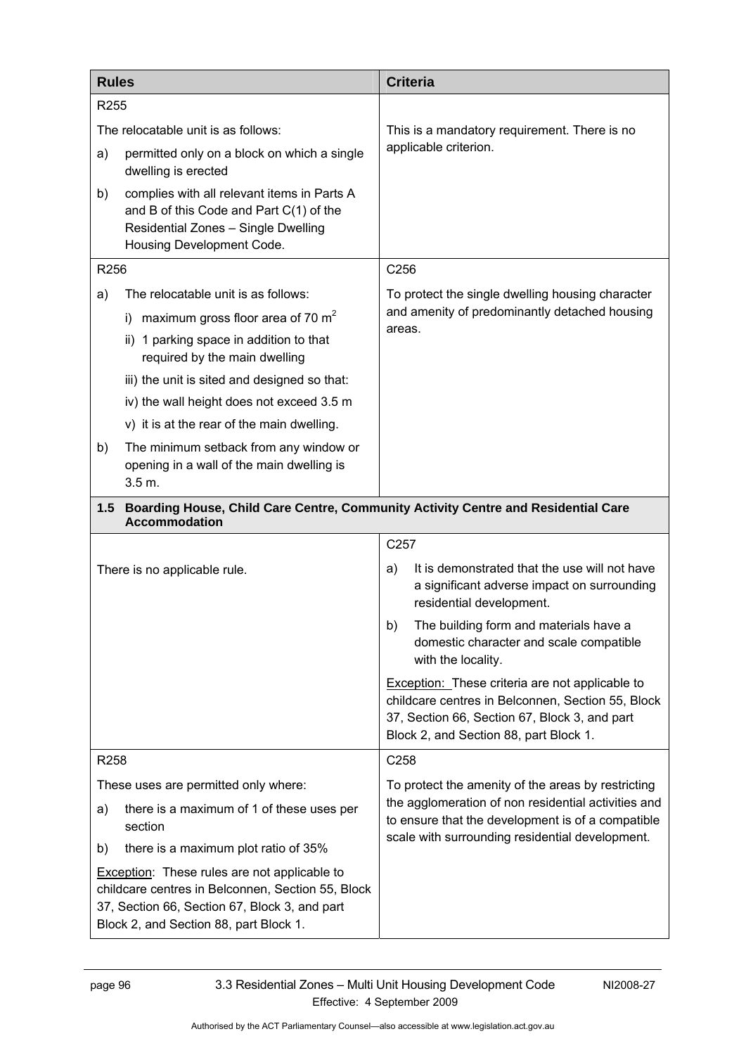| Rules | Criteria |
|---|---|
| R255<br><br>The relocatable unit is as follows:<br>a) permitted only on a block on which a single dwelling is erected<br>b) complies with all relevant items in Parts A and B of this Code and Part C(1) of the Residential Zones – Single Dwelling Housing Development Code. | This is a mandatory requirement. There is no applicable criterion. |
| R256<br><br>a) The relocatable unit is as follows:<br>i) maximum gross floor area of 70 $m^2$<br>ii) 1 parking space in addition to that required by the main dwelling<br>iii) the unit is sited and designed so that:<br>iv) the wall height does not exceed 3.5 m<br>v) it is at the rear of the main dwelling.<br>b) The minimum setback from any window or opening in a wall of the main dwelling is 3.5 m. | C256<br><br>To protect the single dwelling housing character and amenity of predominantly detached housing areas. |
| **1.5 Boarding House, Child Care Centre, Community Activity Centre and Residential Care Accommodation** | |
| There is no applicable rule. | C257<br><br>a) It is demonstrated that the use will not have a significant adverse impact on surrounding residential development.<br>b) The building form and materials have a domestic character and scale compatible with the locality.<br><br>Exception: These criteria are not applicable to childcare centres in Belconnen, Section 55, Block 37, Section 66, Section 67, Block 3, and part Block 2, and Section 88, part Block 1. |
| R258<br><br>These uses are permitted only where:<br>a) there is a maximum of 1 of these uses per section<br>b) there is a maximum plot ratio of 35%<br><br>Exception: These rules are not applicable to childcare centres in Belconnen, Section 55, Block 37, Section 66, Section 67, Block 3, and part Block 2, and Section 88, part Block 1. | C258<br><br>To protect the amenity of the areas by restricting the agglomeration of non residential activities and to ensure that the development is of a compatible scale with surrounding residential development. |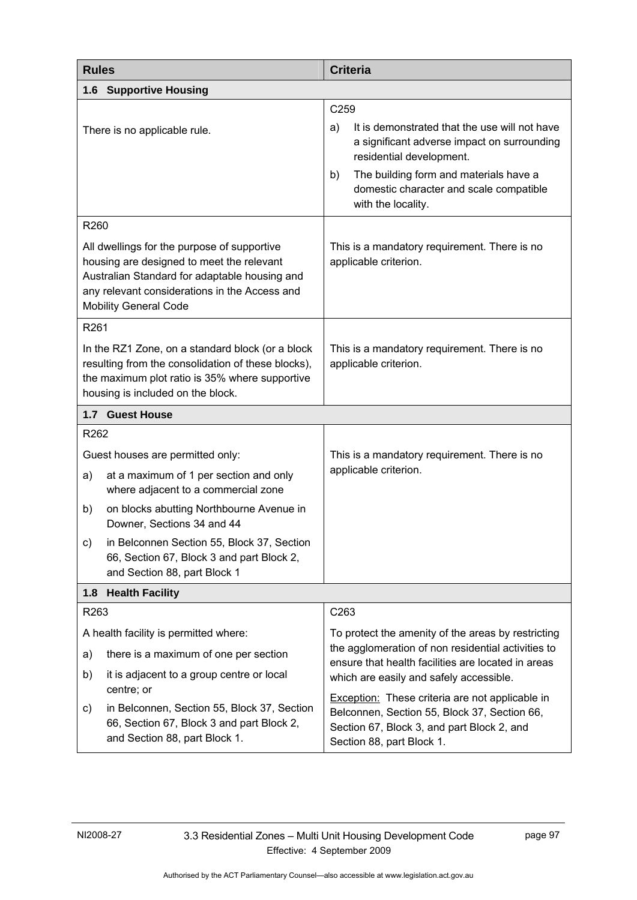| Rules | Criteria |
|---|---|
| **1.6 Supportive Housing** | |
| There is no applicable rule. | C259<br>a) It is demonstrated that the use will not have a significant adverse impact on surrounding residential development.<br>b) The building form and materials have a domestic character and scale compatible with the locality. |
| R260<br>All dwellings for the purpose of supportive housing are designed to meet the relevant Australian Standard for adaptable housing and any relevant considerations in the Access and Mobility General Code | This is a mandatory requirement. There is no applicable criterion. |
| R261<br>In the RZ1 Zone, on a standard block (or a block resulting from the consolidation of these blocks), the maximum plot ratio is 35% where supportive housing is included on the block. | This is a mandatory requirement. There is no applicable criterion. |
| **1.7 Guest House** | |
| R262<br>Guest houses are permitted only:<br>a) at a maximum of 1 per section and only where adjacent to a commercial zone<br>b) on blocks abutting Northbourne Avenue in Downer, Sections 34 and 44<br>c) in Belconnen Section 55, Block 37, Section 66, Section 67, Block 3 and part Block 2, and Section 88, part Block 1 | This is a mandatory requirement. There is no applicable criterion. |
| **1.8 Health Facility** | |
| R263<br>A health facility is permitted where:<br>a) there is a maximum of one per section<br>b) it is adjacent to a group centre or local centre; or<br>c) in Belconnen, Section 55, Block 37, Section 66, Section 67, Block 3 and part Block 2, and Section 88, part Block 1. | C263<br>To protect the amenity of the areas by restricting the agglomeration of non residential activities to ensure that health facilities are located in areas which are easily and safely accessible.<br>Exception: These criteria are not applicable in Belconnen, Section 55, Block 37, Section 66, Section 67, Block 3, and part Block 2, and Section 88, part Block 1. |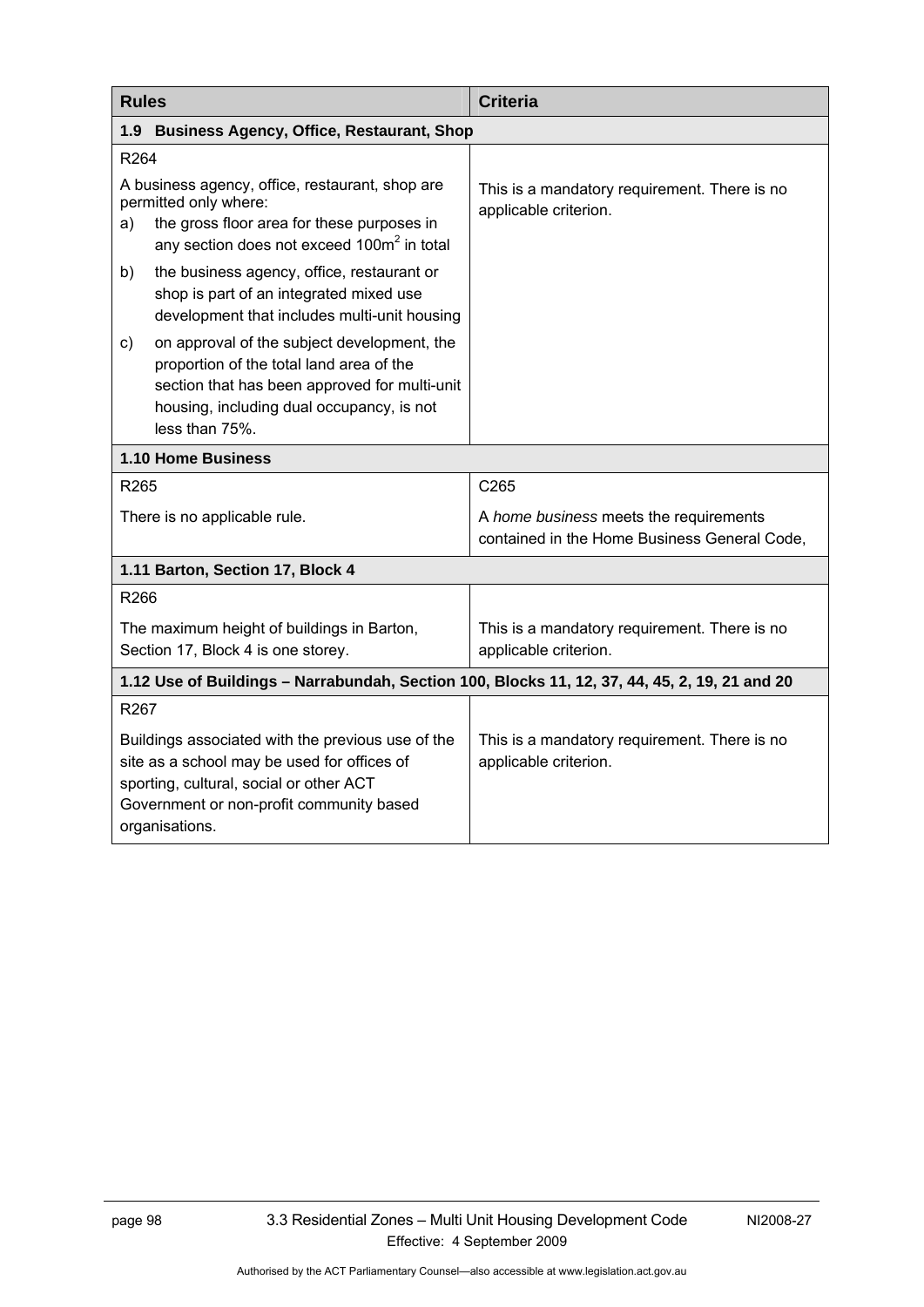| Rules | Criteria |
|---|---|
| **1.9 Business Agency, Office, Restaurant, Shop** | |
| R264<br><br>A business agency, office, restaurant, shop are permitted only where:<br>a) the gross floor area for these purposes in any section does not exceed 100m$^2$ in total<br>b) the business agency, office, restaurant or shop is part of an integrated mixed use development that includes multi-unit housing<br>c) on approval of the subject development, the proportion of the total land area of the section that has been approved for multi-unit housing, including dual occupancy, is not less than 75%. | This is a mandatory requirement. There is no applicable criterion. |
| **1.10 Home Business** | |
| R265<br><br>There is no applicable rule. | C265<br><br>A *home business* meets the requirements contained in the Home Business General Code, |
| **1.11 Barton, Section 17, Block 4** | |
| R266<br><br>The maximum height of buildings in Barton, Section 17, Block 4 is one storey. | This is a mandatory requirement. There is no applicable criterion. |
| **1.12 Use of Buildings – Narrabundah, Section 100, Blocks 11, 12, 37, 44, 45, 2, 19, 21 and 20** | |
| R267<br><br>Buildings associated with the previous use of the site as a school may be used for offices of sporting, cultural, social or other ACT Government or non-profit community based organisations. | This is a mandatory requirement. There is no applicable criterion. |